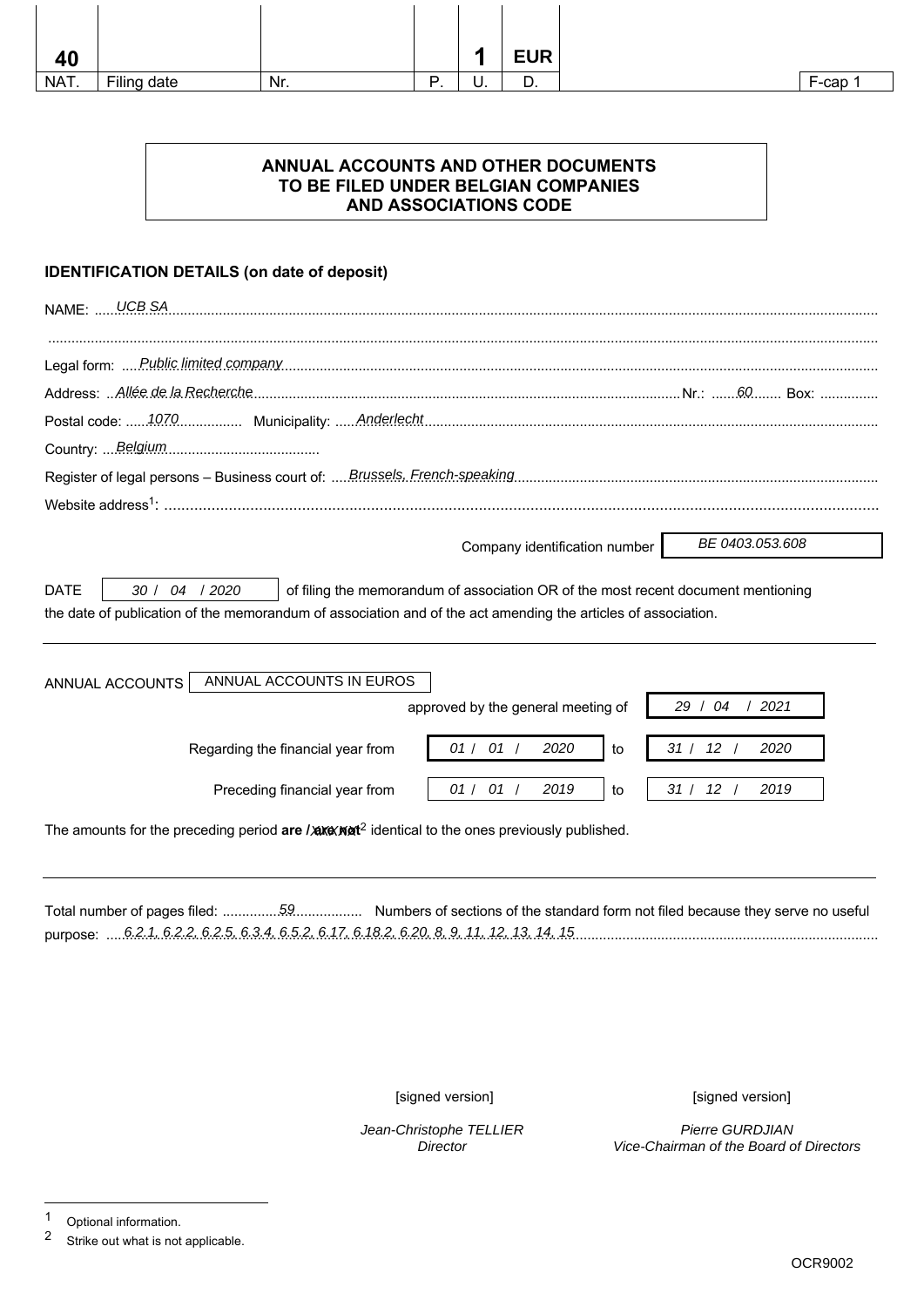| 40 | | | | 1 | EUR | | |
|---|---|---|---|---|---|---|---|
| NAT. | Filing date | Nr. | P. | U. | D. | | F-cap 1 |

# ANNUAL ACCOUNTS AND OTHER DOCUMENTS TO BE FILED UNDER BELGIAN COMPANIES AND ASSOCIATIONS CODE

## IDENTIFICATION DETAILS (on date of deposit)

NAME: *UCB SA*

Legal form: *Public limited company*

Address: *Allée de la Recherche* Nr.: *60* Box:

Postal code: *1070* Municipality: *Anderlecht*

Country: *Belgium*

Register of legal persons – Business court of: *Brussels, French-speaking*

Website address[1]:

Company identification number: *BE 0403.053.608*

DATE *30 / 04 / 2020* of filing the memorandum of association OR of the most recent document mentioning the date of publication of the memorandum of association and of the act amending the articles of association.

---

ANNUAL ACCOUNTS: ANNUAL ACCOUNTS IN EUROS

approved by the general meeting of *29 / 04 / 2021*

Regarding the financial year from *01 / 01 / 2020* to *31 / 12 / 2020*

Preceding financial year from *01 / 01 / 2019* to *31 / 12 / 2019*

The amounts for the preceding period **are** / ~~**are not**~~[2] identical to the ones previously published.

---

Total number of pages filed: *59* Numbers of sections of the standard form not filed because they serve no useful purpose: *6.2.1, 6.2.2, 6.2.5, 6.3.4, 6.5.2, 6.17, 6.18.2, 6.20, 8, 9, 11, 12, 13, 14, 15*

| [signed version] | [signed version] |
|---|---|
| *Jean-Christophe TELLIER* | *Pierre GURDJIAN* |
| *Director* | *Vice-Chairman of the Board of Directors* |

[1] Optional information.

[2] Strike out what is not applicable.

OCR9002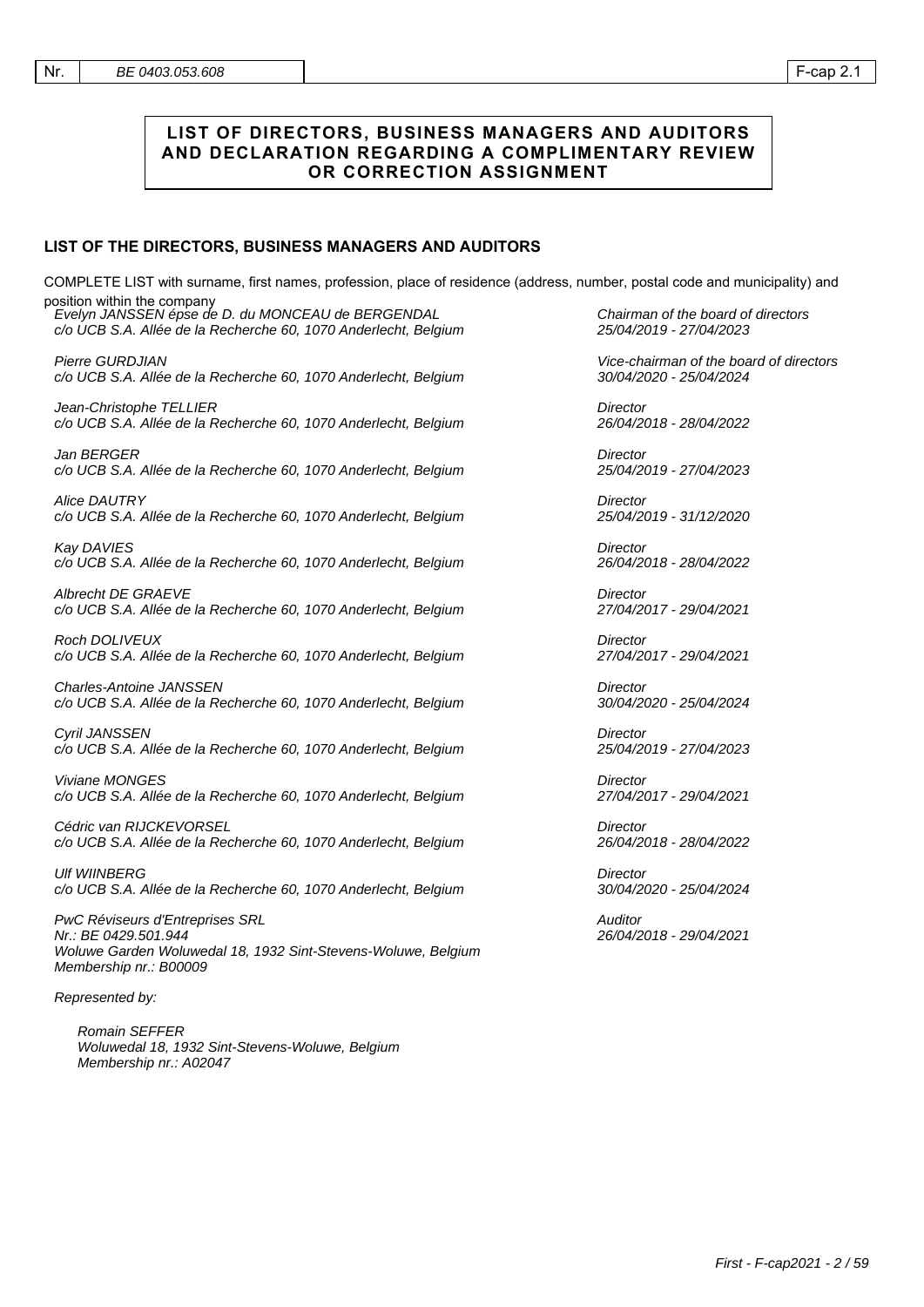## LIST OF DIRECTORS, BUSINESS MANAGERS AND AUDITORS AND DECLARATION REGARDING A COMPLIMENTARY REVIEW OR CORRECTION ASSIGNMENT

### LIST OF THE DIRECTORS, BUSINESS MANAGERS AND AUDITORS

COMPLETE LIST with surname, first names, profession, place of residence (address, number, postal code and municipality) and position within the company

| Name and address | Position and mandate |
|---|---|
| *Evelyn JANSSEN épse de D. du MONCEAU de BERGENDAL*<br>*c/o UCB S.A. Allée de la Recherche 60, 1070 Anderlecht, Belgium* | *Chairman of the board of directors*<br>*25/04/2019 - 27/04/2023* |
| *Pierre GURDJIAN*<br>*c/o UCB S.A. Allée de la Recherche 60, 1070 Anderlecht, Belgium* | *Vice-chairman of the board of directors*<br>*30/04/2020 - 25/04/2024* |
| *Jean-Christophe TELLIER*<br>*c/o UCB S.A. Allée de la Recherche 60, 1070 Anderlecht, Belgium* | *Director*<br>*26/04/2018 - 28/04/2022* |
| *Jan BERGER*<br>*c/o UCB S.A. Allée de la Recherche 60, 1070 Anderlecht, Belgium* | *Director*<br>*25/04/2019 - 27/04/2023* |
| *Alice DAUTRY*<br>*c/o UCB S.A. Allée de la Recherche 60, 1070 Anderlecht, Belgium* | *Director*<br>*25/04/2019 - 31/12/2020* |
| *Kay DAVIES*<br>*c/o UCB S.A. Allée de la Recherche 60, 1070 Anderlecht, Belgium* | *Director*<br>*26/04/2018 - 28/04/2022* |
| *Albrecht DE GRAEVE*<br>*c/o UCB S.A. Allée de la Recherche 60, 1070 Anderlecht, Belgium* | *Director*<br>*27/04/2017 - 29/04/2021* |
| *Roch DOLIVEUX*<br>*c/o UCB S.A. Allée de la Recherche 60, 1070 Anderlecht, Belgium* | *Director*<br>*27/04/2017 - 29/04/2021* |
| *Charles-Antoine JANSSEN*<br>*c/o UCB S.A. Allée de la Recherche 60, 1070 Anderlecht, Belgium* | *Director*<br>*30/04/2020 - 25/04/2024* |
| *Cyril JANSSEN*<br>*c/o UCB S.A. Allée de la Recherche 60, 1070 Anderlecht, Belgium* | *Director*<br>*25/04/2019 - 27/04/2023* |
| *Viviane MONGES*<br>*c/o UCB S.A. Allée de la Recherche 60, 1070 Anderlecht, Belgium* | *Director*<br>*27/04/2017 - 29/04/2021* |
| *Cédric van RIJCKEVORSEL*<br>*c/o UCB S.A. Allée de la Recherche 60, 1070 Anderlecht, Belgium* | *Director*<br>*26/04/2018 - 28/04/2022* |
| *Ulf WIINBERG*<br>*c/o UCB S.A. Allée de la Recherche 60, 1070 Anderlecht, Belgium* | *Director*<br>*30/04/2020 - 25/04/2024* |
| *PwC Réviseurs d'Entreprises SRL*<br>*Nr.: BE 0429.501.944*<br>*Woluwe Garden Woluwedal 18, 1932 Sint-Stevens-Woluwe, Belgium*<br>*Membership nr.: B00009* | *Auditor*<br>*26/04/2018 - 29/04/2021* |

*Represented by:*

*Romain SEFFER*
*Woluwedal 18, 1932 Sint-Stevens-Woluwe, Belgium*
*Membership nr.: A02047*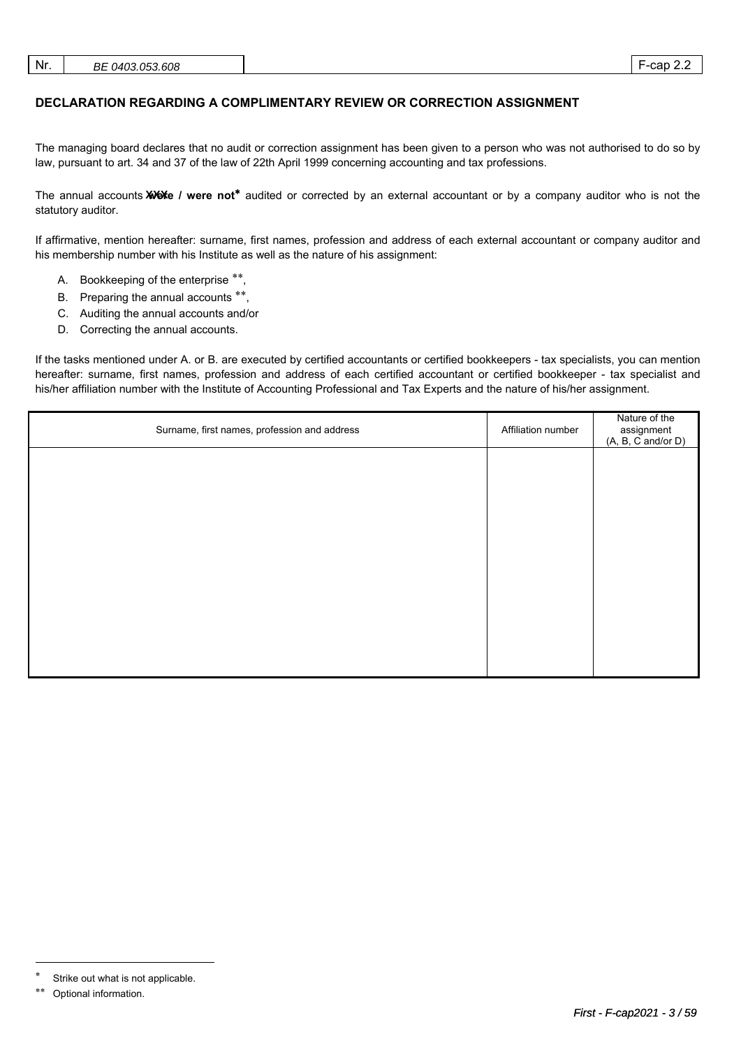| Nr. | BE 0403.053.608 | F-cap 2.2 |
|---|---|---|

## DECLARATION REGARDING A COMPLIMENTARY REVIEW OR CORRECTION ASSIGNMENT

The managing board declares that no audit or correction assignment has been given to a person who was not authorised to do so by law, pursuant to art. 34 and 37 of the law of 22th April 1999 concerning accounting and tax professions.

The annual accounts ~~were~~ / **were not*** audited or corrected by an external accountant or by a company auditor who is not the statutory auditor.

If affirmative, mention hereafter: surname, first names, profession and address of each external accountant or company auditor and his membership number with his Institute as well as the nature of his assignment:

A. Bookkeeping of the enterprise **,
B. Preparing the annual accounts **,
C. Auditing the annual accounts and/or
D. Correcting the annual accounts.

If the tasks mentioned under A. or B. are executed by certified accountants or certified bookkeepers - tax specialists, you can mention hereafter: surname, first names, profession and address of each certified accountant or certified bookkeeper - tax specialist and his/her affiliation number with the Institute of Accounting Professional and Tax Experts and the nature of his/her assignment.

| Surname, first names, profession and address | Affiliation number | Nature of the assignment (A, B, C and/or D) |
|---|---|---|
| | | |

* Strike out what is not applicable.

** Optional information.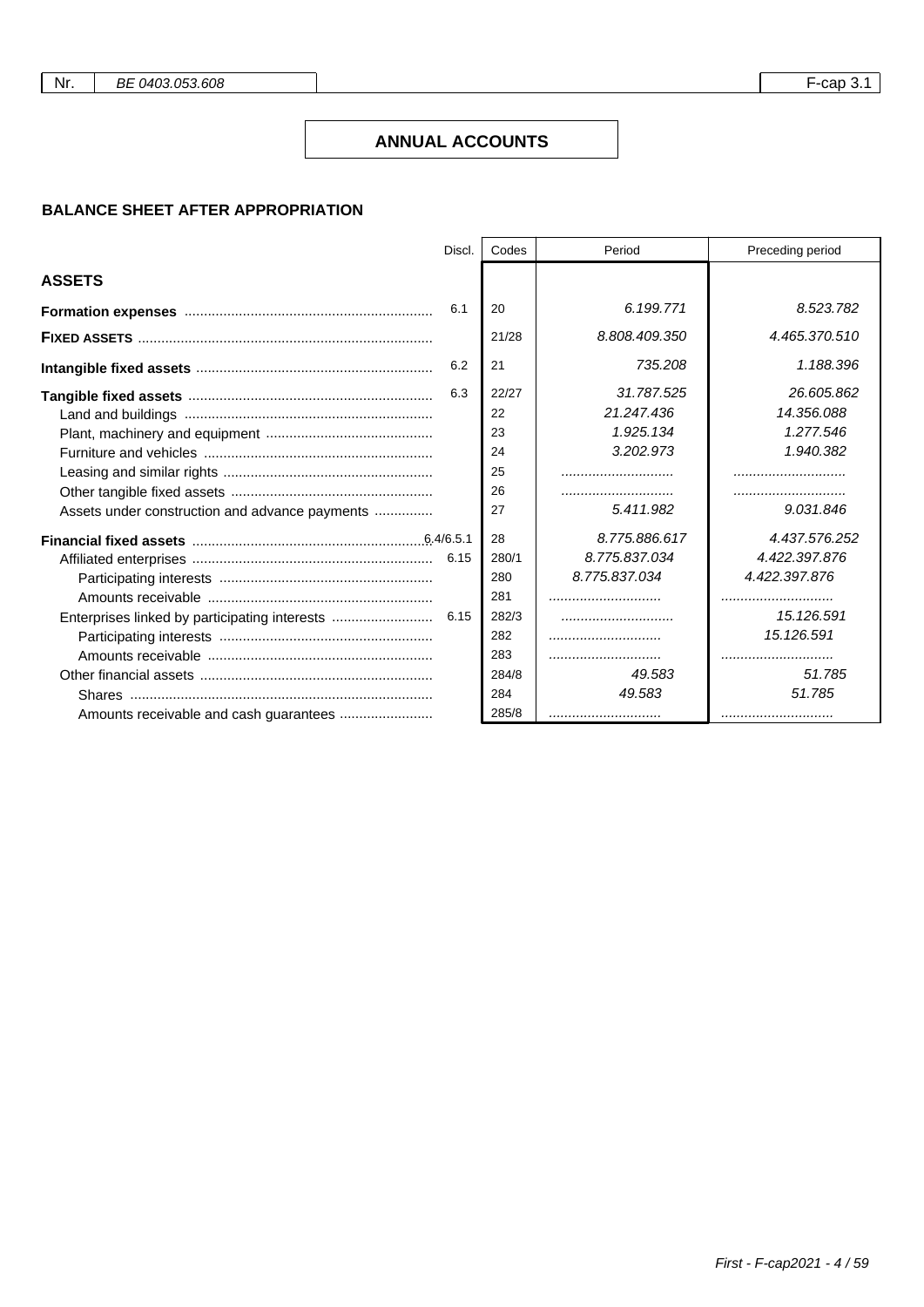| Nr. | BE 0403.053.608 | F-cap 3.1 |
|---|---|---|

## ANNUAL ACCOUNTS

### BALANCE SHEET AFTER APPROPRIATION

| | Discl. | Codes | Period | Preceding period |
|---|---|---|---|---|
| **ASSETS** | | | | |
| **Formation expenses** | 6.1 | 20 | *6.199.771* | *8.523.782* |
| **FIXED ASSETS** | | 21/28 | *8.808.409.350* | *4.465.370.510* |
| **Intangible fixed assets** | 6.2 | 21 | *735.208* | *1.188.396* |
| **Tangible fixed assets** | 6.3 | 22/27 | *31.787.525* | *26.605.862* |
| Land and buildings | | 22 | *21.247.436* | *14.356.088* |
| Plant, machinery and equipment | | 23 | *1.925.134* | *1.277.546* |
| Furniture and vehicles | | 24 | *3.202.973* | *1.940.382* |
| Leasing and similar rights | | 25 | | |
| Other tangible fixed assets | | 26 | | |
| Assets under construction and advance payments | | 27 | *5.411.982* | *9.031.846* |
| **Financial fixed assets** | 6.4/6.5.1 | 28 | *8.775.886.617* | *4.437.576.252* |
| Affiliated enterprises | 6.15 | 280/1 | *8.775.837.034* | *4.422.397.876* |
| Participating interests | | 280 | *8.775.837.034* | *4.422.397.876* |
| Amounts receivable | | 281 | | |
| Enterprises linked by participating interests | 6.15 | 282/3 | | *15.126.591* |
| Participating interests | | 282 | | *15.126.591* |
| Amounts receivable | | 283 | | |
| Other financial assets | | 284/8 | *49.583* | *51.785* |
| Shares | | 284 | *49.583* | *51.785* |
| Amounts receivable and cash guarantees | | 285/8 | | |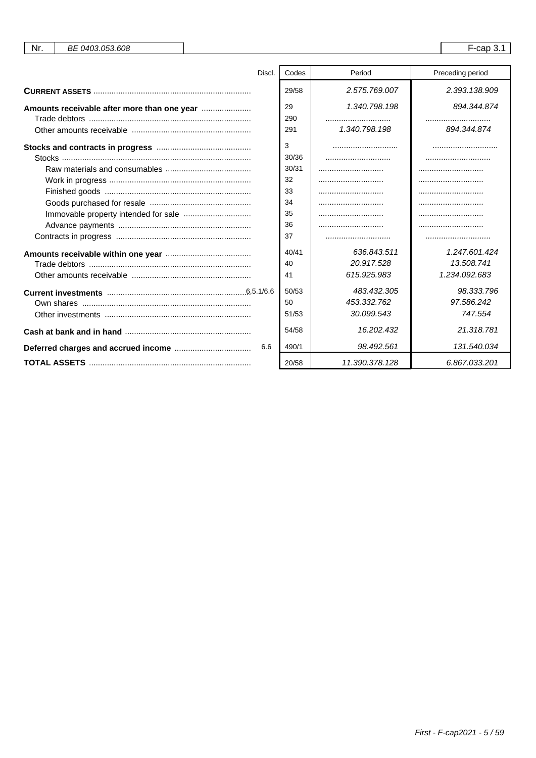| Nr. | BE 0403.053.608 | | F-cap 3.1 |
|---|---|---|---|

| | Discl. | Codes | Period | Preceding period |
|---|---|---|---|---|
| **CURRENT ASSETS** | | 29/58 | 2.575.769.007 | 2.393.138.909 |
| **Amounts receivable after more than one year** | | 29 | 1.340.798.198 | 894.344.874 |
| Trade debtors | | 290 | | |
| Other amounts receivable | | 291 | 1.340.798.198 | 894.344.874 |
| **Stocks and contracts in progress** | | 3 | | |
| Stocks | | 30/36 | | |
| Raw materials and consumables | | 30/31 | | |
| Work in progress | | 32 | | |
| Finished goods | | 33 | | |
| Goods purchased for resale | | 34 | | |
| Immovable property intended for sale | | 35 | | |
| Advance payments | | 36 | | |
| Contracts in progress | | 37 | | |
| **Amounts receivable within one year** | | 40/41 | 636.843.511 | 1.247.601.424 |
| Trade debtors | | 40 | 20.917.528 | 13.508.741 |
| Other amounts receivable | | 41 | 615.925.983 | 1.234.092.683 |
| **Current investments** | 6.5.1/6.6 | 50/53 | 483.432.305 | 98.333.796 |
| Own shares | | 50 | 453.332.762 | 97.586.242 |
| Other investments | | 51/53 | 30.099.543 | 747.554 |
| **Cash at bank and in hand** | | 54/58 | 16.202.432 | 21.318.781 |
| **Deferred charges and accrued income** | 6.6 | 490/1 | 98.492.561 | 131.540.034 |
| **TOTAL ASSETS** | | 20/58 | 11.390.378.128 | 6.867.033.201 |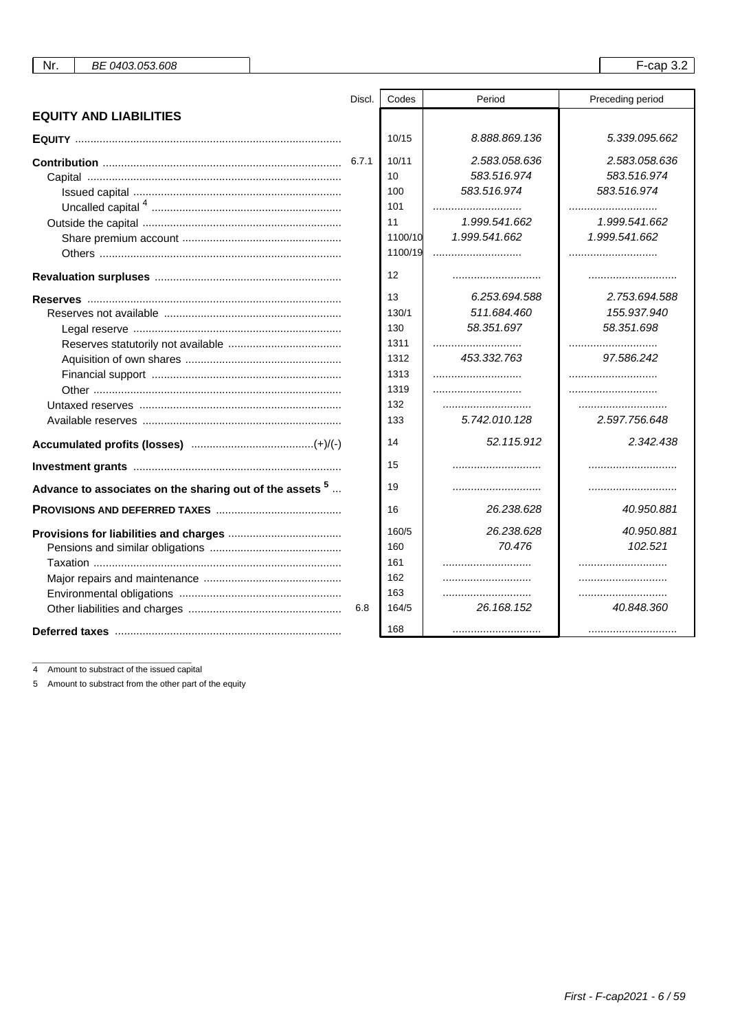| Nr. | BE 0403.053.608 | | | F-cap 3.2 |
|---|---|---|---|---|

| | Discl. | Codes | Period | Preceding period |
|---|---|---|---|---|
| **EQUITY AND LIABILITIES** | | | | |
| **EQUITY** | | 10/15 | 8.888.869.136 | 5.339.095.662 |
| **Contribution** | 6.7.1 | 10/11 | 2.583.058.636 | 2.583.058.636 |
| Capital | | 10 | 583.516.974 | 583.516.974 |
| Issued capital | | 100 | 583.516.974 | 583.516.974 |
| Uncalled capital [4] | | 101 | | |
| Outside the capital | | 11 | 1.999.541.662 | 1.999.541.662 |
| Share premium account | | 1100/10 | 1.999.541.662 | 1.999.541.662 |
| Others | | 1100/19 | | |
| **Revaluation surpluses** | | 12 | | |
| **Reserves** | | 13 | 6.253.694.588 | 2.753.694.588 |
| Reserves not available | | 130/1 | 511.684.460 | 155.937.940 |
| Legal reserve | | 130 | 58.351.697 | 58.351.698 |
| Reserves statutorily not available | | 1311 | | |
| Aquisition of own shares | | 1312 | 453.332.763 | 97.586.242 |
| Financial support | | 1313 | | |
| Other | | 1319 | | |
| Untaxed reserves | | 132 | | |
| Available reserves | | 133 | 5.742.010.128 | 2.597.756.648 |
| **Accumulated profits (losses)** (+)/(-) | | 14 | 52.115.912 | 2.342.438 |
| **Investment grants** | | 15 | | |
| **Advance to associates on the sharing out of the assets [5]** | | 19 | | |
| **PROVISIONS AND DEFERRED TAXES** | | 16 | 26.238.628 | 40.950.881 |
| **Provisions for liabilities and charges** | | 160/5 | 26.238.628 | 40.950.881 |
| Pensions and similar obligations | | 160 | 70.476 | 102.521 |
| Taxation | | 161 | | |
| Major repairs and maintenance | | 162 | | |
| Environmental obligations | | 163 | | |
| Other liabilities and charges | 6.8 | 164/5 | 26.168.152 | 40.848.360 |
| **Deferred taxes** | | 168 | | |

4 Amount to substract of the issued capital

5 Amount to substract from the other part of the equity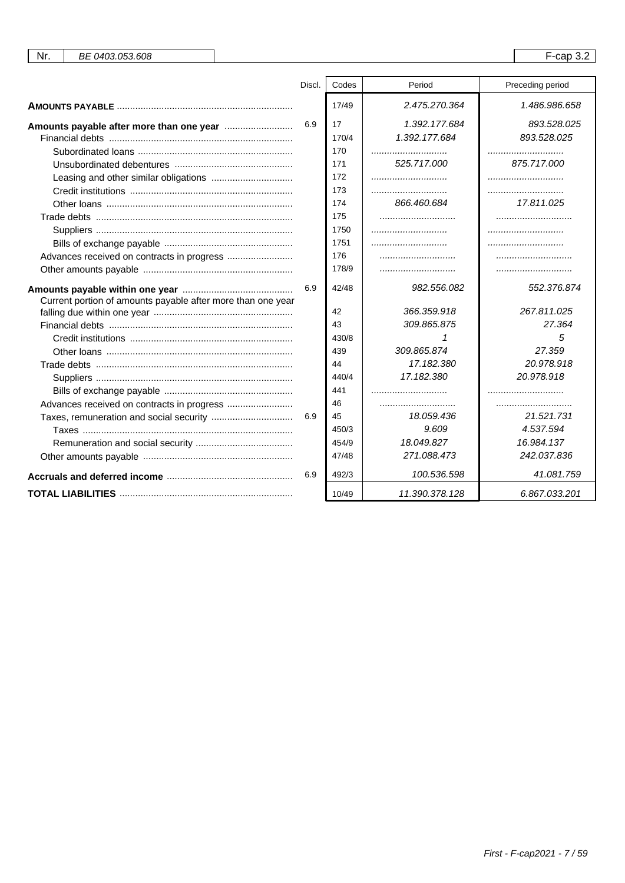| Nr. | BE 0403.053.608 | F-cap 3.2 |
|---|---|---|

| | Discl. | Codes | Period | Preceding period |
|---|---|---|---|---|
| **AMOUNTS PAYABLE** | | 17/49 | 2.475.270.364 | 1.486.986.658 |
| **Amounts payable after more than one year** | 6.9 | 17 | 1.392.177.684 | 893.528.025 |
| Financial debts | | 170/4 | 1.392.177.684 | 893.528.025 |
| Subordinated loans | | 170 | | |
| Unsubordinated debentures | | 171 | 525.717.000 | 875.717.000 |
| Leasing and other similar obligations | | 172 | | |
| Credit institutions | | 173 | | |
| Other loans | | 174 | 866.460.684 | 17.811.025 |
| Trade debts | | 175 | | |
| Suppliers | | 1750 | | |
| Bills of exchange payable | | 1751 | | |
| Advances received on contracts in progress | | 176 | | |
| Other amounts payable | | 178/9 | | |
| **Amounts payable within one year** | 6.9 | 42/48 | 982.556.082 | 552.376.874 |
| Current portion of amounts payable after more than one year falling due within one year | | 42 | 366.359.918 | 267.811.025 |
| Financial debts | | 43 | 309.865.875 | 27.364 |
| Credit institutions | | 430/8 | 1 | 5 |
| Other loans | | 439 | 309.865.874 | 27.359 |
| Trade debts | | 44 | 17.182.380 | 20.978.918 |
| Suppliers | | 440/4 | 17.182.380 | 20.978.918 |
| Bills of exchange payable | | 441 | | |
| Advances received on contracts in progress | | 46 | | |
| Taxes, remuneration and social security | 6.9 | 45 | 18.059.436 | 21.521.731 |
| Taxes | | 450/3 | 9.609 | 4.537.594 |
| Remuneration and social security | | 454/9 | 18.049.827 | 16.984.137 |
| Other amounts payable | | 47/48 | 271.088.473 | 242.037.836 |
| **Accruals and deferred income** | 6.9 | 492/3 | 100.536.598 | 41.081.759 |
| **TOTAL LIABILITIES** | | 10/49 | 11.390.378.128 | 6.867.033.201 |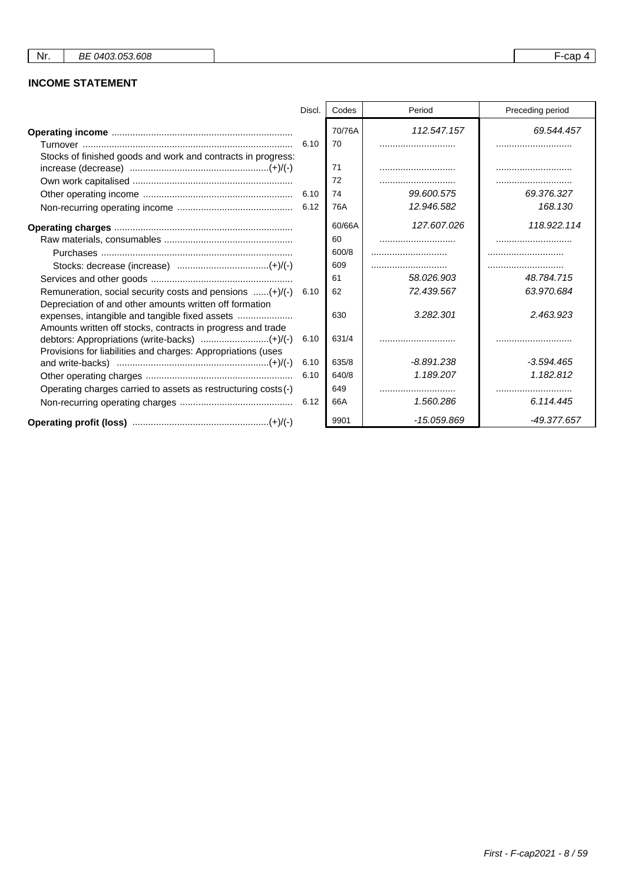| Nr. | BE 0403.053.608 | F-cap 4 |
|---|---|---|

## INCOME STATEMENT

| | Discl. | Codes | Period | Preceding period |
|---|---|---|---|---|
| **Operating income** | | 70/76A | 112.547.157 | 69.544.457 |
| Turnover | 6.10 | 70 | ............................ | ............................ |
| Stocks of finished goods and work and contracts in progress: increase (decrease) (+)/(-) | | 71 | ............................ | ............................ |
| Own work capitalised | | 72 | ............................ | ............................ |
| Other operating income | 6.10 | 74 | 99.600.575 | 69.376.327 |
| Non-recurring operating income | 6.12 | 76A | 12.946.582 | 168.130 |
| **Operating charges** | | 60/66A | 127.607.026 | 118.922.114 |
| Raw materials, consumables | | 60 | ............................ | ............................ |
| Purchases | | 600/8 | ............................ | ............................ |
| Stocks: decrease (increase) (+)/(-) | | 609 | ............................ | ............................ |
| Services and other goods | | 61 | 58.026.903 | 48.784.715 |
| Remuneration, social security costs and pensions (+)/(-) | 6.10 | 62 | 72.439.567 | 63.970.684 |
| Depreciation of and other amounts written off formation expenses, intangible and tangible fixed assets | | 630 | 3.282.301 | 2.463.923 |
| Amounts written off stocks, contracts in progress and trade debtors: Appropriations (write-backs) (+)/(-) | 6.10 | 631/4 | ............................ | ............................ |
| Provisions for liabilities and charges: Appropriations (uses and write-backs) (+)/(-) | 6.10 | 635/8 | -8.891.238 | -3.594.465 |
| Other operating charges | 6.10 | 640/8 | 1.189.207 | 1.182.812 |
| Operating charges carried to assets as restructuring costs (-) | | 649 | ............................ | ............................ |
| Non-recurring operating charges | 6.12 | 66A | 1.560.286 | 6.114.445 |
| **Operating profit (loss)** (+)/(-) | | 9901 | -15.059.869 | -49.377.657 |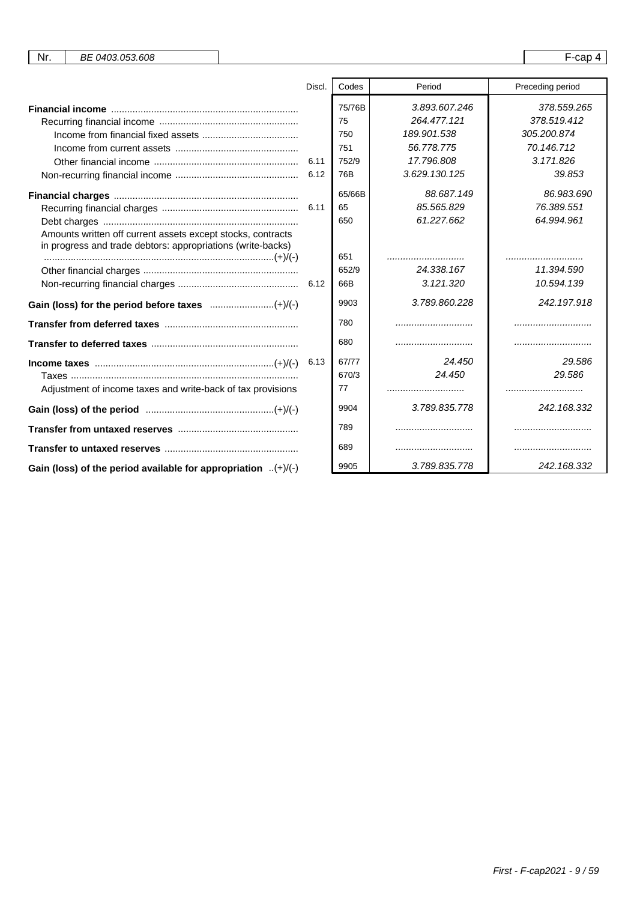| Nr. | BE 0403.053.608 | | | F-cap 4 |
|---|---|---|---|---|

| | Discl. | Codes | Period | Preceding period |
|---|---|---|---|---|
| **Financial income** | | 75/76B | 3.893.607.246 | 378.559.265 |
| Recurring financial income | | 75 | 264.477.121 | 378.519.412 |
| Income from financial fixed assets | | 750 | 189.901.538 | 305.200.874 |
| Income from current assets | | 751 | 56.778.775 | 70.146.712 |
| Other financial income | 6.11 | 752/9 | 17.796.808 | 3.171.826 |
| Non-recurring financial income | 6.12 | 76B | 3.629.130.125 | 39.853 |
| **Financial charges** | | 65/66B | 88.687.149 | 86.983.690 |
| Recurring financial charges | 6.11 | 65 | 85.565.829 | 76.389.551 |
| Debt charges | | 650 | 61.227.662 | 64.994.961 |
| Amounts written off current assets except stocks, contracts in progress and trade debtors: appropriations (write-backs) (+)/(-) | | 651 | ............................ | ............................ |
| Other financial charges | | 652/9 | 24.338.167 | 11.394.590 |
| Non-recurring financial charges | 6.12 | 66B | 3.121.320 | 10.594.139 |
| **Gain (loss) for the period before taxes** (+)/(-) | | 9903 | 3.789.860.228 | 242.197.918 |
| **Transfer from deferred taxes** | | 780 | ............................ | ............................ |
| **Transfer to deferred taxes** | | 680 | ............................ | ............................ |
| **Income taxes** (+)/(-) | 6.13 | 67/77 | 24.450 | 29.586 |
| Taxes | | 670/3 | 24.450 | 29.586 |
| Adjustment of income taxes and write-back of tax provisions | | 77 | ............................ | ............................ |
| **Gain (loss) of the period** (+)/(-) | | 9904 | 3.789.835.778 | 242.168.332 |
| **Transfer from untaxed reserves** | | 789 | ............................ | ............................ |
| **Transfer to untaxed reserves** | | 689 | ............................ | ............................ |
| **Gain (loss) of the period available for appropriation** (+)/(-) | | 9905 | 3.789.835.778 | 242.168.332 |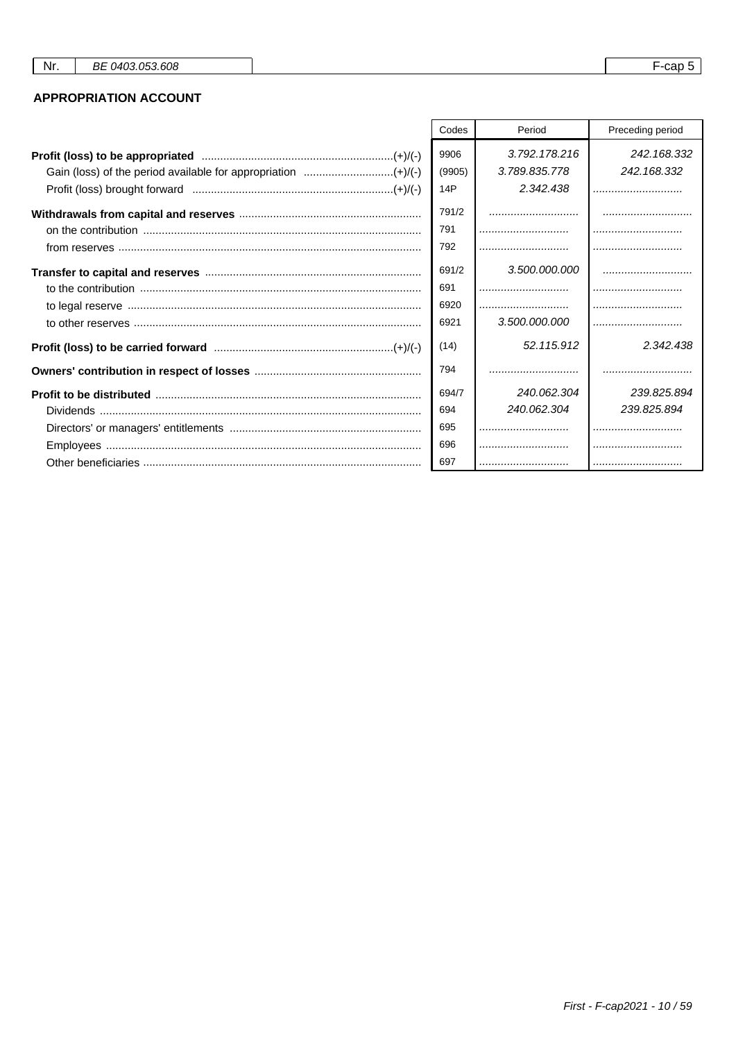| Nr. | BE 0403.053.608 | F-cap 5 |
|---|---|---|

## APPROPRIATION ACCOUNT

| | Codes | Period | Preceding period |
|---|---|---|---|
| **Profit (loss) to be appropriated** (+)/(-) | 9906 | 3.792.178.216 | 242.168.332 |
| Gain (loss) of the period available for appropriation (+)/(-) | (9905) | 3.789.835.778 | 242.168.332 |
| Profit (loss) brought forward (+)/(-) | 14P | 2.342.438 | |
| **Withdrawals from capital and reserves** | 791/2 | | |
| on the contribution | 791 | | |
| from reserves | 792 | | |
| **Transfer to capital and reserves** | 691/2 | 3.500.000.000 | |
| to the contribution | 691 | | |
| to legal reserve | 6920 | | |
| to other reserves | 6921 | 3.500.000.000 | |
| **Profit (loss) to be carried forward** (+)/(-) | (14) | 52.115.912 | 2.342.438 |
| **Owners' contribution in respect of losses** | 794 | | |
| **Profit to be distributed** | 694/7 | 240.062.304 | 239.825.894 |
| Dividends | 694 | 240.062.304 | 239.825.894 |
| Directors' or managers' entitlements | 695 | | |
| Employees | 696 | | |
| Other beneficiaries | 697 | | |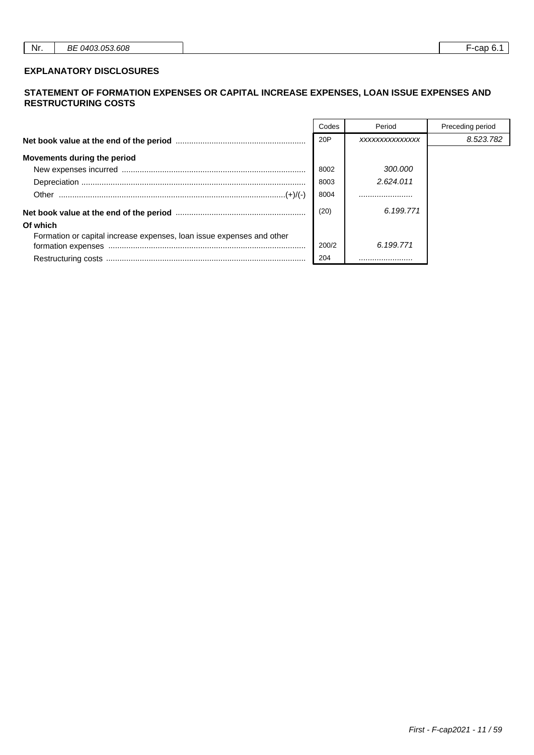| Nr. | BE 0403.053.608 | F-cap 6.1 |
|---|---|---|

## EXPLANATORY DISCLOSURES

### STATEMENT OF FORMATION EXPENSES OR CAPITAL INCREASE EXPENSES, LOAN ISSUE EXPENSES AND RESTRUCTURING COSTS

| | Codes | Period | Preceding period |
|---|---|---|---|
| **Net book value at the end of the period** | 20P | xxxxxxxxxxxxxxx | 8.523.782 |
| **Movements during the period** | | | |
| New expenses incurred | 8002 | 300.000 | |
| Depreciation | 8003 | 2.624.011 | |
| Other (+)/(-) | 8004 | ........................ | |
| **Net book value at the end of the period** | (20) | 6.199.771 | |
| **Of which** | | | |
| Formation or capital increase expenses, loan issue expenses and other formation expenses | 200/2 | 6.199.771 | |
| Restructuring costs | 204 | ........................ | |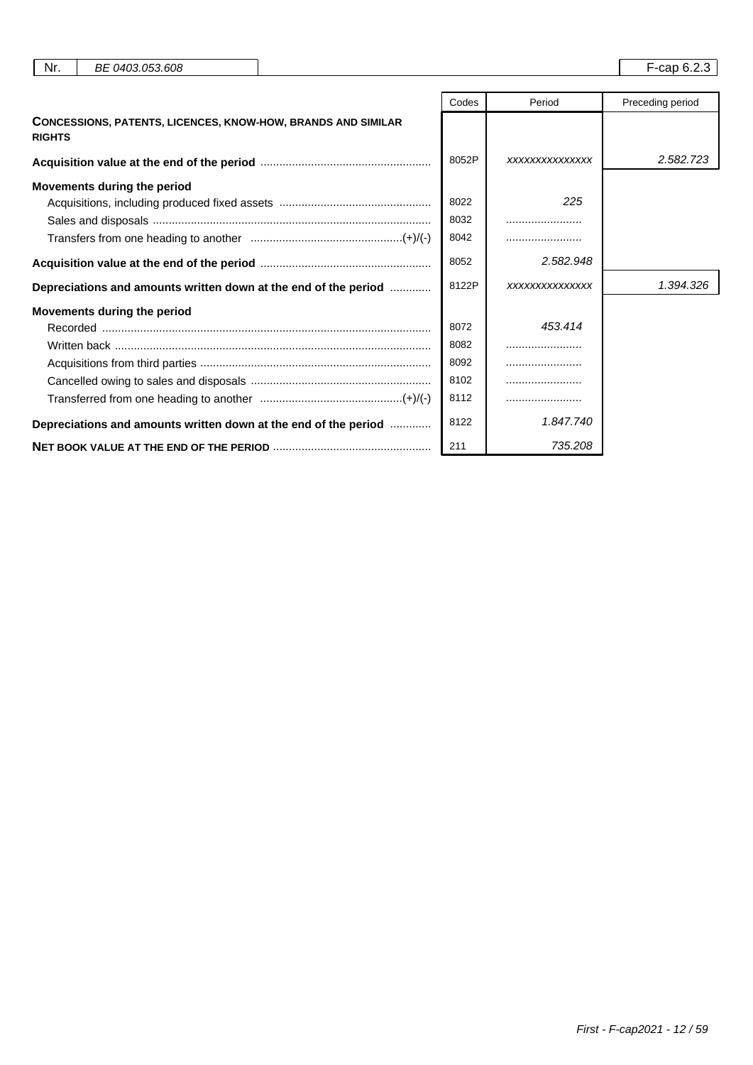| Nr. | BE 0403.053.608 | | F-cap 6.2.3 |
|---|---|---|---|

| | Codes | Period | Preceding period |
|---|---|---|---|
| **CONCESSIONS, PATENTS, LICENCES, KNOW-HOW, BRANDS AND SIMILAR RIGHTS** | | | |
| **Acquisition value at the end of the period** | 8052P | xxxxxxxxxxxxxxx | 2.582.723 |
| **Movements during the period** | | | |
| Acquisitions, including produced fixed assets | 8022 | 225 | |
| Sales and disposals | 8032 | ........................ | |
| Transfers from one heading to another (+)/(-) | 8042 | ........................ | |
| **Acquisition value at the end of the period** | 8052 | 2.582.948 | |
| **Depreciations and amounts written down at the end of the period** | 8122P | xxxxxxxxxxxxxxx | 1.394.326 |
| **Movements during the period** | | | |
| Recorded | 8072 | 453.414 | |
| Written back | 8082 | ........................ | |
| Acquisitions from third parties | 8092 | ........................ | |
| Cancelled owing to sales and disposals | 8102 | ........................ | |
| Transferred from one heading to another (+)/(-) | 8112 | ........................ | |
| **Depreciations and amounts written down at the end of the period** | 8122 | 1.847.740 | |
| **NET BOOK VALUE AT THE END OF THE PERIOD** | 211 | 735.208 | |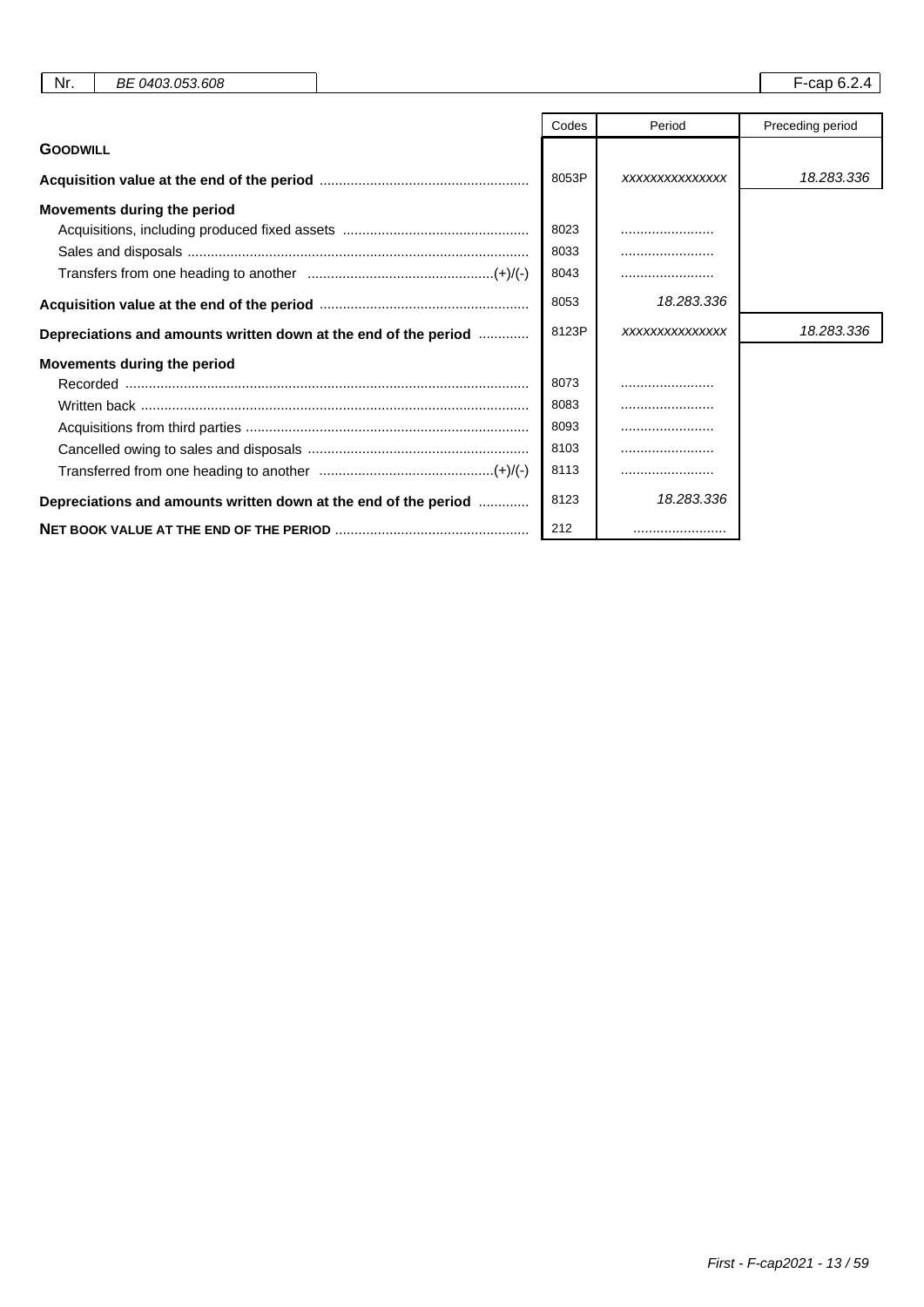| Nr. | BE 0403.053.608 | | F-cap 6.2.4 |
|---|---|---|---|

| | Codes | Period | Preceding period |
|---|---|---|---|
| **GOODWILL** | | | |
| **Acquisition value at the end of the period** | 8053P | *xxxxxxxxxxxxxxx* | *18.283.336* |
| **Movements during the period** | | | |
| Acquisitions, including produced fixed assets | 8023 | ........................ | |
| Sales and disposals | 8033 | ........................ | |
| Transfers from one heading to another (+)/(-) | 8043 | ........................ | |
| **Acquisition value at the end of the period** | 8053 | *18.283.336* | |
| **Depreciations and amounts written down at the end of the period** | 8123P | *xxxxxxxxxxxxxxx* | *18.283.336* |
| **Movements during the period** | | | |
| Recorded | 8073 | ........................ | |
| Written back | 8083 | ........................ | |
| Acquisitions from third parties | 8093 | ........................ | |
| Cancelled owing to sales and disposals | 8103 | ........................ | |
| Transferred from one heading to another (+)/(-) | 8113 | ........................ | |
| **Depreciations and amounts written down at the end of the period** | 8123 | *18.283.336* | |
| **NET BOOK VALUE AT THE END OF THE PERIOD** | 212 | ........................ | |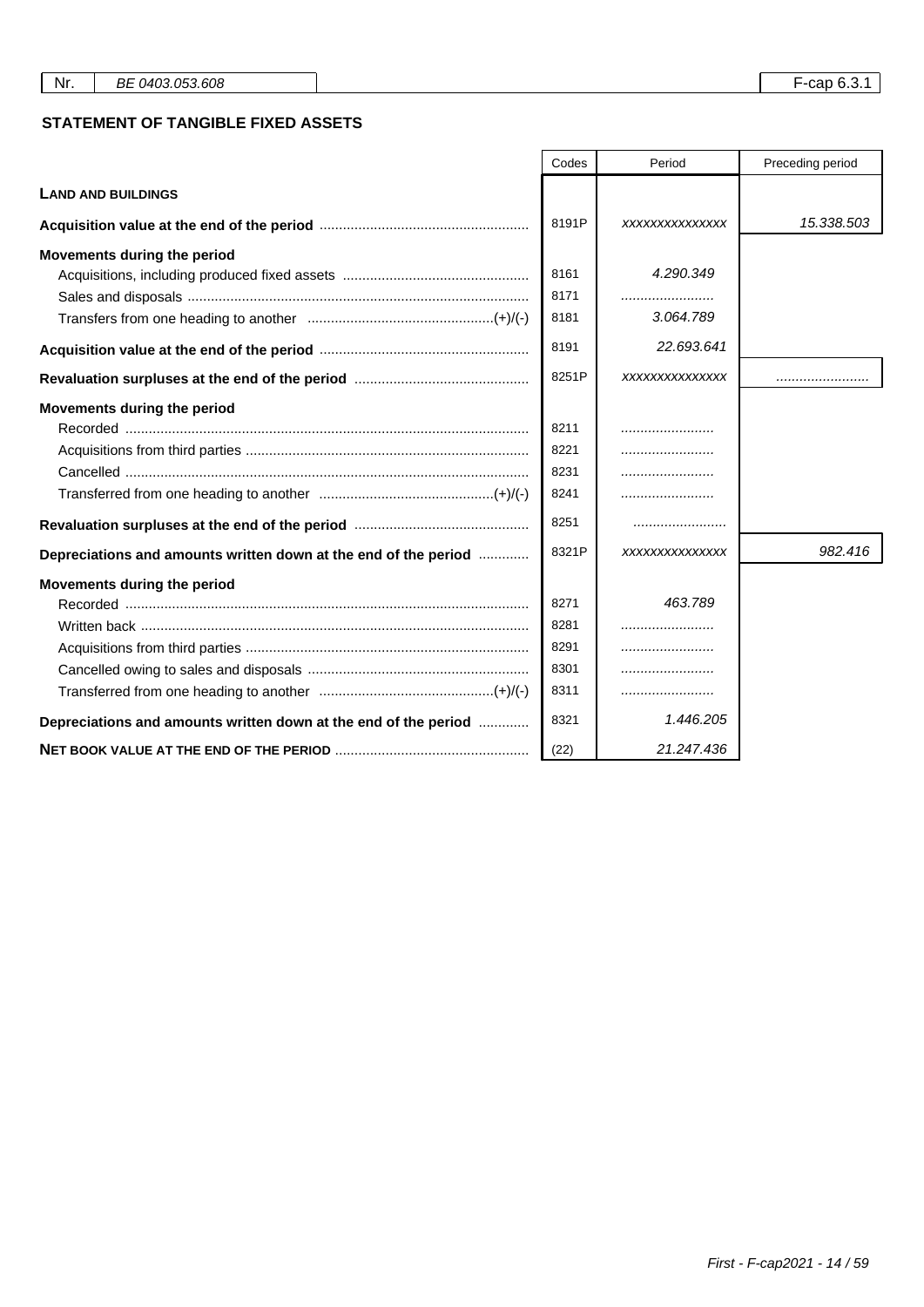| Nr. | BE 0403.053.608 | F-cap 6.3.1 |
|---|---|---|

## STATEMENT OF TANGIBLE FIXED ASSETS

| | Codes | Period | Preceding period |
|---|---|---|---|
| **LAND AND BUILDINGS** | | | |
| **Acquisition value at the end of the period** | 8191P | xxxxxxxxxxxxxxx | 15.338.503 |
| **Movements during the period** | | | |
| Acquisitions, including produced fixed assets | 8161 | 4.290.349 | |
| Sales and disposals | 8171 | ........................ | |
| Transfers from one heading to another (+)/(-) | 8181 | 3.064.789 | |
| **Acquisition value at the end of the period** | 8191 | 22.693.641 | |
| **Revaluation surpluses at the end of the period** | 8251P | xxxxxxxxxxxxxxx | ........................ |
| **Movements during the period** | | | |
| Recorded | 8211 | ........................ | |
| Acquisitions from third parties | 8221 | ........................ | |
| Cancelled | 8231 | ........................ | |
| Transferred from one heading to another (+)/(-) | 8241 | ........................ | |
| **Revaluation surpluses at the end of the period** | 8251 | ........................ | |
| **Depreciations and amounts written down at the end of the period** | 8321P | xxxxxxxxxxxxxxx | 982.416 |
| **Movements during the period** | | | |
| Recorded | 8271 | 463.789 | |
| Written back | 8281 | ........................ | |
| Acquisitions from third parties | 8291 | ........................ | |
| Cancelled owing to sales and disposals | 8301 | ........................ | |
| Transferred from one heading to another (+)/(-) | 8311 | ........................ | |
| **Depreciations and amounts written down at the end of the period** | 8321 | 1.446.205 | |
| **NET BOOK VALUE AT THE END OF THE PERIOD** | (22) | 21.247.436 | |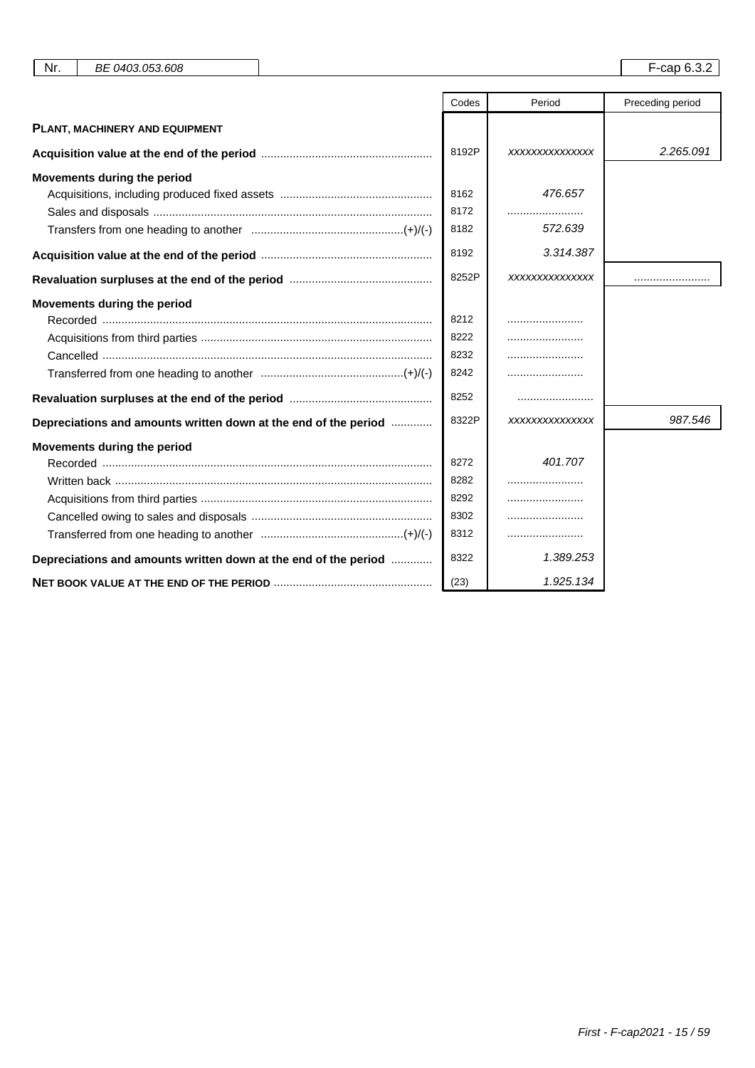| Nr. | BE 0403.053.608 | | F-cap 6.3.2 |
|---|---|---|---|

| | Codes | Period | Preceding period |
|---|---|---|---|
| **PLANT, MACHINERY AND EQUIPMENT** | | | |
| **Acquisition value at the end of the period** | 8192P | xxxxxxxxxxxxxxx | 2.265.091 |
| **Movements during the period** | | | |
| Acquisitions, including produced fixed assets | 8162 | 476.657 | |
| Sales and disposals | 8172 | ........................ | |
| Transfers from one heading to another (+)/(-) | 8182 | 572.639 | |
| **Acquisition value at the end of the period** | 8192 | 3.314.387 | |
| **Revaluation surpluses at the end of the period** | 8252P | xxxxxxxxxxxxxxx | ........................ |
| **Movements during the period** | | | |
| Recorded | 8212 | ........................ | |
| Acquisitions from third parties | 8222 | ........................ | |
| Cancelled | 8232 | ........................ | |
| Transferred from one heading to another (+)/(-) | 8242 | ........................ | |
| **Revaluation surpluses at the end of the period** | 8252 | ........................ | |
| **Depreciations and amounts written down at the end of the period** | 8322P | xxxxxxxxxxxxxxx | 987.546 |
| **Movements during the period** | | | |
| Recorded | 8272 | 401.707 | |
| Written back | 8282 | ........................ | |
| Acquisitions from third parties | 8292 | ........................ | |
| Cancelled owing to sales and disposals | 8302 | ........................ | |
| Transferred from one heading to another (+)/(-) | 8312 | ........................ | |
| **Depreciations and amounts written down at the end of the period** | 8322 | 1.389.253 | |
| **NET BOOK VALUE AT THE END OF THE PERIOD** | (23) | 1.925.134 | |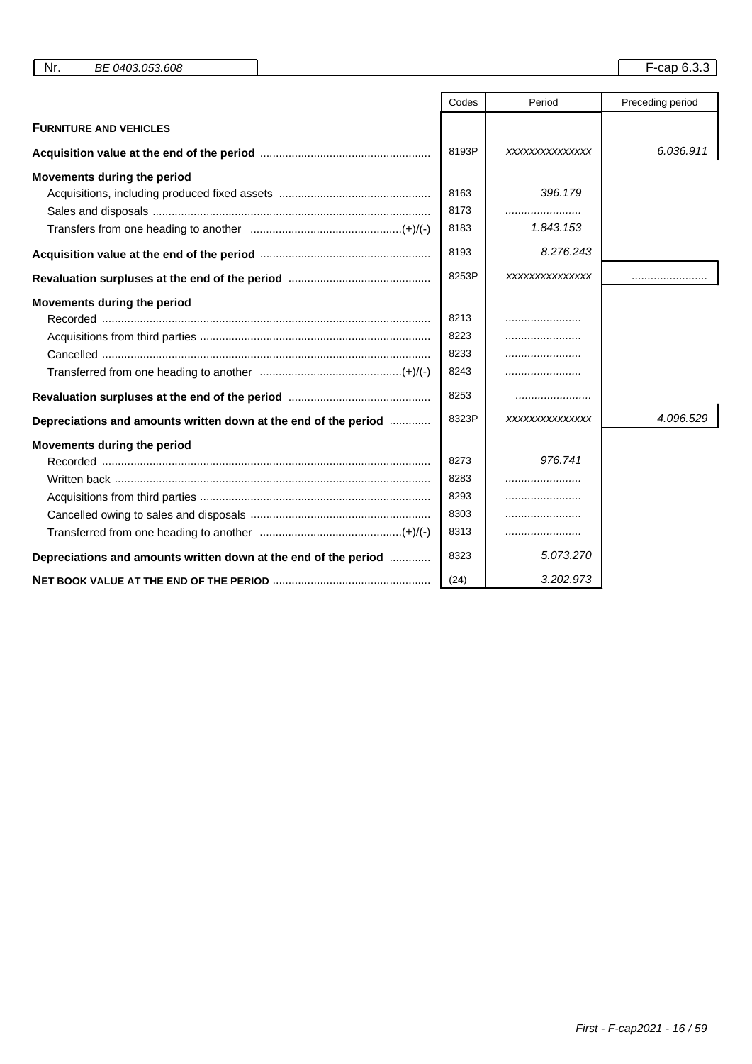| Nr. | BE 0403.053.608 | | F-cap 6.3.3 |
|---|---|---|---|

| | Codes | Period | Preceding period |
|---|---|---|---|
| **FURNITURE AND VEHICLES** | | | |
| **Acquisition value at the end of the period** | 8193P | xxxxxxxxxxxxxx | 6.036.911 |
| **Movements during the period** | | | |
| Acquisitions, including produced fixed assets | 8163 | 396.179 | |
| Sales and disposals | 8173 | ........................ | |
| Transfers from one heading to another (+)/(-) | 8183 | 1.843.153 | |
| **Acquisition value at the end of the period** | 8193 | 8.276.243 | |
| **Revaluation surpluses at the end of the period** | 8253P | xxxxxxxxxxxxxx | ........................ |
| **Movements during the period** | | | |
| Recorded | 8213 | ........................ | |
| Acquisitions from third parties | 8223 | ........................ | |
| Cancelled | 8233 | ........................ | |
| Transferred from one heading to another (+)/(-) | 8243 | ........................ | |
| **Revaluation surpluses at the end of the period** | 8253 | ........................ | |
| **Depreciations and amounts written down at the end of the period** | 8323P | xxxxxxxxxxxxxx | 4.096.529 |
| **Movements during the period** | | | |
| Recorded | 8273 | 976.741 | |
| Written back | 8283 | ........................ | |
| Acquisitions from third parties | 8293 | ........................ | |
| Cancelled owing to sales and disposals | 8303 | ........................ | |
| Transferred from one heading to another (+)/(-) | 8313 | ........................ | |
| **Depreciations and amounts written down at the end of the period** | 8323 | 5.073.270 | |
| **NET BOOK VALUE AT THE END OF THE PERIOD** | (24) | 3.202.973 | |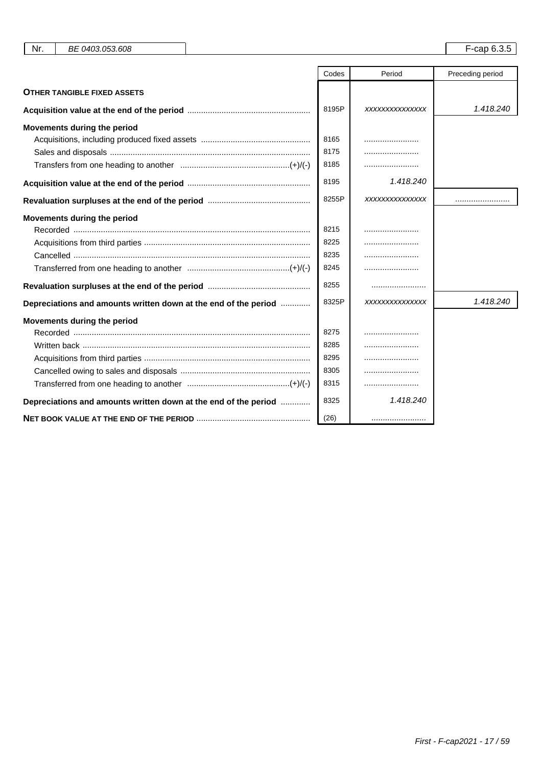Nr. BE 0403.053.608 F-cap 6.3.5

| | Codes | Period | Preceding period |
|---|---|---|---|
| **OTHER TANGIBLE FIXED ASSETS** | | | |
| **Acquisition value at the end of the period** | 8195P | xxxxxxxxxxxxxxx | 1.418.240 |
| **Movements during the period** | | | |
| Acquisitions, including produced fixed assets | 8165 | ........................ | |
| Sales and disposals | 8175 | ........................ | |
| Transfers from one heading to another (+)/(-) | 8185 | ........................ | |
| **Acquisition value at the end of the period** | 8195 | 1.418.240 | |
| **Revaluation surpluses at the end of the period** | 8255P | xxxxxxxxxxxxxxx | ........................ |
| **Movements during the period** | | | |
| Recorded | 8215 | ........................ | |
| Acquisitions from third parties | 8225 | ........................ | |
| Cancelled | 8235 | ........................ | |
| Transferred from one heading to another (+)/(-) | 8245 | ........................ | |
| **Revaluation surpluses at the end of the period** | 8255 | ........................ | |
| **Depreciations and amounts written down at the end of the period** | 8325P | xxxxxxxxxxxxxxx | 1.418.240 |
| **Movements during the period** | | | |
| Recorded | 8275 | ........................ | |
| Written back | 8285 | ........................ | |
| Acquisitions from third parties | 8295 | ........................ | |
| Cancelled owing to sales and disposals | 8305 | ........................ | |
| Transferred from one heading to another (+)/(-) | 8315 | ........................ | |
| **Depreciations and amounts written down at the end of the period** | 8325 | 1.418.240 | |
| **NET BOOK VALUE AT THE END OF THE PERIOD** | (26) | ........................ | |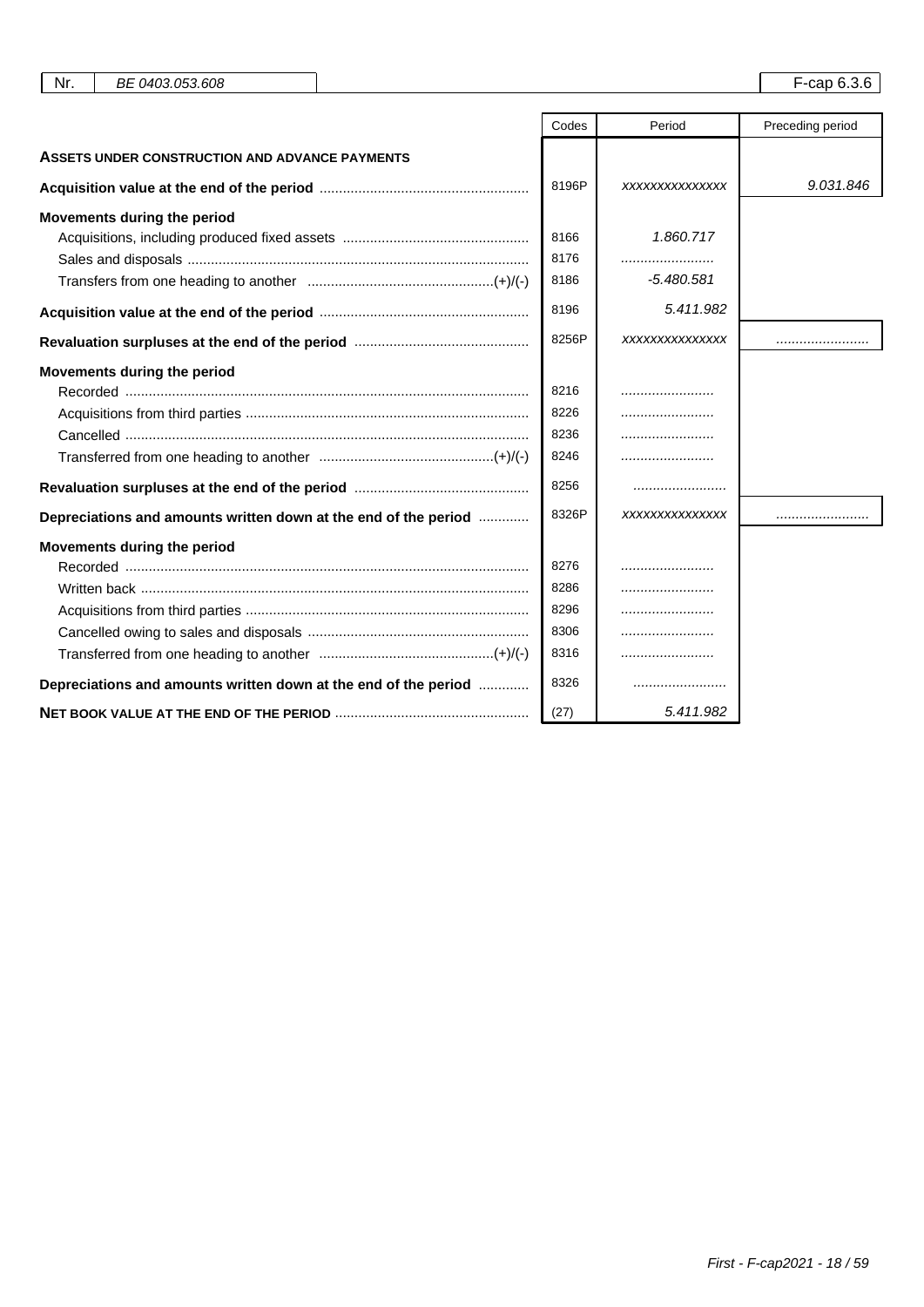| Nr. | BE 0403.053.608 | F-cap 6.3.6 |
|---|---|---|

| | Codes | Period | Preceding period |
|---|---|---|---|
| **ASSETS UNDER CONSTRUCTION AND ADVANCE PAYMENTS** | | | |
| **Acquisition value at the end of the period** | 8196P | xxxxxxxxxxxxxxx | 9.031.846 |
| **Movements during the period** | | | |
| Acquisitions, including produced fixed assets | 8166 | 1.860.717 | |
| Sales and disposals | 8176 | ........................ | |
| Transfers from one heading to another (+)/(-) | 8186 | -5.480.581 | |
| **Acquisition value at the end of the period** | 8196 | 5.411.982 | |
| **Revaluation surpluses at the end of the period** | 8256P | xxxxxxxxxxxxxxx | ........................ |
| **Movements during the period** | | | |
| Recorded | 8216 | ........................ | |
| Acquisitions from third parties | 8226 | ........................ | |
| Cancelled | 8236 | ........................ | |
| Transferred from one heading to another (+)/(-) | 8246 | ........................ | |
| **Revaluation surpluses at the end of the period** | 8256 | ........................ | |
| **Depreciations and amounts written down at the end of the period** | 8326P | xxxxxxxxxxxxxxx | ........................ |
| **Movements during the period** | | | |
| Recorded | 8276 | ........................ | |
| Written back | 8286 | ........................ | |
| Acquisitions from third parties | 8296 | ........................ | |
| Cancelled owing to sales and disposals | 8306 | ........................ | |
| Transferred from one heading to another (+)/(-) | 8316 | ........................ | |
| **Depreciations and amounts written down at the end of the period** | 8326 | ........................ | |
| **NET BOOK VALUE AT THE END OF THE PERIOD** | (27) | 5.411.982 | |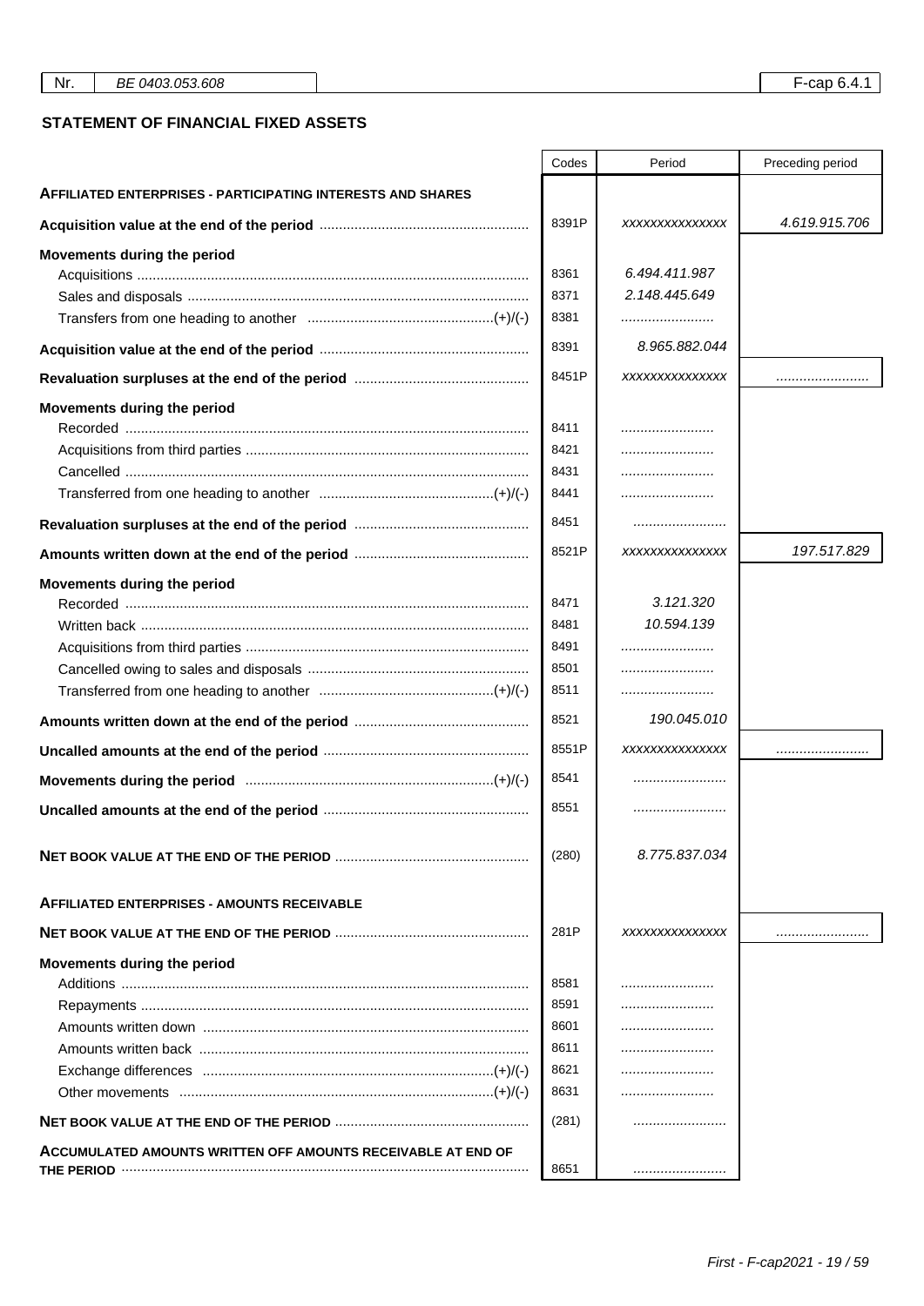| Nr. | BE 0403.053.608 | F-cap 6.4.1 |
|---|---|---|

## STATEMENT OF FINANCIAL FIXED ASSETS

| | Codes | Period | Preceding period |
|---|---|---|---|
| **AFFILIATED ENTERPRISES - PARTICIPATING INTERESTS AND SHARES** | | | |
| **Acquisition value at the end of the period** | 8391P | xxxxxxxxxxxxxxx | 4.619.915.706 |
| **Movements during the period** | | | |
| Acquisitions | 8361 | 6.494.411.987 | |
| Sales and disposals | 8371 | 2.148.445.649 | |
| Transfers from one heading to another (+)/(-) | 8381 | ........................ | |
| **Acquisition value at the end of the period** | 8391 | 8.965.882.044 | |
| **Revaluation surpluses at the end of the period** | 8451P | xxxxxxxxxxxxxxx | ........................ |
| **Movements during the period** | | | |
| Recorded | 8411 | ........................ | |
| Acquisitions from third parties | 8421 | ........................ | |
| Cancelled | 8431 | ........................ | |
| Transferred from one heading to another (+)/(-) | 8441 | ........................ | |
| **Revaluation surpluses at the end of the period** | 8451 | ........................ | |
| **Amounts written down at the end of the period** | 8521P | xxxxxxxxxxxxxxx | 197.517.829 |
| **Movements during the period** | | | |
| Recorded | 8471 | 3.121.320 | |
| Written back | 8481 | 10.594.139 | |
| Acquisitions from third parties | 8491 | ........................ | |
| Cancelled owing to sales and disposals | 8501 | ........................ | |
| Transferred from one heading to another (+)/(-) | 8511 | ........................ | |
| **Amounts written down at the end of the period** | 8521 | 190.045.010 | |
| **Uncalled amounts at the end of the period** | 8551P | xxxxxxxxxxxxxxx | ........................ |
| **Movements during the period** (+)/(-) | 8541 | ........................ | |
| **Uncalled amounts at the end of the period** | 8551 | ........................ | |
| **NET BOOK VALUE AT THE END OF THE PERIOD** | (280) | 8.775.837.034 | |
| **AFFILIATED ENTERPRISES - AMOUNTS RECEIVABLE** | | | |
| **NET BOOK VALUE AT THE END OF THE PERIOD** | 281P | xxxxxxxxxxxxxxx | ........................ |
| **Movements during the period** | | | |
| Additions | 8581 | ........................ | |
| Repayments | 8591 | ........................ | |
| Amounts written down | 8601 | ........................ | |
| Amounts written back | 8611 | ........................ | |
| Exchange differences (+)/(-) | 8621 | ........................ | |
| Other movements (+)/(-) | 8631 | ........................ | |
| **NET BOOK VALUE AT THE END OF THE PERIOD** | (281) | ........................ | |
| **ACCUMULATED AMOUNTS WRITTEN OFF AMOUNTS RECEIVABLE AT END OF THE PERIOD** | 8651 | ........................ | |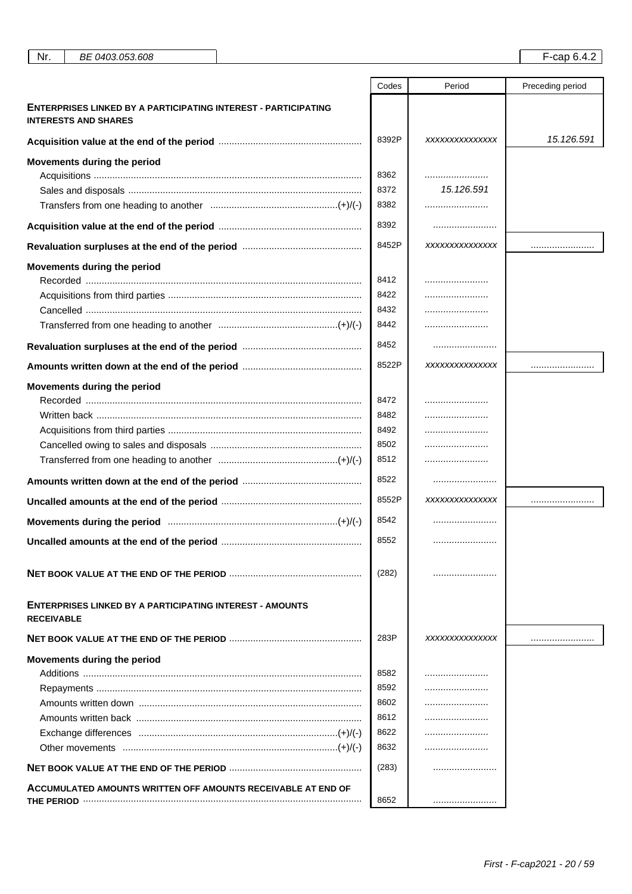| Nr. | BE 0403.053.608 | F-cap 6.4.2 |
|---|---|---|

| | Codes | Period | Preceding period |
|---|---|---|---|
| **ENTERPRISES LINKED BY A PARTICIPATING INTEREST - PARTICIPATING INTERESTS AND SHARES** | | | |
| **Acquisition value at the end of the period** | 8392P | xxxxxxxxxxxxxx | 15.126.591 |
| **Movements during the period** | | | |
| Acquisitions | 8362 | ........................ | |
| Sales and disposals | 8372 | 15.126.591 | |
| Transfers from one heading to another (+)/(-) | 8382 | ........................ | |
| **Acquisition value at the end of the period** | 8392 | ........................ | |
| **Revaluation surpluses at the end of the period** | 8452P | xxxxxxxxxxxxxx | ........................ |
| **Movements during the period** | | | |
| Recorded | 8412 | ........................ | |
| Acquisitions from third parties | 8422 | ........................ | |
| Cancelled | 8432 | ........................ | |
| Transferred from one heading to another (+)/(-) | 8442 | ........................ | |
| **Revaluation surpluses at the end of the period** | 8452 | ........................ | |
| **Amounts written down at the end of the period** | 8522P | xxxxxxxxxxxxxx | ........................ |
| **Movements during the period** | | | |
| Recorded | 8472 | ........................ | |
| Written back | 8482 | ........................ | |
| Acquisitions from third parties | 8492 | ........................ | |
| Cancelled owing to sales and disposals | 8502 | ........................ | |
| Transferred from one heading to another (+)/(-) | 8512 | ........................ | |
| **Amounts written down at the end of the period** | 8522 | ........................ | |
| **Uncalled amounts at the end of the period** | 8552P | xxxxxxxxxxxxxx | ........................ |
| **Movements during the period** (+)/(-) | 8542 | ........................ | |
| **Uncalled amounts at the end of the period** | 8552 | ........................ | |
| **NET BOOK VALUE AT THE END OF THE PERIOD** | (282) | ........................ | |
| **ENTERPRISES LINKED BY A PARTICIPATING INTEREST - AMOUNTS RECEIVABLE** | | | |
| **NET BOOK VALUE AT THE END OF THE PERIOD** | 283P | xxxxxxxxxxxxxx | ........................ |
| **Movements during the period** | | | |
| Additions | 8582 | ........................ | |
| Repayments | 8592 | ........................ | |
| Amounts written down | 8602 | ........................ | |
| Amounts written back | 8612 | ........................ | |
| Exchange differences (+)/(-) | 8622 | ........................ | |
| Other movements (+)/(-) | 8632 | ........................ | |
| **NET BOOK VALUE AT THE END OF THE PERIOD** | (283) | ........................ | |
| **ACCUMULATED AMOUNTS WRITTEN OFF AMOUNTS RECEIVABLE AT END OF THE PERIOD** | 8652 | ........................ | |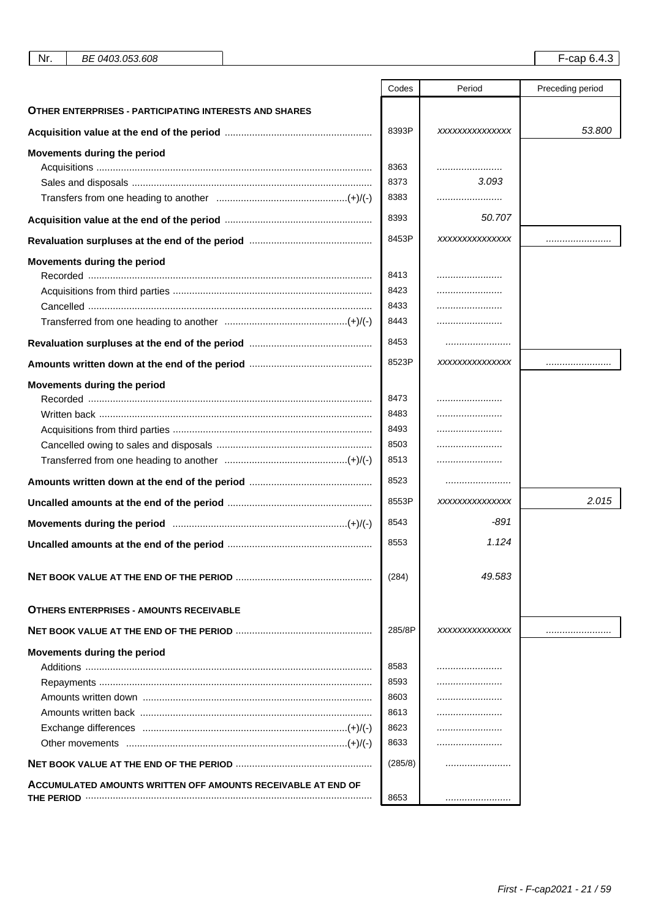| Nr. | BE 0403.053.608 | | F-cap 6.4.3 |
|---|---|---|---|

| | Codes | Period | Preceding period |
|---|---|---|---|
| **OTHER ENTERPRISES - PARTICIPATING INTERESTS AND SHARES** | | | |
| **Acquisition value at the end of the period** | 8393P | xxxxxxxxxxxxxxx | 53.800 |
| **Movements during the period** | | | |
| Acquisitions | 8363 | ........................ | |
| Sales and disposals | 8373 | 3.093 | |
| Transfers from one heading to another (+)/(-) | 8383 | ........................ | |
| **Acquisition value at the end of the period** | 8393 | 50.707 | |
| **Revaluation surpluses at the end of the period** | 8453P | xxxxxxxxxxxxxxx | ........................ |
| **Movements during the period** | | | |
| Recorded | 8413 | ........................ | |
| Acquisitions from third parties | 8423 | ........................ | |
| Cancelled | 8433 | ........................ | |
| Transferred from one heading to another (+)/(-) | 8443 | ........................ | |
| **Revaluation surpluses at the end of the period** | 8453 | ........................ | |
| **Amounts written down at the end of the period** | 8523P | xxxxxxxxxxxxxxx | ........................ |
| **Movements during the period** | | | |
| Recorded | 8473 | ........................ | |
| Written back | 8483 | ........................ | |
| Acquisitions from third parties | 8493 | ........................ | |
| Cancelled owing to sales and disposals | 8503 | ........................ | |
| Transferred from one heading to another (+)/(-) | 8513 | ........................ | |
| **Amounts written down at the end of the period** | 8523 | ........................ | |
| **Uncalled amounts at the end of the period** | 8553P | xxxxxxxxxxxxxxx | 2.015 |
| **Movements during the period** (+)/(-) | 8543 | -891 | |
| **Uncalled amounts at the end of the period** | 8553 | 1.124 | |
| **NET BOOK VALUE AT THE END OF THE PERIOD** | (284) | 49.583 | |
| **OTHERS ENTERPRISES - AMOUNTS RECEIVABLE** | | | |
| **NET BOOK VALUE AT THE END OF THE PERIOD** | 285/8P | xxxxxxxxxxxxxxx | ........................ |
| **Movements during the period** | | | |
| Additions | 8583 | ........................ | |
| Repayments | 8593 | ........................ | |
| Amounts written down | 8603 | ........................ | |
| Amounts written back | 8613 | ........................ | |
| Exchange differences (+)/(-) | 8623 | ........................ | |
| Other movements (+)/(-) | 8633 | ........................ | |
| **NET BOOK VALUE AT THE END OF THE PERIOD** | (285/8) | ........................ | |
| **ACCUMULATED AMOUNTS WRITTEN OFF AMOUNTS RECEIVABLE AT END OF THE PERIOD** | 8653 | ........................ | |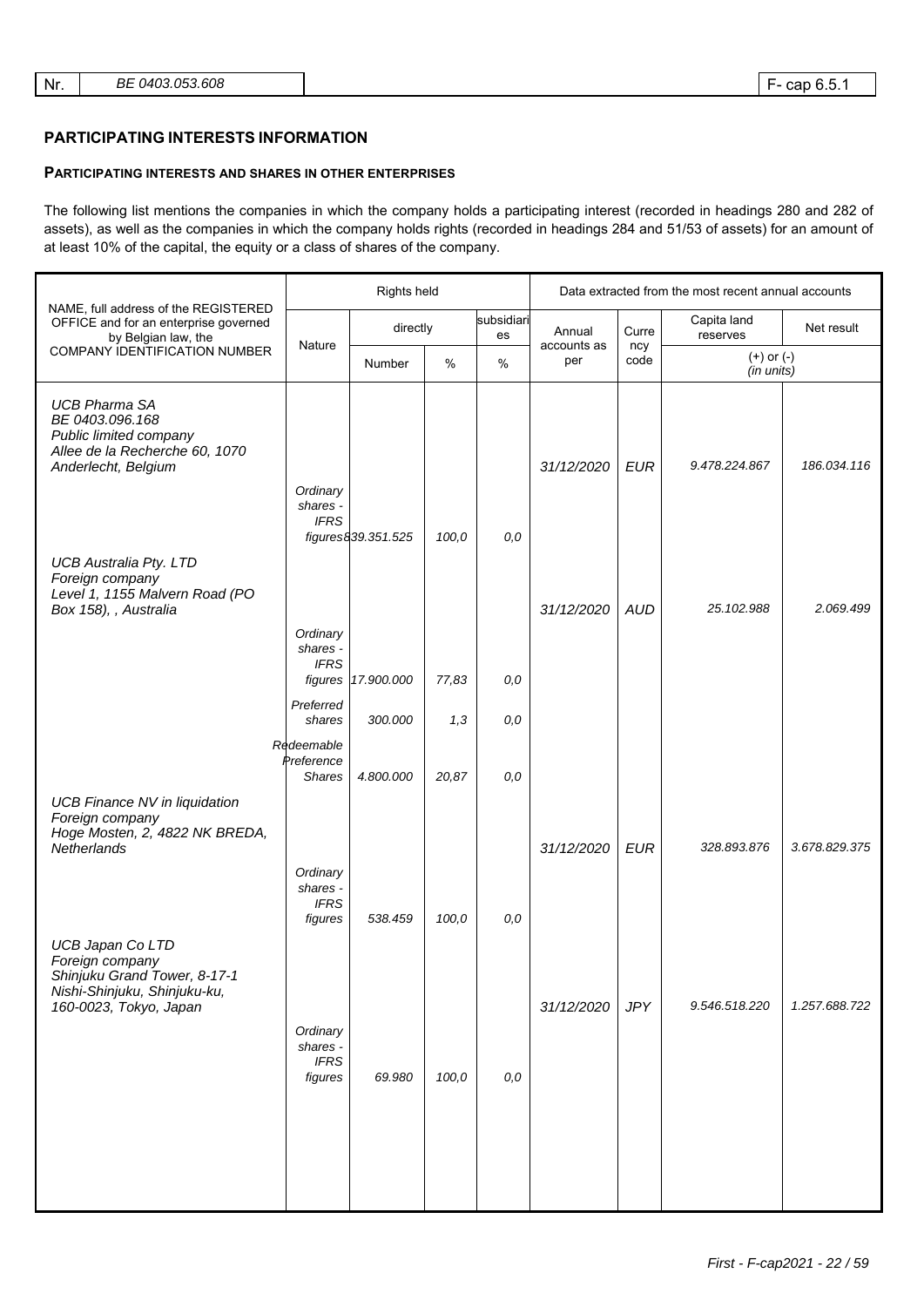## PARTICIPATING INTERESTS INFORMATION

### PARTICIPATING INTERESTS AND SHARES IN OTHER ENTERPRISES

The following list mentions the companies in which the company holds a participating interest (recorded in headings 280 and 282 of assets), as well as the companies in which the company holds rights (recorded in headings 284 and 51/53 of assets) for an amount of at least 10% of the capital, the equity or a class of shares of the company.

| NAME, full address of the REGISTERED OFFICE and for an enterprise governed by Belgian law, the COMPANY IDENTIFICATION NUMBER | Rights held | | | | Data extracted from the most recent annual accounts | | | |
|---|---|---|---|---|---|---|---|---|
| | Nature | directly | | subsidiaries | Annual accounts as per | Currency code | Capita land reserves | Net result |
| | | Number | % | % | | | (+) or (-) (in units) | |
| *UCB Pharma SA* *BE 0403.096.168* *Public limited company* *Allee de la Recherche 60, 1070 Anderlecht, Belgium* | | | | | *31/12/2020* | *EUR* | *9.478.224.867* | *186.034.116* |
| | *Ordinary shares - IFRS figures* | *839.351.525* | *100,0* | *0,0* | | | | |
| *UCB Australia Pty. LTD* *Foreign company* *Level 1, 1155 Malvern Road (PO Box 158), , Australia* | | | | | *31/12/2020* | *AUD* | *25.102.988* | *2.069.499* |
| | *Ordinary shares - IFRS figures* | *17.900.000* | *77,83* | *0,0* | | | | |
| | *Preferred shares* | *300.000* | *1,3* | *0,0* | | | | |
| | *Redeemable Preference Shares* | *4.800.000* | *20,87* | *0,0* | | | | |
| *UCB Finance NV in liquidation* *Foreign company* *Hoge Mosten, 2, 4822 NK BREDA, Netherlands* | | | | | *31/12/2020* | *EUR* | *328.893.876* | *3.678.829.375* |
| | *Ordinary shares - IFRS figures* | *538.459* | *100,0* | *0,0* | | | | |
| *UCB Japan Co LTD* *Foreign company* *Shinjuku Grand Tower, 8-17-1 Nishi-Shinjuku, Shinjuku-ku, 160-0023, Tokyo, Japan* | | | | | *31/12/2020* | *JPY* | *9.546.518.220* | *1.257.688.722* |
| | *Ordinary shares - IFRS figures* | *69.980* | *100,0* | *0,0* | | | | |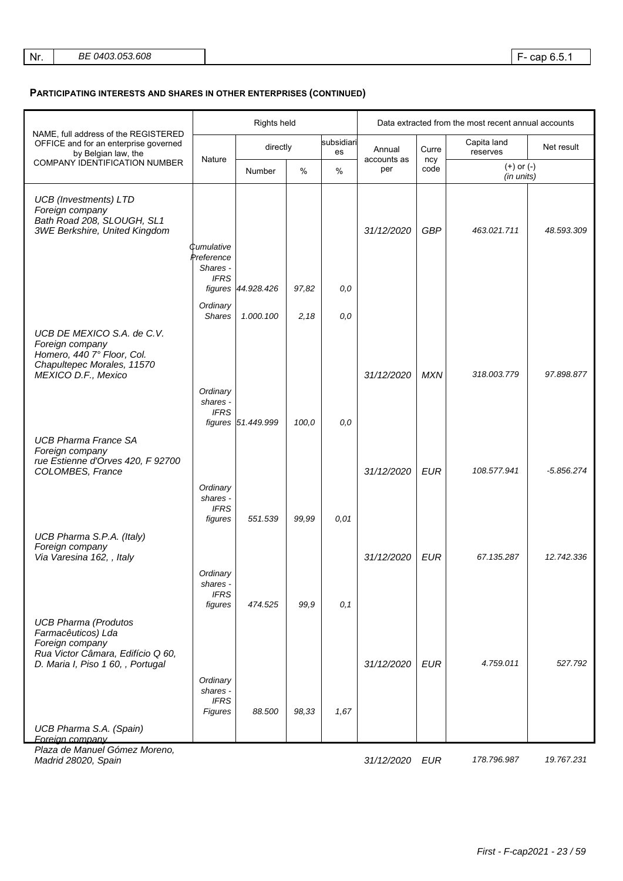## PARTICIPATING INTERESTS AND SHARES IN OTHER ENTERPRISES (CONTINUED)

| NAME, full address of the REGISTERED OFFICE and for an enterprise governed by Belgian law, the COMPANY IDENTIFICATION NUMBER | Rights held | | | | Data extracted from the most recent annual accounts | | | |
|---|---|---|---|---|---|---|---|---|
| | Nature | directly | | subsidiaries | Annual accounts as per | Currency code | Capita land reserves | Net result |
| | | Number | % | % | | | (+) or (-) (in units) | |
| *UCB (Investments) LTD* *Foreign company* *Bath Road 208, SLOUGH, SL1 3WE Berkshire, United Kingdom* | | | | | *31/12/2020* | *GBP* | *463.021.711* | *48.593.309* |
| | *Cumulative Preference Shares - IFRS figures* | *44.928.426* | *97,82* | *0,0* | | | | |
| | *Ordinary Shares* | *1.000.100* | *2,18* | *0,0* | | | | |
| *UCB DE MEXICO S.A. de C.V.* *Foreign company* *Homero, 440 7° Floor, Col. Chapultepec Morales, 11570 MEXICO D.F., Mexico* | | | | | *31/12/2020* | *MXN* | *318.003.779* | *97.898.877* |
| | *Ordinary shares - IFRS figures* | *51.449.999* | *100,0* | *0,0* | | | | |
| *UCB Pharma France SA* *Foreign company* *rue Estienne d'Orves 420, F 92700 COLOMBES, France* | | | | | *31/12/2020* | *EUR* | *108.577.941* | *-5.856.274* |
| | *Ordinary shares - IFRS figures* | *551.539* | *99,99* | *0,01* | | | | |
| *UCB Pharma S.P.A. (Italy)* *Foreign company* *Via Varesina 162, , Italy* | | | | | *31/12/2020* | *EUR* | *67.135.287* | *12.742.336* |
| | *Ordinary shares - IFRS figures* | *474.525* | *99,9* | *0,1* | | | | |
| *UCB Pharma (Produtos Farmacêuticos) Lda* *Foreign company* *Rua Victor Câmara, Edifício Q 60, D. Maria I, Piso 1 60, , Portugal* | | | | | *31/12/2020* | *EUR* | *4.759.011* | *527.792* |
| | *Ordinary shares - IFRS Figures* | *88.500* | *98,33* | *1,67* | | | | |
| *UCB Pharma S.A. (Spain)* *Foreign company* *Plaza de Manuel Gómez Moreno, Madrid 28020, Spain* | | | | | *31/12/2020* | *EUR* | *178.796.987* | *19.767.231* |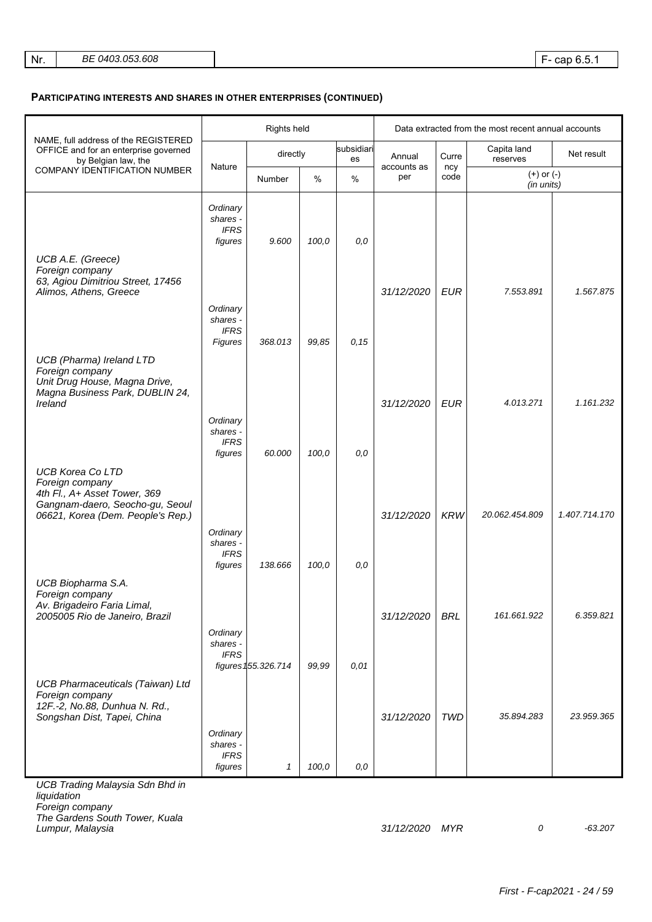## PARTICIPATING INTERESTS AND SHARES IN OTHER ENTERPRISES (CONTINUED)

| NAME, full address of the REGISTERED OFFICE and for an enterprise governed by Belgian law, the COMPANY IDENTIFICATION NUMBER | Rights held | | | | Data extracted from the most recent annual accounts | | | |
|---|---|---|---|---|---|---|---|---|
| | Nature | directly | | subsidiaries | Annual accounts as per | Currency code | Capita land reserves | Net result |
| | | Number | % | % | | | (+) or (-) (in units) | |
| *UCB A.E. (Greece)*<br>*Foreign company*<br>*63, Agiou Dimitriou Street, 17456 Alimos, Athens, Greece* | | | | | *31/12/2020* | *EUR* | *7.553.891* | *1.567.875* |
| | *Ordinary shares - IFRS figures* | *9.600* | *100,0* | *0,0* | | | | |
| *UCB (Pharma) Ireland LTD*<br>*Foreign company*<br>*Unit Drug House, Magna Drive, Magna Business Park, DUBLIN 24, Ireland* | | | | | *31/12/2020* | *EUR* | *4.013.271* | *1.161.232* |
| | *Ordinary shares - IFRS Figures* | *368.013* | *99,85* | *0,15* | | | | |
| *UCB Korea Co LTD*<br>*Foreign company*<br>*4th Fl., A+ Asset Tower, 369 Gangnam-daero, Seocho-gu, Seoul 06621, Korea (Dem. People's Rep.)* | | | | | *31/12/2020* | *KRW* | *20.062.454.809* | *1.407.714.170* |
| | *Ordinary shares - IFRS figures* | *60.000* | *100,0* | *0,0* | | | | |
| *UCB Biopharma S.A.*<br>*Foreign company*<br>*Av. Brigadeiro Faria Limal, 2005005 Rio de Janeiro, Brazil* | | | | | *31/12/2020* | *BRL* | *161.661.922* | *6.359.821* |
| | *Ordinary shares - IFRS figures* | *138.666* | *100,0* | *0,0* | | | | |
| *UCB Pharmaceuticals (Taiwan) Ltd*<br>*Foreign company*<br>*12F.-2, No.88, Dunhua N. Rd., Songshan Dist, Tapei, China* | | | | | *31/12/2020* | *TWD* | *35.894.283* | *23.959.365* |
| | *Ordinary shares - IFRS figures* | *155.326.714* | *99,99* | *0,01* | | | | |
| *UCB Trading Malaysia Sdn Bhd in liquidation*<br>*Foreign company*<br>*The Gardens South Tower, Kuala Lumpur, Malaysia* | | | | | *31/12/2020* | *MYR* | *0* | *-63.207* |
| | *Ordinary shares - IFRS figures* | *1* | *100,0* | *0,0* | | | | |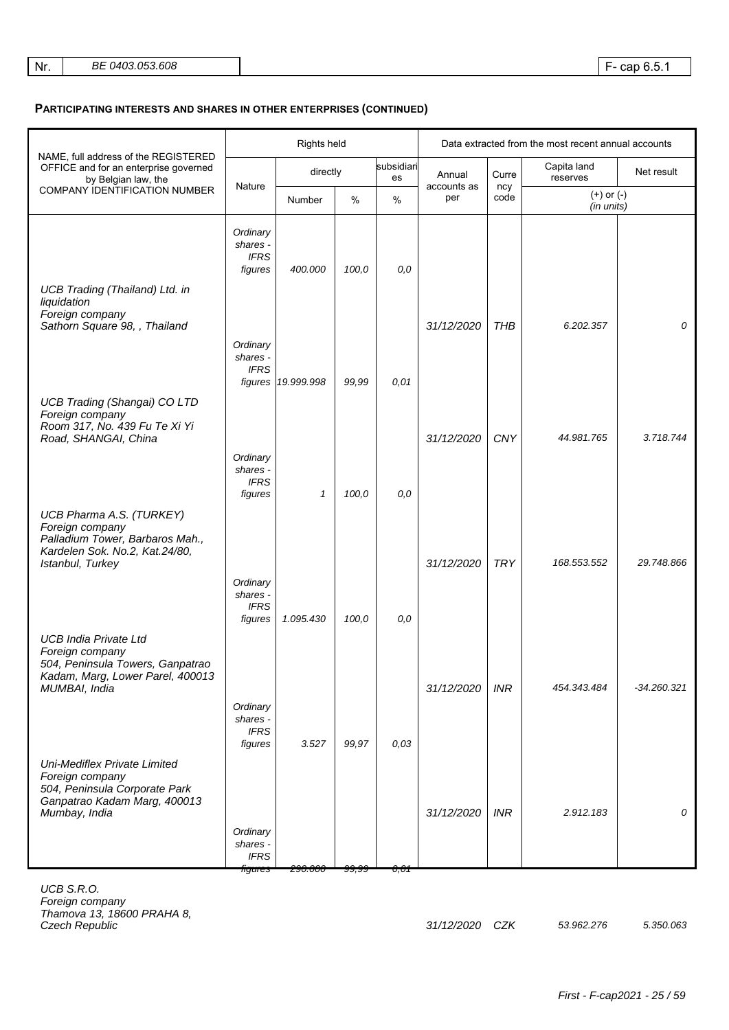**PARTICIPATING INTERESTS AND SHARES IN OTHER ENTERPRISES (CONTINUED)**

| NAME, full address of the REGISTERED OFFICE and for an enterprise governed by Belgian law, the COMPANY IDENTIFICATION NUMBER | Rights held | | | | Data extracted from the most recent annual accounts | | | |
|---|---|---|---|---|---|---|---|---|
| | Nature | directly | | subsidiaries | Annual accounts as per | Currency code | Capita land reserves | Net result |
| | | Number | % | % | | | (+) or (-) (in units) | |
| *UCB Trading (Thailand) Ltd. in liquidation*<br>*Foreign company*<br>*Sathorn Square 98, , Thailand* | *Ordinary shares - IFRS figures* | *400.000* | *100,0* | *0,0* | *31/12/2020* | *THB* | *6.202.357* | *0* |
| *UCB Trading (Shangai) CO LTD*<br>*Foreign company*<br>*Room 317, No. 439 Fu Te Xi Yi Road, SHANGAI, China* | *Ordinary shares - IFRS figures* | *19.999.998* | *99,99* | *0,01* | *31/12/2020* | *CNY* | *44.981.765* | *3.718.744* |
| *UCB Pharma A.S. (TURKEY)*<br>*Foreign company*<br>*Palladium Tower, Barbaros Mah., Kardelen Sok. No.2, Kat.24/80, Istanbul, Turkey* | *Ordinary shares - IFRS figures* | *1* | *100,0* | *0,0* | *31/12/2020* | *TRY* | *168.553.552* | *29.748.866* |
| *UCB India Private Ltd*<br>*Foreign company*<br>*504, Peninsula Towers, Ganpatrao Kadam, Marg, Lower Parel, 400013 MUMBAI, India* | *Ordinary shares - IFRS figures* | *1.095.430* | *100,0* | *0,0* | *31/12/2020* | *INR* | *454.343.484* | *-34.260.321* |
| *Uni-Mediflex Private Limited*<br>*Foreign company*<br>*504, Peninsula Corporate Park Ganpatrao Kadam Marg, 400013 Mumbay, India* | *Ordinary shares - IFRS figures* | *3.527* | *99,97* | *0,03* | *31/12/2020* | *INR* | *2.912.183* | *0* |
| *UCB S.R.O.*<br>*Foreign company*<br>*Thamova 13, 18600 PRAHA 8, Czech Republic* | *Ordinary shares - IFRS figures* | *290.000* | *99,99* | *0,01* | *31/12/2020* | *CZK* | *53.962.276* | *5.350.063* |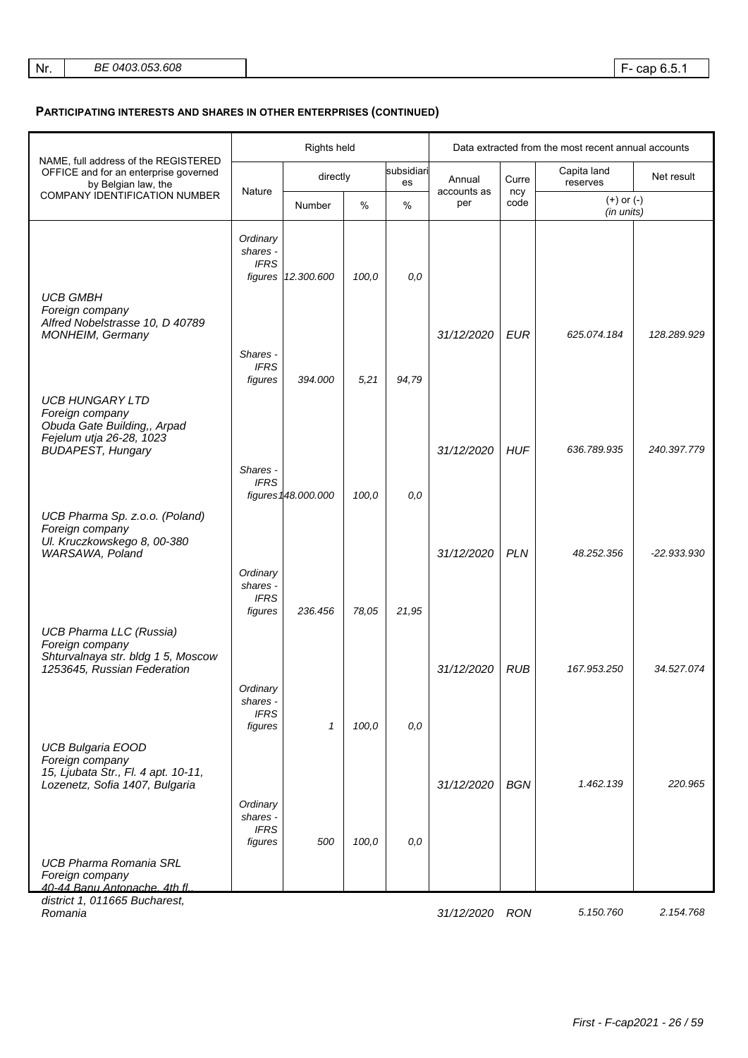## PARTICIPATING INTERESTS AND SHARES IN OTHER ENTERPRISES (CONTINUED)

| NAME, full address of the REGISTERED OFFICE and for an enterprise governed by Belgian law, the COMPANY IDENTIFICATION NUMBER | Rights held | | | | Data extracted from the most recent annual accounts | | | |
|---|---|---|---|---|---|---|---|---|
| | Nature | directly | | subsidiaries | Annual accounts as per | Currency code | Capital and reserves | Net result |
| | | Number | % | % | | | (+) or (-) (in units) | |
| *UCB GMBH*<br>*Foreign company*<br>*Alfred Nobelstrasse 10, D 40789 MONHEIM, Germany* | *Ordinary shares - IFRS figures* | *12.300.600* | *100,0* | *0,0* | *31/12/2020* | *EUR* | *625.074.184* | *128.289.929* |
| *UCB HUNGARY LTD*<br>*Foreign company*<br>*Obuda Gate Building,, Arpad Fejelum utja 26-28, 1023 BUDAPEST, Hungary* | *Shares - IFRS figures* | *394.000* | *5,21* | *94,79* | *31/12/2020* | *HUF* | *636.789.935* | *240.397.779* |
| *UCB Pharma Sp. z.o.o. (Poland)*<br>*Foreign company*<br>*Ul. Kruczkowskego 8, 00-380 WARSAWA, Poland* | *Shares - IFRS figures* | *148.000.000* | *100,0* | *0,0* | *31/12/2020* | *PLN* | *48.252.356* | *-22.933.930* |
| *UCB Pharma LLC (Russia)*<br>*Foreign company*<br>*Shturvalnaya str. bldg 1 5, Moscow 1253645, Russian Federation* | *Ordinary shares - IFRS figures* | *236.456* | *78,05* | *21,95* | *31/12/2020* | *RUB* | *167.953.250* | *34.527.074* |
| *UCB Bulgaria EOOD*<br>*Foreign company*<br>*15, Ljubata Str., Fl. 4 apt. 10-11, Lozenetz, Sofia 1407, Bulgaria* | *Ordinary shares - IFRS figures* | *1* | *100,0* | *0,0* | *31/12/2020* | *BGN* | *1.462.139* | *220.965* |
| *UCB Pharma Romania SRL*<br>*Foreign company*<br>*40-44 Banu Antonache, 4th fl., district 1, 011665 Bucharest, Romania* | *Ordinary shares - IFRS figures* | *500* | *100,0* | *0,0* | *31/12/2020* | *RON* | *5.150.760* | *2.154.768* |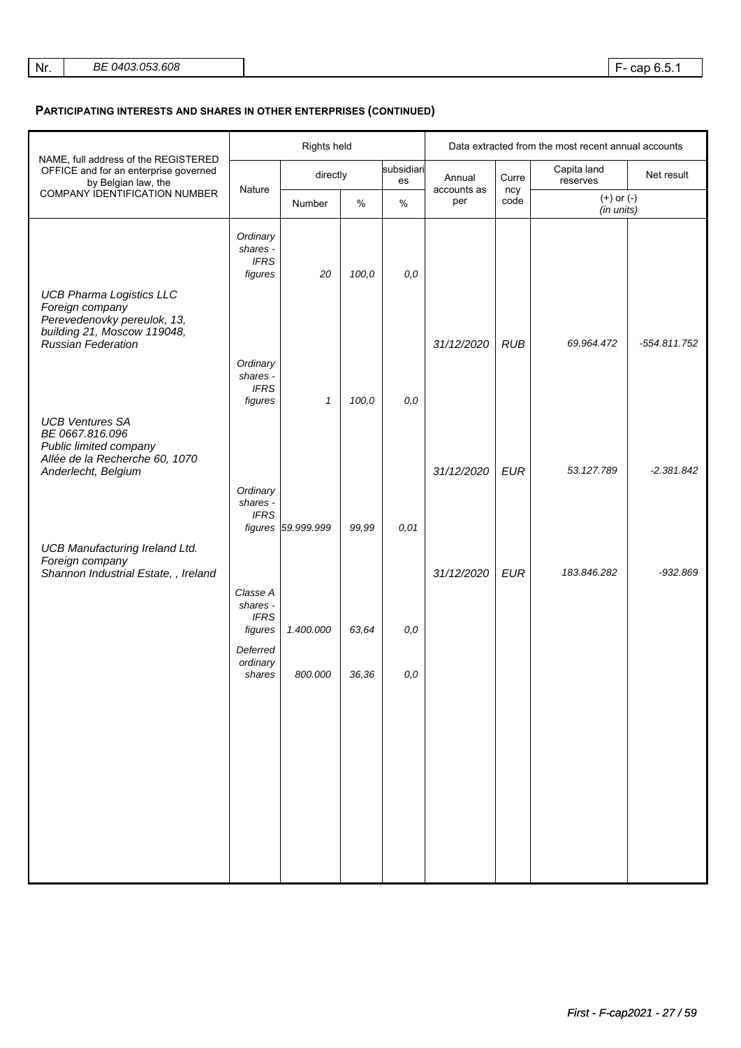## PARTICIPATING INTERESTS AND SHARES IN OTHER ENTERPRISES (CONTINUED)

| NAME, full address of the REGISTERED OFFICE and for an enterprise governed by Belgian law, the COMPANY IDENTIFICATION NUMBER | Rights held | | | | Data extracted from the most recent annual accounts | | | |
|---|---|---|---|---|---|---|---|---|
| | Nature | directly | | subsidiaries | Annual accounts as per | Currency code | Capita land reserves | Net result |
| | | Number | % | % | | | (+) or (-) (in units) | |
| *UCB Pharma Logistics LLC* *Foreign company* *Perevedenovky pereulok, 13, building 21, Moscow 119048, Russian Federation* | *Ordinary shares - IFRS figures* | *20* | *100,0* | *0,0* | *31/12/2020* | *RUB* | *69.964.472* | *-554.811.752* |
| *UCB Ventures SA* *BE 0667.816.096* *Public limited company* *Allée de la Recherche 60, 1070 Anderlecht, Belgium* | *Ordinary shares - IFRS figures* | *1* | *100,0* | *0,0* | *31/12/2020* | *EUR* | *53.127.789* | *-2.381.842* |
| *UCB Manufacturing Ireland Ltd.* *Foreign company* *Shannon Industrial Estate, , Ireland* | *Ordinary shares - IFRS figures* | *59.999.999* | *99,99* | *0,01* | *31/12/2020* | *EUR* | *183.846.282* | *-932.869* |
| | *Classe A shares - IFRS figures* | *1.400.000* | *63,64* | *0,0* | | | | |
| | *Deferred ordinary shares* | *800.000* | *36,36* | *0,0* | | | | |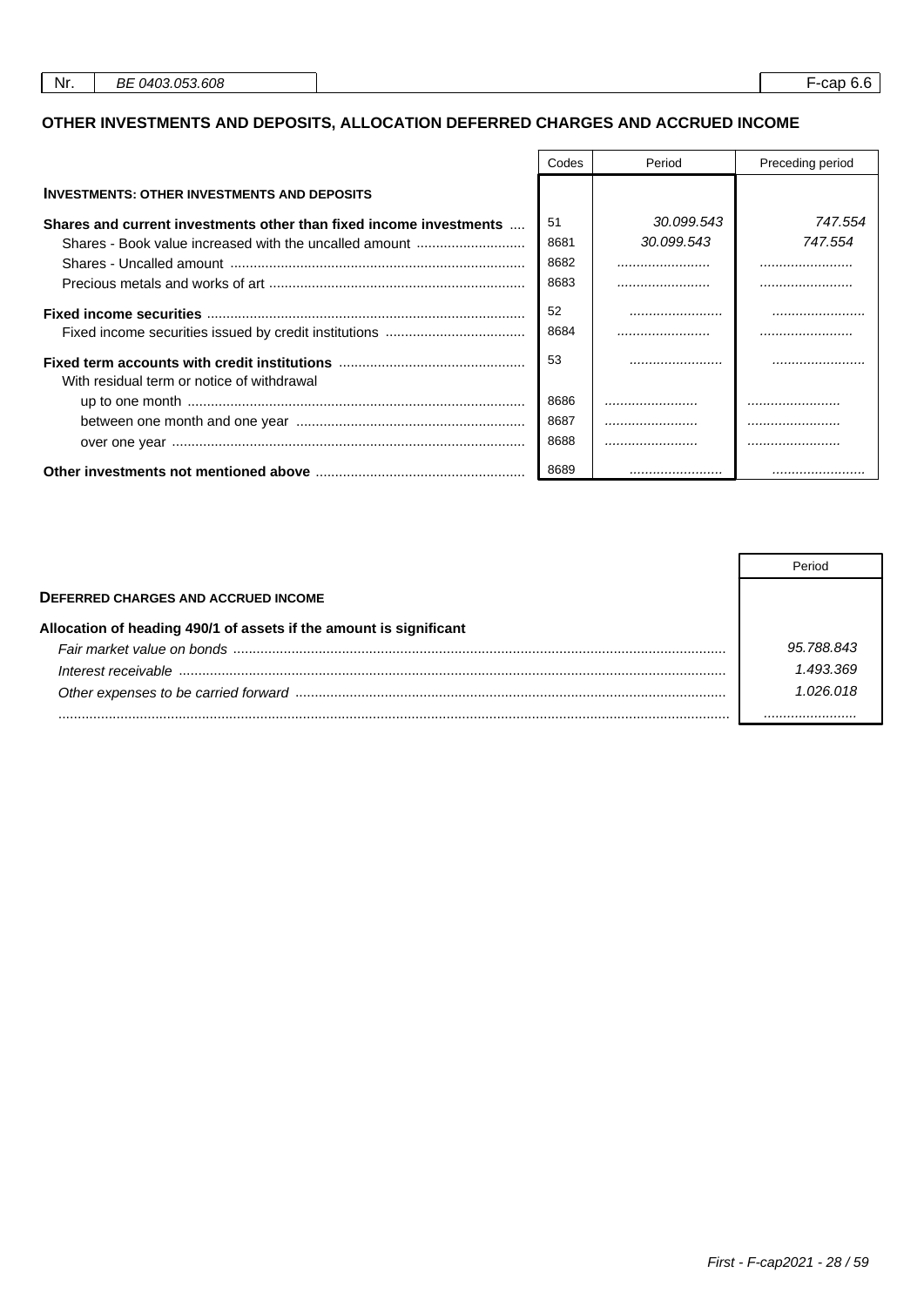| Nr. | BE 0403.053.608 | F-cap 6.6 |
|---|---|---|

## OTHER INVESTMENTS AND DEPOSITS, ALLOCATION DEFERRED CHARGES AND ACCRUED INCOME

| | Codes | Period | Preceding period |
|---|---|---|---|
| **INVESTMENTS: OTHER INVESTMENTS AND DEPOSITS** | | | |
| **Shares and current investments other than fixed income investments** | 51 | *30.099.543* | *747.554* |
| Shares - Book value increased with the uncalled amount | 8681 | *30.099.543* | *747.554* |
| Shares - Uncalled amount | 8682 | ........................ | ........................ |
| Precious metals and works of art | 8683 | ........................ | ........................ |
| **Fixed income securities** | 52 | ........................ | ........................ |
| Fixed income securities issued by credit institutions | 8684 | ........................ | ........................ |
| **Fixed term accounts with credit institutions** | 53 | ........................ | ........................ |
| With residual term or notice of withdrawal | | | |
| up to one month | 8686 | ........................ | ........................ |
| between one month and one year | 8687 | ........................ | ........................ |
| over one year | 8688 | ........................ | ........................ |
| **Other investments not mentioned above** | 8689 | ........................ | ........................ |

| | Period |
|---|---|
| **DEFERRED CHARGES AND ACCRUED INCOME** | |
| **Allocation of heading 490/1 of assets if the amount is significant** | |
| *Fair market value on bonds* | *95.788.843* |
| *Interest receivable* | *1.493.369* |
| *Other expenses to be carried forward* | *1.026.018* |
| ........................ | ........................ |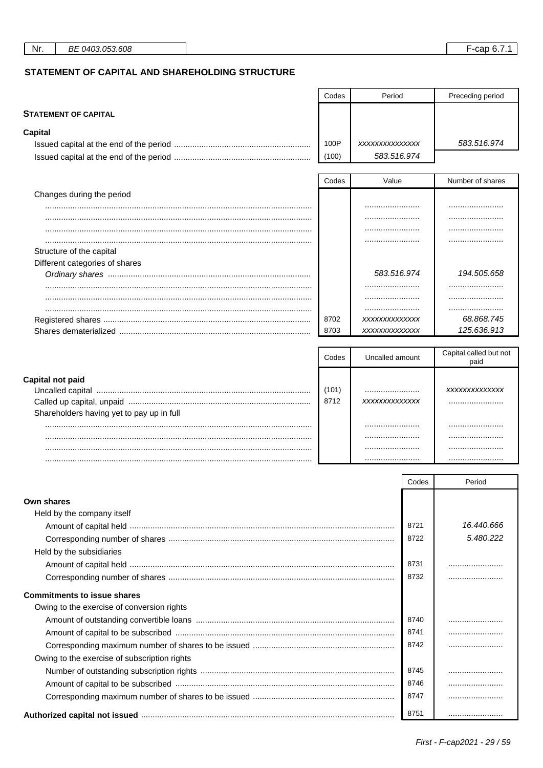| Nr. | BE 0403.053.608 | | F-cap 6.7.1 |
|---|---|---|---|

## STATEMENT OF CAPITAL AND SHAREHOLDING STRUCTURE

| | Codes | Period | Preceding period |
|---|---|---|---|
| **STATEMENT OF CAPITAL** | | | |
| **Capital** | | | |
| Issued capital at the end of the period | 100P | xxxxxxxxxxxxxxx | 583.516.974 |
| Issued capital at the end of the period | (100) | 583.516.974 | |

| | Codes | Value | Number of shares |
|---|---|---|---|
| Changes during the period | | | |
| ........................ | | ........................ | ........................ |
| ........................ | | ........................ | ........................ |
| ........................ | | ........................ | ........................ |
| ........................ | | ........................ | ........................ |
| Structure of the capital | | | |
| Different categories of shares | | | |
| *Ordinary shares* | | 583.516.974 | 194.505.658 |
| ........................ | | ........................ | ........................ |
| ........................ | | ........................ | ........................ |
| ........................ | | ........................ | ........................ |
| Registered shares | 8702 | xxxxxxxxxxxxxx | 68.868.745 |
| Shares dematerialized | 8703 | xxxxxxxxxxxxxx | 125.636.913 |

| | Codes | Uncalled amount | Capital called but not paid |
|---|---|---|---|
| **Capital not paid** | | | |
| Uncalled capital | (101) | ........................ | xxxxxxxxxxxxxx |
| Called up capital, unpaid | 8712 | xxxxxxxxxxxxxx | ........................ |
| Shareholders having yet to pay up in full | | | |
| ........................ | | ........................ | ........................ |
| ........................ | | ........................ | ........................ |
| ........................ | | ........................ | ........................ |
| ........................ | | ........................ | ........................ |

| | Codes | Period |
|---|---|---|
| **Own shares** | | |
| Held by the company itself | | |
| Amount of capital held | 8721 | 16.440.666 |
| Corresponding number of shares | 8722 | 5.480.222 |
| Held by the subsidiaries | | |
| Amount of capital held | 8731 | ........................ |
| Corresponding number of shares | 8732 | ........................ |
| **Commitments to issue shares** | | |
| Owing to the exercise of conversion rights | | |
| Amount of outstanding convertible loans | 8740 | ........................ |
| Amount of capital to be subscribed | 8741 | ........................ |
| Corresponding maximum number of shares to be issued | 8742 | ........................ |
| Owing to the exercise of subscription rights | | |
| Number of outstanding subscription rights | 8745 | ........................ |
| Amount of capital to be subscribed | 8746 | ........................ |
| Corresponding maximum number of shares to be issued | 8747 | ........................ |
| **Authorized capital not issued** | 8751 | ........................ |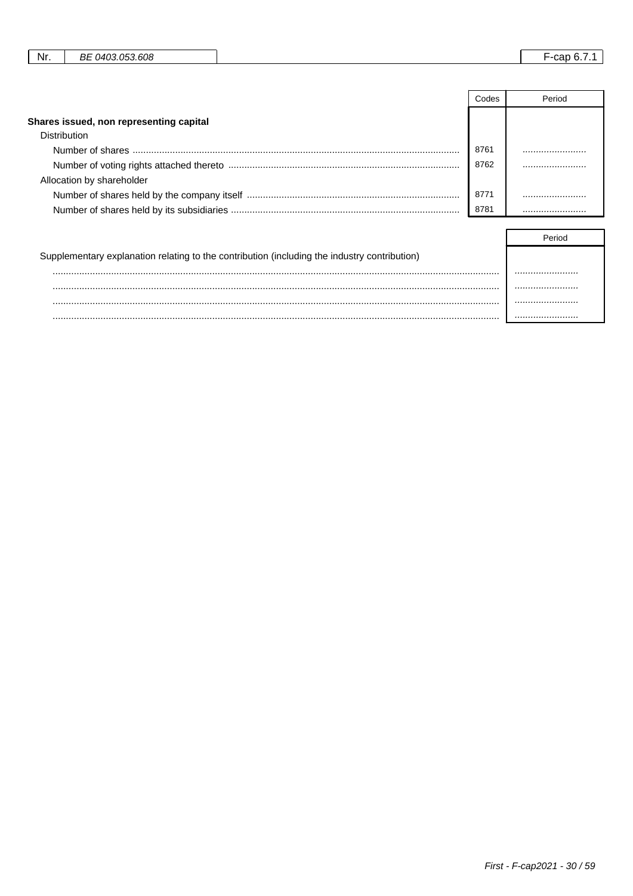| Nr. | BE 0403.053.608 | F-cap 6.7.1 |
|---|---|---|

| | Codes | Period |
|---|---|---|
| **Shares issued, non representing capital** | | |
| Distribution | | |
| Number of shares | 8761 | ........................ |
| Number of voting rights attached thereto | 8762 | ........................ |
| Allocation by shareholder | | |
| Number of shares held by the company itself | 8771 | ........................ |
| Number of shares held by its subsidiaries | 8781 | ........................ |

| | Period |
|---|---|
| Supplementary explanation relating to the contribution (including the industry contribution) | |
| ........................................................................................................................................................ | ........................ |
| ........................................................................................................................................................ | ........................ |
| ........................................................................................................................................................ | ........................ |
| ........................................................................................................................................................ | ........................ |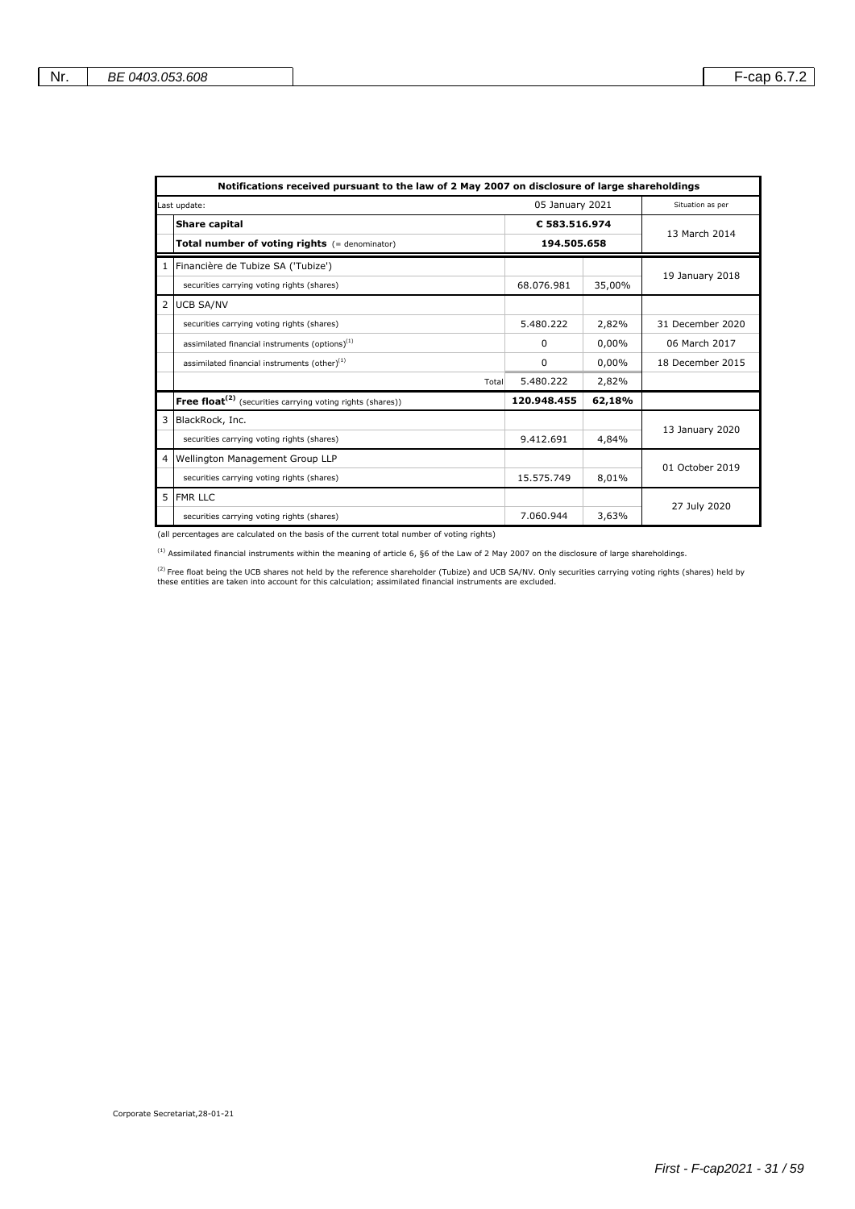| | Notifications received pursuant to the law of 2 May 2007 on disclosure of large shareholdings | | | |
|---|---|---|---|---|
| | Last update: | 05 January 2021 | | Situation as per |
| | **Share capital** | **€ 583.516.974** | | 13 March 2014 |
| | **Total number of voting rights** (= denominator) | **194.505.658** | | |
| 1 | Financière de Tubize SA ('Tubize') | | | 19 January 2018 |
| | securities carrying voting rights (shares) | 68.076.981 | 35,00% | |
| 2 | UCB SA/NV | | | |
| | securities carrying voting rights (shares) | 5.480.222 | 2,82% | 31 December 2020 |
| | assimilated financial instruments (options)[1] | 0 | 0,00% | 06 March 2017 |
| | assimilated financial instruments (other)[1] | 0 | 0,00% | 18 December 2015 |
| | Total | 5.480.222 | 2,82% | |
| | **Free float[2]** (securities carrying voting rights (shares)) | **120.948.455** | **62,18%** | |
| 3 | BlackRock, Inc. | | | 13 January 2020 |
| | securities carrying voting rights (shares) | 9.412.691 | 4,84% | |
| 4 | Wellington Management Group LLP | | | 01 October 2019 |
| | securities carrying voting rights (shares) | 15.575.749 | 8,01% | |
| 5 | FMR LLC | | | 27 July 2020 |
| | securities carrying voting rights (shares) | 7.060.944 | 3,63% | |

(all percentages are calculated on the basis of the current total number of voting rights)

[1] Assimilated financial instruments within the meaning of article 6, §6 of the Law of 2 May 2007 on the disclosure of large shareholdings.

[2] Free float being the UCB shares not held by the reference shareholder (Tubize) and UCB SA/NV. Only securities carrying voting rights (shares) held by these entities are taken into account for this calculation; assimilated financial instruments are excluded.

Corporate Secretariat,28-01-21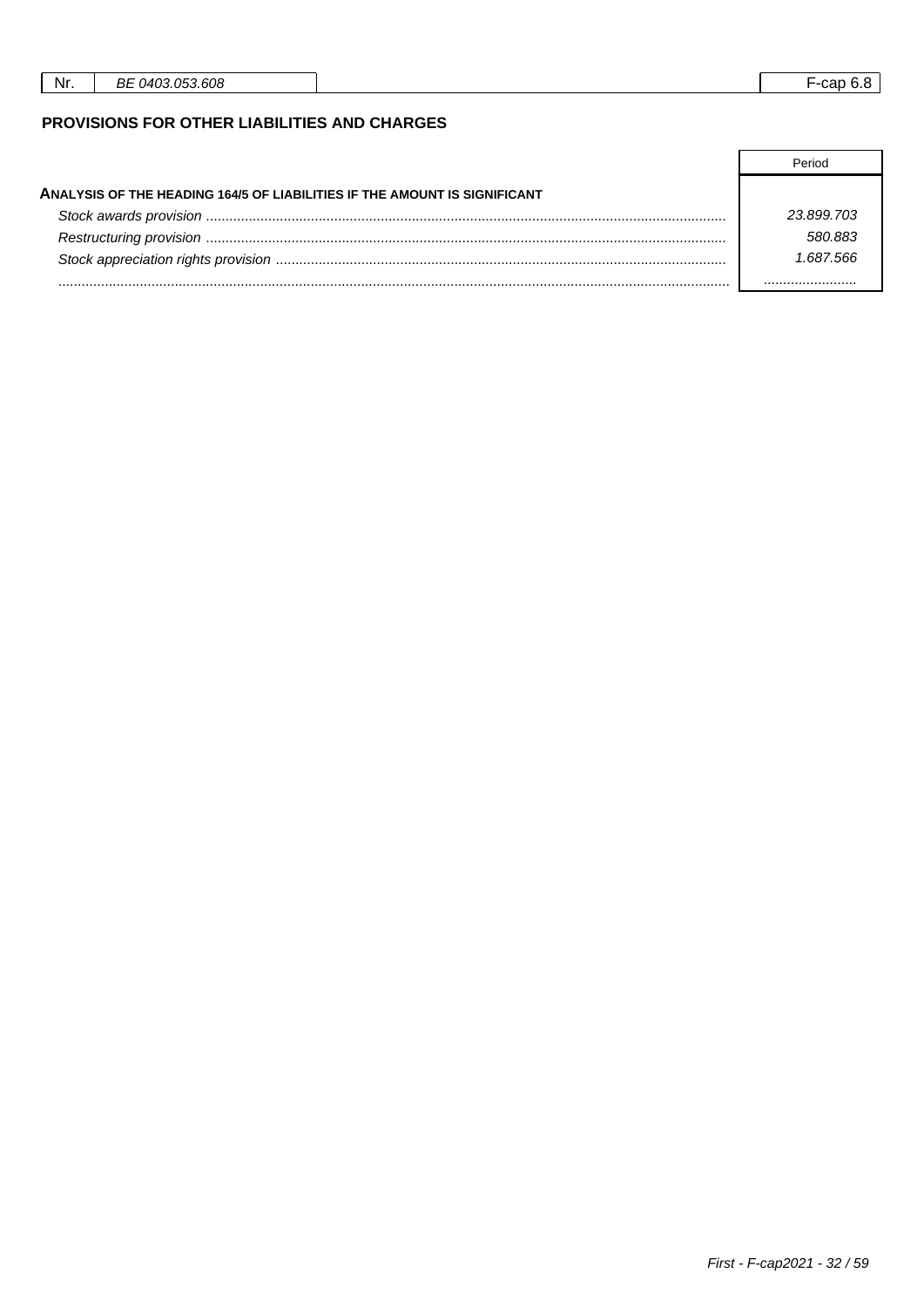## PROVISIONS FOR OTHER LIABILITIES AND CHARGES

| | Period |
|---|---|
| **ANALYSIS OF THE HEADING 164/5 OF LIABILITIES IF THE AMOUNT IS SIGNIFICANT** | |
| *Stock awards provision* | *23.899.703* |
| *Restructuring provision* | *580.883* |
| *Stock appreciation rights provision* | *1.687.566* |
| ........................................ | ........................ |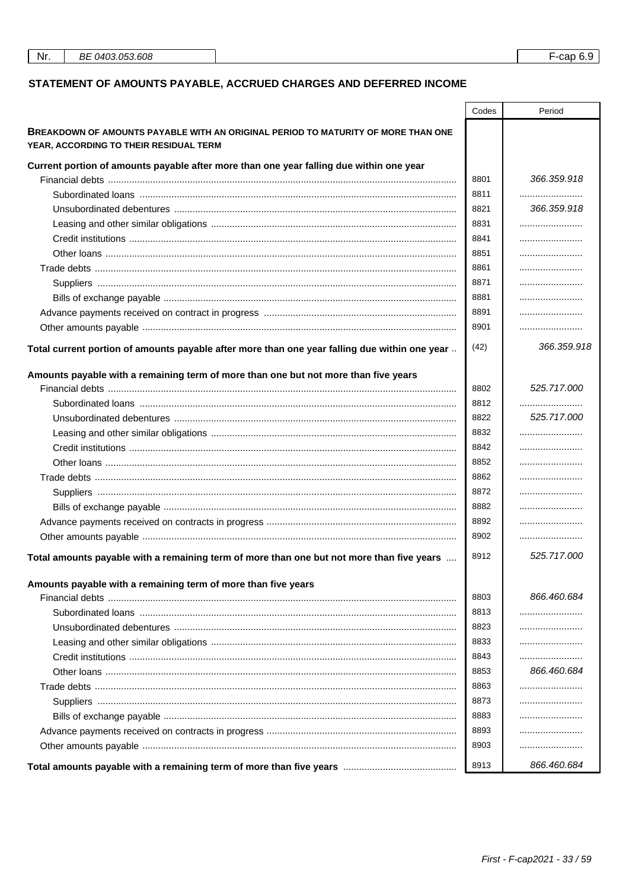| Nr. | BE 0403.053.608 | F-cap 6.9 |
|---|---|---|

## STATEMENT OF AMOUNTS PAYABLE, ACCRUED CHARGES AND DEFERRED INCOME

| | Codes | Period |
|---|---|---|
| **BREAKDOWN OF AMOUNTS PAYABLE WITH AN ORIGINAL PERIOD TO MATURITY OF MORE THAN ONE YEAR, ACCORDING TO THEIR RESIDUAL TERM** | | |
| **Current portion of amounts payable after more than one year falling due within one year** | | |
| Financial debts | 8801 | 366.359.918 |
| Subordinated loans | 8811 | |
| Unsubordinated debentures | 8821 | 366.359.918 |
| Leasing and other similar obligations | 8831 | |
| Credit institutions | 8841 | |
| Other loans | 8851 | |
| Trade debts | 8861 | |
| Suppliers | 8871 | |
| Bills of exchange payable | 8881 | |
| Advance payments received on contract in progress | 8891 | |
| Other amounts payable | 8901 | |
| **Total current portion of amounts payable after more than one year falling due within one year** | (42) | 366.359.918 |
| **Amounts payable with a remaining term of more than one but not more than five years** | | |
| Financial debts | 8802 | 525.717.000 |
| Subordinated loans | 8812 | |
| Unsubordinated debentures | 8822 | 525.717.000 |
| Leasing and other similar obligations | 8832 | |
| Credit institutions | 8842 | |
| Other loans | 8852 | |
| Trade debts | 8862 | |
| Suppliers | 8872 | |
| Bills of exchange payable | 8882 | |
| Advance payments received on contracts in progress | 8892 | |
| Other amounts payable | 8902 | |
| **Total amounts payable with a remaining term of more than one but not more than five years** | 8912 | 525.717.000 |
| **Amounts payable with a remaining term of more than five years** | | |
| Financial debts | 8803 | 866.460.684 |
| Subordinated loans | 8813 | |
| Unsubordinated debentures | 8823 | |
| Leasing and other similar obligations | 8833 | |
| Credit institutions | 8843 | |
| Other loans | 8853 | 866.460.684 |
| Trade debts | 8863 | |
| Suppliers | 8873 | |
| Bills of exchange payable | 8883 | |
| Advance payments received on contracts in progress | 8893 | |
| Other amounts payable | 8903 | |
| **Total amounts payable with a remaining term of more than five years** | 8913 | 866.460.684 |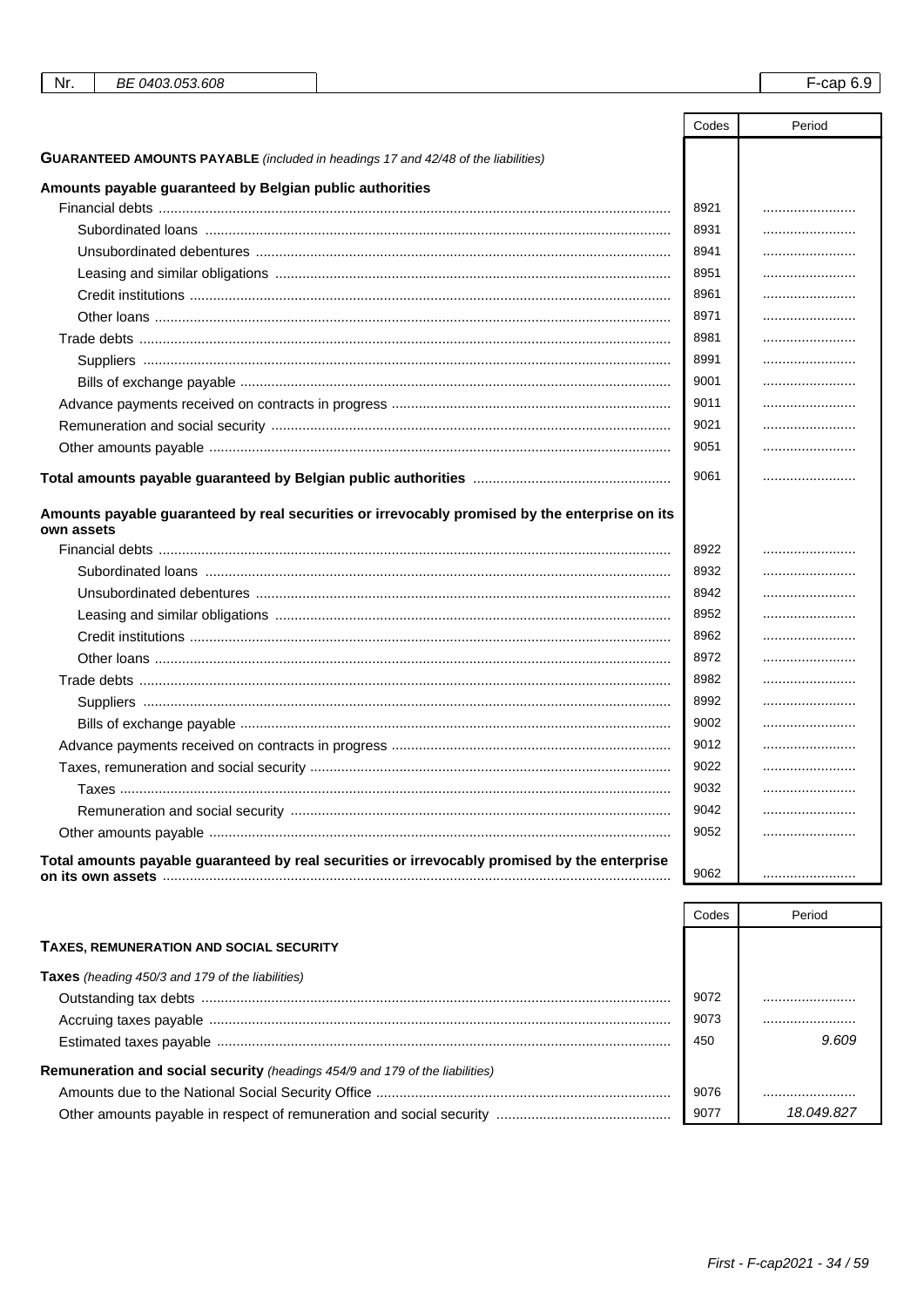| Nr. | BE 0403.053.608 | F-cap 6.9 |
|---|---|---|

| | Codes | Period |
|---|---|---|
| **GUARANTEED AMOUNTS PAYABLE** *(included in headings 17 and 42/48 of the liabilities)* | | |
| **Amounts payable guaranteed by Belgian public authorities** | | |
| Financial debts | 8921 | ........................ |
| Subordinated loans | 8931 | ........................ |
| Unsubordinated debentures | 8941 | ........................ |
| Leasing and similar obligations | 8951 | ........................ |
| Credit institutions | 8961 | ........................ |
| Other loans | 8971 | ........................ |
| Trade debts | 8981 | ........................ |
| Suppliers | 8991 | ........................ |
| Bills of exchange payable | 9001 | ........................ |
| Advance payments received on contracts in progress | 9011 | ........................ |
| Remuneration and social security | 9021 | ........................ |
| Other amounts payable | 9051 | ........................ |
| **Total amounts payable guaranteed by Belgian public authorities** | 9061 | ........................ |
| **Amounts payable guaranteed by real securities or irrevocably promised by the enterprise on its own assets** | | |
| Financial debts | 8922 | ........................ |
| Subordinated loans | 8932 | ........................ |
| Unsubordinated debentures | 8942 | ........................ |
| Leasing and similar obligations | 8952 | ........................ |
| Credit institutions | 8962 | ........................ |
| Other loans | 8972 | ........................ |
| Trade debts | 8982 | ........................ |
| Suppliers | 8992 | ........................ |
| Bills of exchange payable | 9002 | ........................ |
| Advance payments received on contracts in progress | 9012 | ........................ |
| Taxes, remuneration and social security | 9022 | ........................ |
| Taxes | 9032 | ........................ |
| Remuneration and social security | 9042 | ........................ |
| Other amounts payable | 9052 | ........................ |
| **Total amounts payable guaranteed by real securities or irrevocably promised by the enterprise on its own assets** | 9062 | ........................ |

| | Codes | Period |
|---|---|---|
| **TAXES, REMUNERATION AND SOCIAL SECURITY** | | |
| **Taxes** *(heading 450/3 and 179 of the liabilities)* | | |
| Outstanding tax debts | 9072 | ........................ |
| Accruing taxes payable | 9073 | ........................ |
| Estimated taxes payable | 450 | *9.609* |
| **Remuneration and social security** *(headings 454/9 and 179 of the liabilities)* | | |
| Amounts due to the National Social Security Office | 9076 | ........................ |
| Other amounts payable in respect of remuneration and social security | 9077 | *18.049.827* |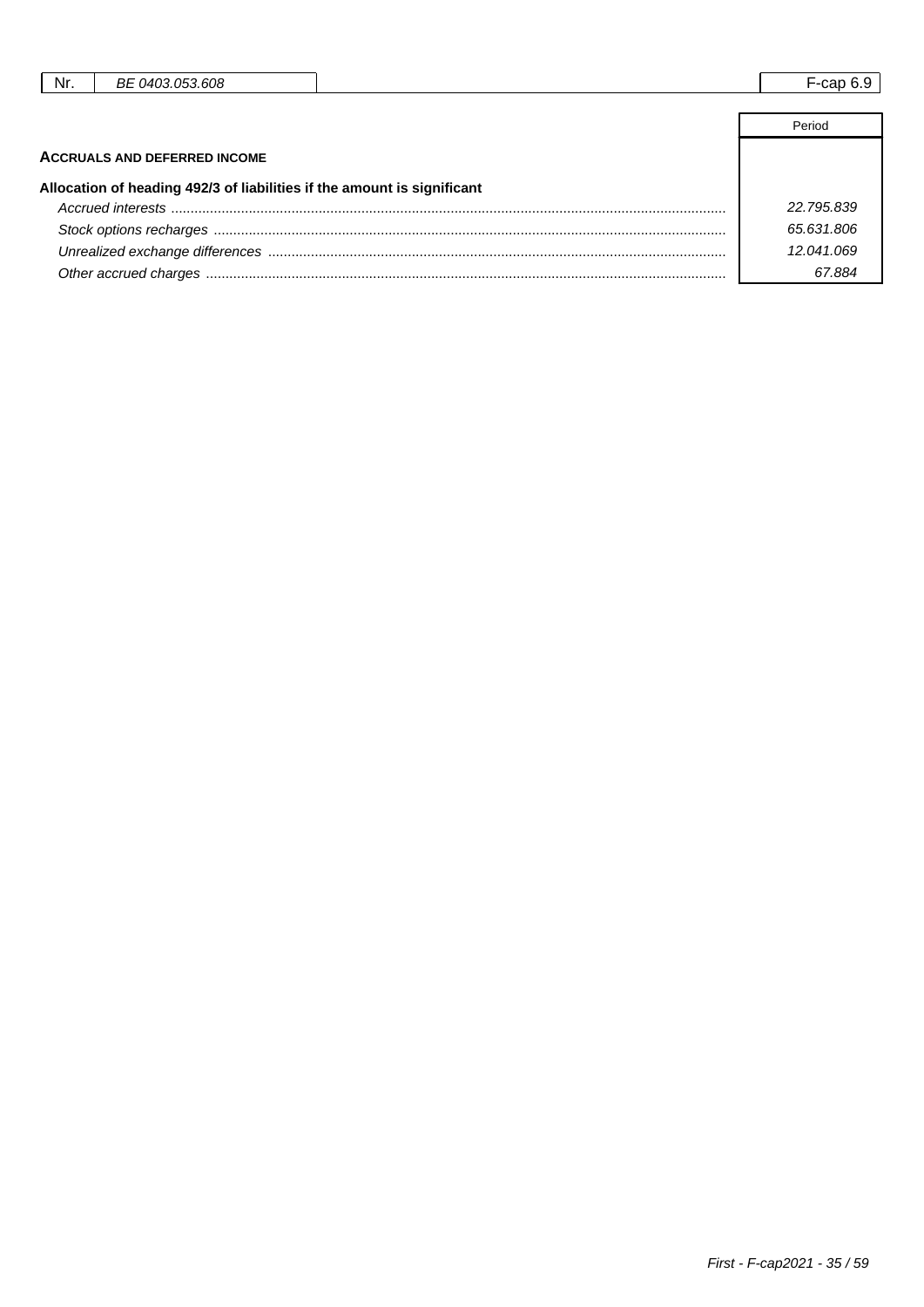| Nr. | BE 0403.053.608 | F-cap 6.9 |
|---|---|---|

## ACCRUALS AND DEFERRED INCOME

| | Period |
|---|---|
| **Allocation of heading 492/3 of liabilities if the amount is significant** | |
| *Accrued interests* | *22.795.839* |
| *Stock options recharges* | *65.631.806* |
| *Unrealized exchange differences* | *12.041.069* |
| *Other accrued charges* | *67.884* |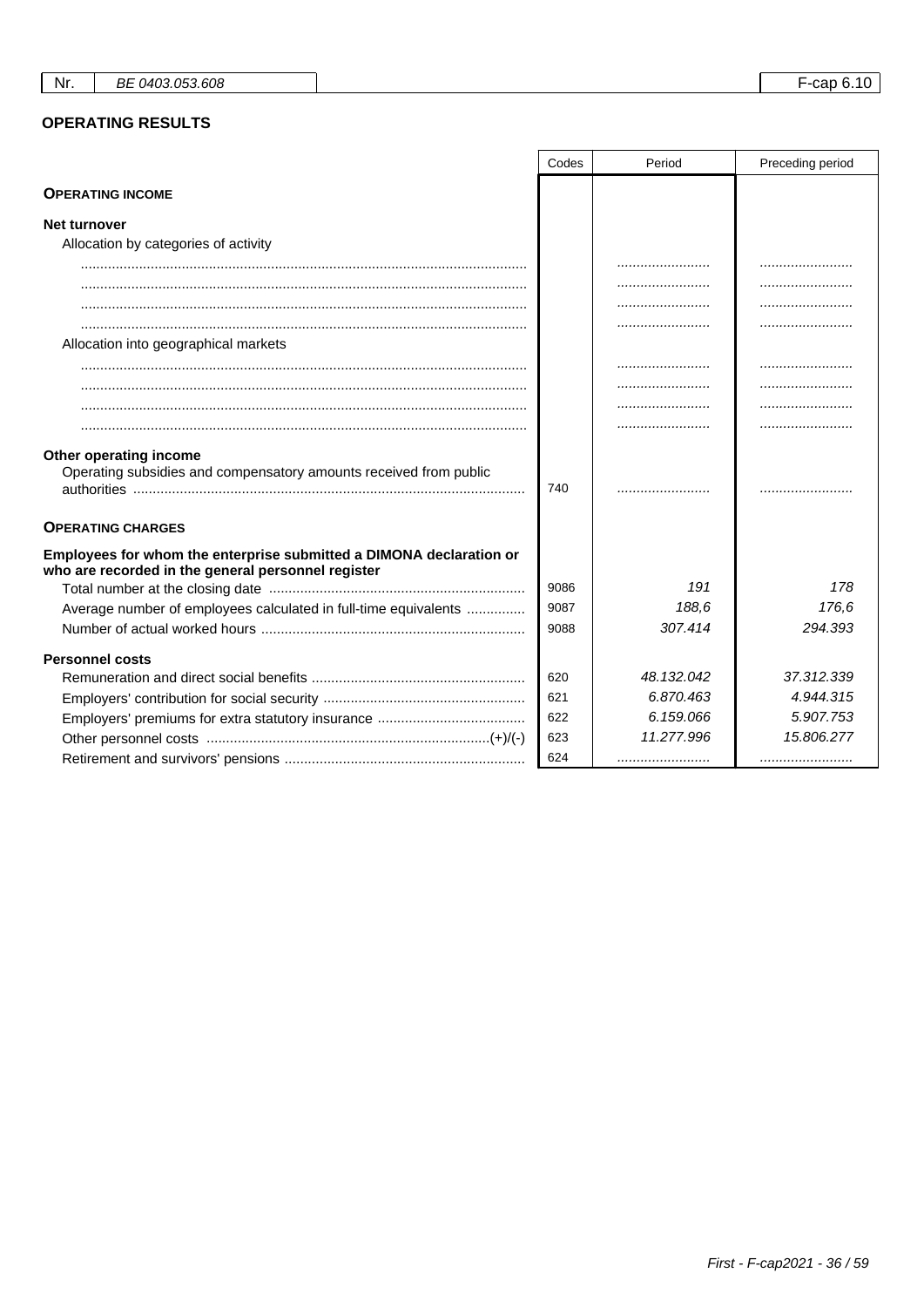| Nr. | BE 0403.053.608 | F-cap 6.10 |
|---|---|---|

## OPERATING RESULTS

| | Codes | Period | Preceding period |
|---|---|---|---|
| **OPERATING INCOME** | | | |
| **Net turnover** | | | |
| Allocation by categories of activity | | | |
| .................................................................................................................. | | ........................ | ........................ |
| .................................................................................................................. | | ........................ | ........................ |
| .................................................................................................................. | | ........................ | ........................ |
| .................................................................................................................. | | ........................ | ........................ |
| Allocation into geographical markets | | | |
| .................................................................................................................. | | ........................ | ........................ |
| .................................................................................................................. | | ........................ | ........................ |
| .................................................................................................................. | | ........................ | ........................ |
| .................................................................................................................. | | ........................ | ........................ |
| **Other operating income** | | | |
| Operating subsidies and compensatory amounts received from public authorities | 740 | ........................ | ........................ |
| **OPERATING CHARGES** | | | |
| **Employees for whom the enterprise submitted a DIMONA declaration or who are recorded in the general personnel register** | | | |
| Total number at the closing date | 9086 | *191* | *178* |
| Average number of employees calculated in full-time equivalents | 9087 | *188,6* | *176,6* |
| Number of actual worked hours | 9088 | *307.414* | *294.393* |
| **Personnel costs** | | | |
| Remuneration and direct social benefits | 620 | *48.132.042* | *37.312.339* |
| Employers' contribution for social security | 621 | *6.870.463* | *4.944.315* |
| Employers' premiums for extra statutory insurance | 622 | *6.159.066* | *5.907.753* |
| Other personnel costs (+)/(-) | 623 | *11.277.996* | *15.806.277* |
| Retirement and survivors' pensions | 624 | ........................ | ........................ |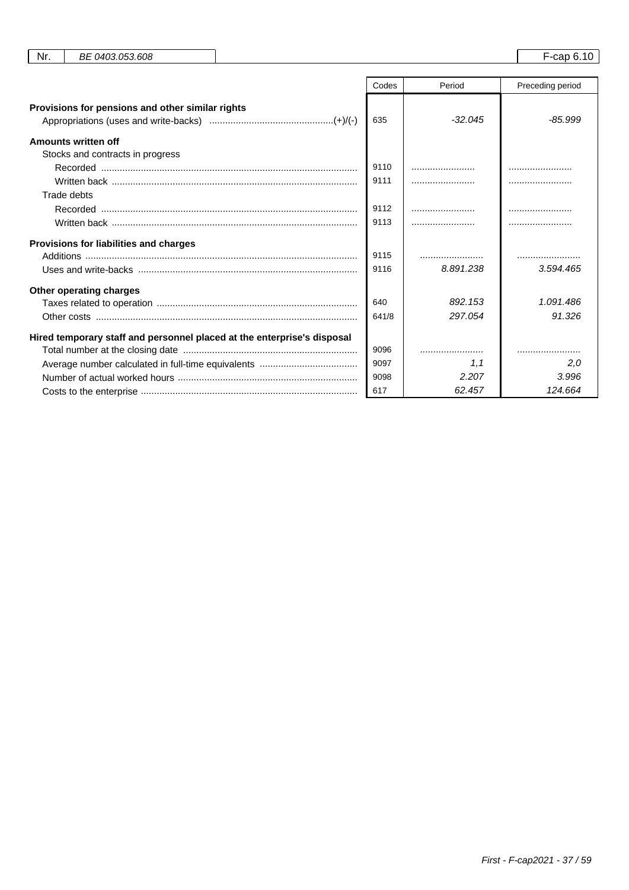| Nr. | BE 0403.053.608 | F-cap 6.10 |
|---|---|---|

| | Codes | Period | Preceding period |
|---|---|---|---|
| **Provisions for pensions and other similar rights** | | | |
| Appropriations (uses and write-backs) ............................................(+)/(-) | 635 | -32.045 | -85.999 |
| **Amounts written off** | | | |
| Stocks and contracts in progress | | | |
| Recorded | 9110 | ........................ | ........................ |
| Written back | 9111 | ........................ | ........................ |
| Trade debts | | | |
| Recorded | 9112 | ........................ | ........................ |
| Written back | 9113 | ........................ | ........................ |
| **Provisions for liabilities and charges** | | | |
| Additions | 9115 | ........................ | ........................ |
| Uses and write-backs | 9116 | 8.891.238 | 3.594.465 |
| **Other operating charges** | | | |
| Taxes related to operation | 640 | 892.153 | 1.091.486 |
| Other costs | 641/8 | 297.054 | 91.326 |
| **Hired temporary staff and personnel placed at the enterprise's disposal** | | | |
| Total number at the closing date | 9096 | ........................ | ........................ |
| Average number calculated in full-time equivalents | 9097 | 1,1 | 2,0 |
| Number of actual worked hours | 9098 | 2.207 | 3.996 |
| Costs to the enterprise | 617 | 62.457 | 124.664 |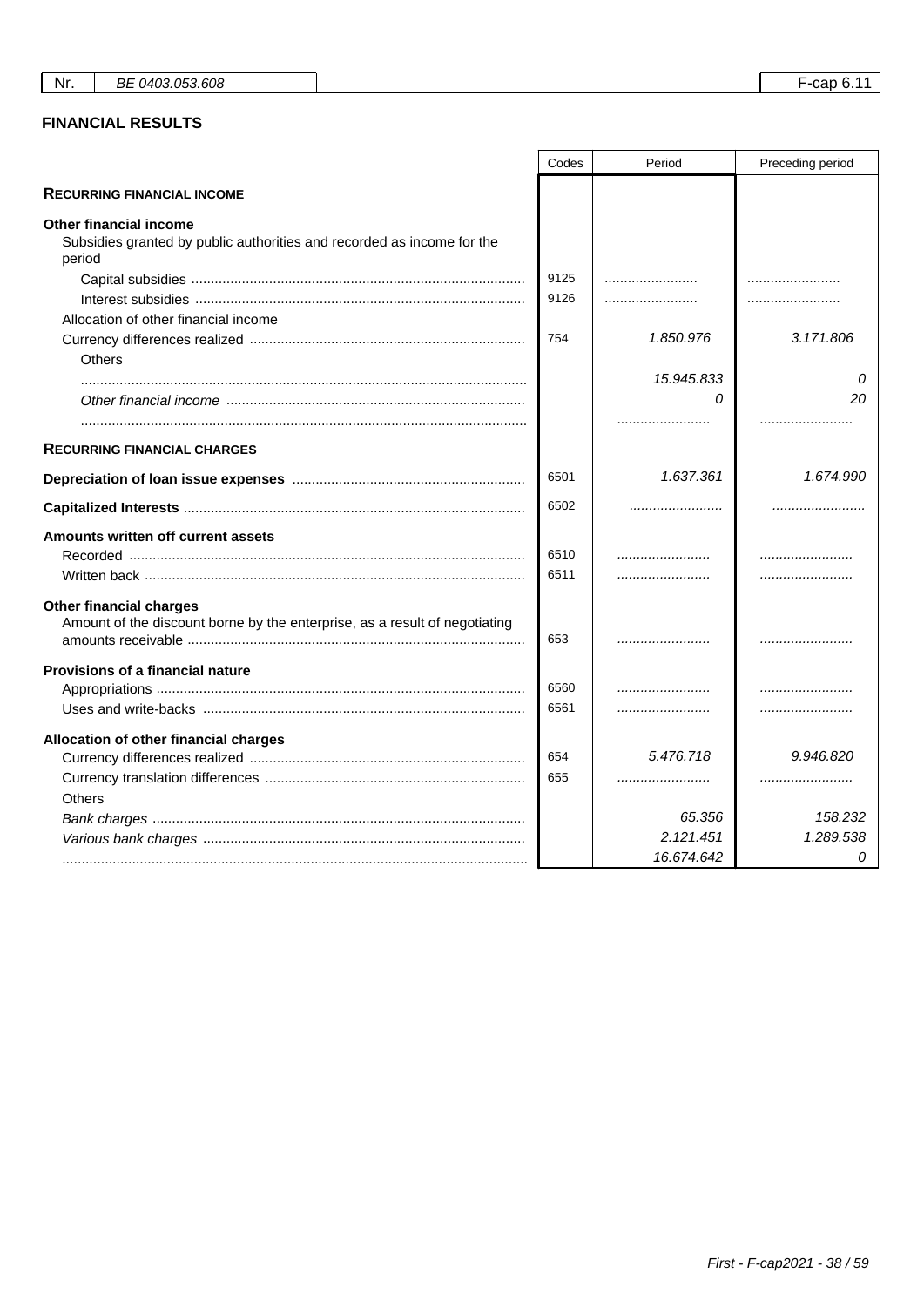| Nr. | BE 0403.053.608 | | F-cap 6.11 |
|---|---|---|---|

## FINANCIAL RESULTS

| | Codes | Period | Preceding period |
|---|---|---|---|
| **RECURRING FINANCIAL INCOME** | | | |
| **Other financial income** | | | |
| Subsidies granted by public authorities and recorded as income for the period | | | |
| Capital subsidies | 9125 | ........................ | ........................ |
| Interest subsidies | 9126 | ........................ | ........................ |
| Allocation of other financial income | | | |
| Currency differences realized | 754 | *1.850.976* | *3.171.806* |
| Others | | | |
| | | *15.945.833* | *0* |
| *Other financial income* | | *0* | *20* |
| | | ........................ | ........................ |
| **RECURRING FINANCIAL CHARGES** | | | |
| **Depreciation of loan issue expenses** | 6501 | *1.637.361* | *1.674.990* |
| **Capitalized Interests** | 6502 | ........................ | ........................ |
| **Amounts written off current assets** | | | |
| Recorded | 6510 | ........................ | ........................ |
| Written back | 6511 | ........................ | ........................ |
| **Other financial charges** | | | |
| Amount of the discount borne by the enterprise, as a result of negotiating amounts receivable | 653 | ........................ | ........................ |
| **Provisions of a financial nature** | | | |
| Appropriations | 6560 | ........................ | ........................ |
| Uses and write-backs | 6561 | ........................ | ........................ |
| **Allocation of other financial charges** | | | |
| Currency differences realized | 654 | *5.476.718* | *9.946.820* |
| Currency translation differences | 655 | ........................ | ........................ |
| Others | | | |
| *Bank charges* | | *65.356* | *158.232* |
| *Various bank charges* | | *2.121.451* | *1.289.538* |
| | | *16.674.642* | *0* |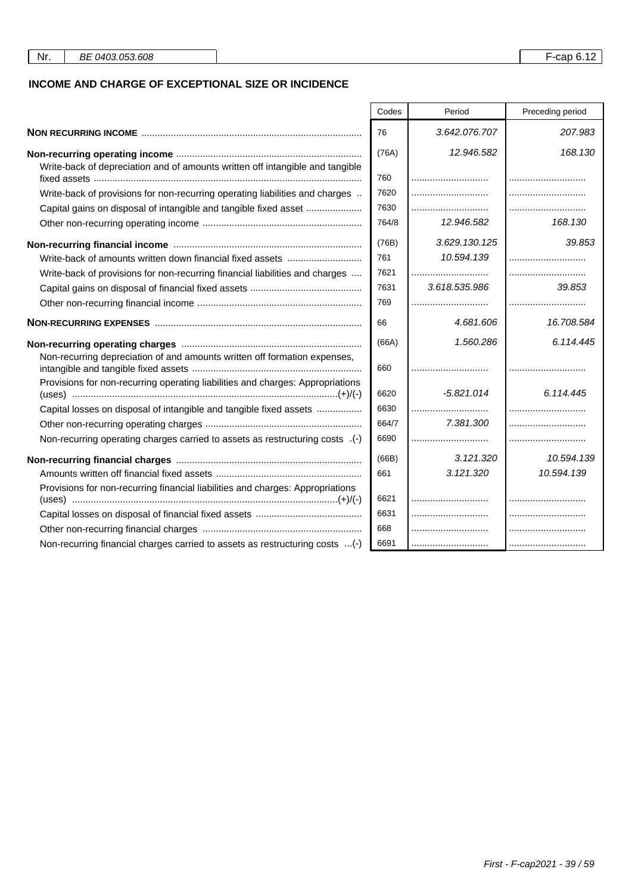| Nr. | BE 0403.053.608 | | F-cap 6.12 |
|---|---|---|---|

## INCOME AND CHARGE OF EXCEPTIONAL SIZE OR INCIDENCE

| | Codes | Period | Preceding period |
|---|---|---|---|
| **NON RECURRING INCOME** | 76 | 3.642.076.707 | 207.983 |
| **Non-recurring operating income** | (76A) | 12.946.582 | 168.130 |
| Write-back of depreciation and of amounts written off intangible and tangible fixed assets | 760 | ............................ | ............................ |
| Write-back of provisions for non-recurring operating liabilities and charges | 7620 | ............................ | ............................ |
| Capital gains on disposal of intangible and tangible fixed asset | 7630 | ............................ | ............................ |
| Other non-recurring operating income | 764/8 | 12.946.582 | 168.130 |
| **Non-recurring financial income** | (76B) | 3.629.130.125 | 39.853 |
| Write-back of amounts written down financial fixed assets | 761 | 10.594.139 | ............................ |
| Write-back of provisions for non-recurring financial liabilities and charges | 7621 | ............................ | ............................ |
| Capital gains on disposal of financial fixed assets | 7631 | 3.618.535.986 | 39.853 |
| Other non-recurring financial income | 769 | ............................ | ............................ |
| **NON-RECURRING EXPENSES** | 66 | 4.681.606 | 16.708.584 |
| **Non-recurring operating charges** | (66A) | 1.560.286 | 6.114.445 |
| Non-recurring depreciation of and amounts written off formation expenses, intangible and tangible fixed assets | 660 | ............................ | ............................ |
| Provisions for non-recurring operating liabilities and charges: Appropriations (uses) (+)/(-) | 6620 | -5.821.014 | 6.114.445 |
| Capital losses on disposal of intangible and tangible fixed assets | 6630 | ............................ | ............................ |
| Other non-recurring operating charges | 664/7 | 7.381.300 | ............................ |
| Non-recurring operating charges carried to assets as restructuring costs (-) | 6690 | ............................ | ............................ |
| **Non-recurring financial charges** | (66B) | 3.121.320 | 10.594.139 |
| Amounts written off financial fixed assets | 661 | 3.121.320 | 10.594.139 |
| Provisions for non-recurring financial liabilities and charges: Appropriations (uses) (+)/(-) | 6621 | ............................ | ............................ |
| Capital losses on disposal of financial fixed assets | 6631 | ............................ | ............................ |
| Other non-recurring financial charges | 668 | ............................ | ............................ |
| Non-recurring financial charges carried to assets as restructuring costs (-) | 6691 | ............................ | ............................ |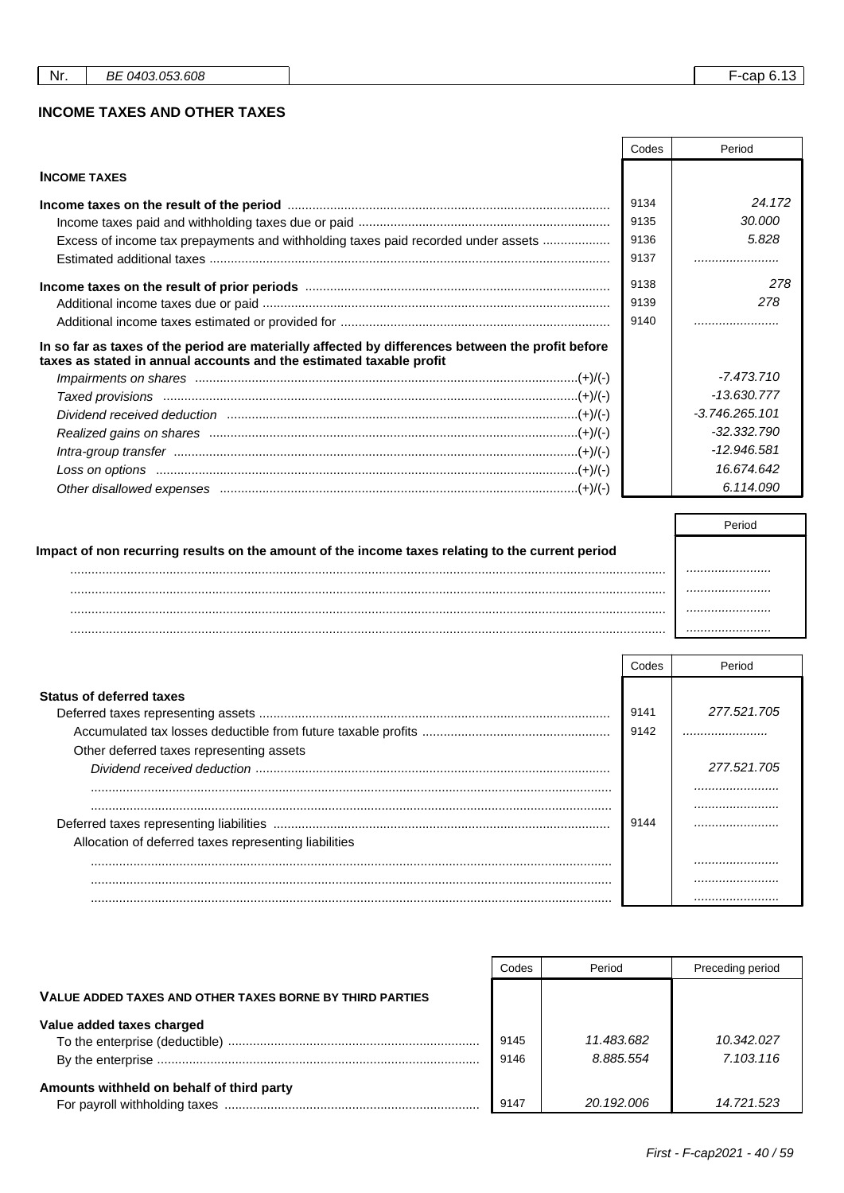| Nr. | BE 0403.053.608 | F-cap 6.13 |
|---|---|---|

## INCOME TAXES AND OTHER TAXES

| | Codes | Period |
|---|---|---|
| **INCOME TAXES** | | |
| **Income taxes on the result of the period** | 9134 | 24.172 |
| Income taxes paid and withholding taxes due or paid | 9135 | 30.000 |
| Excess of income tax prepayments and withholding taxes paid recorded under assets | 9136 | 5.828 |
| Estimated additional taxes | 9137 | |
| **Income taxes on the result of prior periods** | 9138 | 278 |
| Additional income taxes due or paid | 9139 | 278 |
| Additional income taxes estimated or provided for | 9140 | |
| **In so far as taxes of the period are materially affected by differences between the profit before taxes as stated in annual accounts and the estimated taxable profit** | | |
| *Impairments on shares* (+)/(-) | | -7.473.710 |
| *Taxed provisions* (+)/(-) | | -13.630.777 |
| *Dividend received deduction* (+)/(-) | | -3.746.265.101 |
| *Realized gains on shares* (+)/(-) | | -32.332.790 |
| *Intra-group transfer* (+)/(-) | | -12.946.581 |
| *Loss on options* (+)/(-) | | 16.674.642 |
| *Other disallowed expenses* (+)/(-) | | 6.114.090 |

| | Period |
|---|---|
| **Impact of non recurring results on the amount of the income taxes relating to the current period** | |
| | |
| | |
| | |
| | |

| | Codes | Period |
|---|---|---|
| **Status of deferred taxes** | | |
| Deferred taxes representing assets | 9141 | 277.521.705 |
| Accumulated tax losses deductible from future taxable profits | 9142 | |
| Other deferred taxes representing assets | | |
| *Dividend received deduction* | | 277.521.705 |
| | | |
| | | |
| Deferred taxes representing liabilities | 9144 | |
| Allocation of deferred taxes representing liabilities | | |
| | | |
| | | |
| | | |

| | Codes | Period | Preceding period |
|---|---|---|---|
| **VALUE ADDED TAXES AND OTHER TAXES BORNE BY THIRD PARTIES** | | | |
| **Value added taxes charged** | | | |
| To the enterprise (deductible) | 9145 | 11.483.682 | 10.342.027 |
| By the enterprise | 9146 | 8.885.554 | 7.103.116 |
| **Amounts withheld on behalf of third party** | | | |
| For payroll withholding taxes | 9147 | 20.192.006 | 14.721.523 |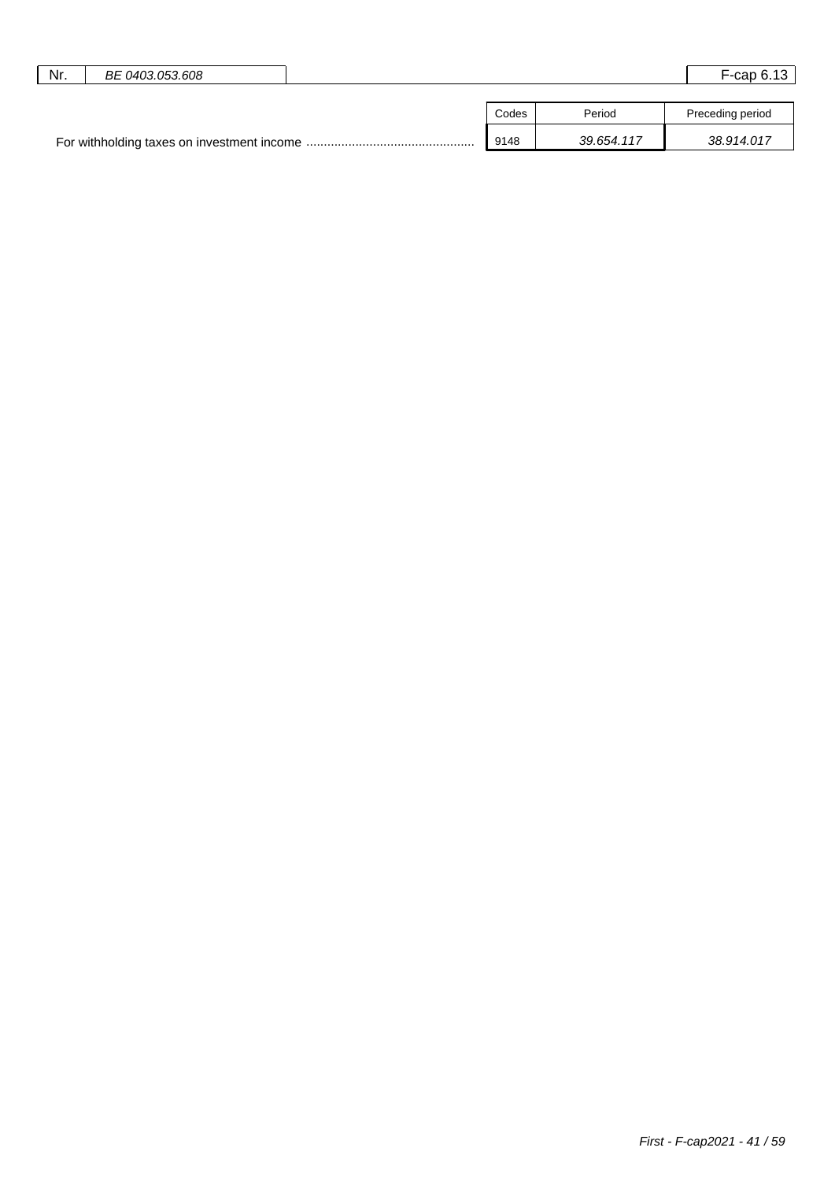|  | Codes | Period | Preceding period |
|---|---|---|---|
| For withholding taxes on investment income | 9148 | *39.654.117* | *38.914.017* |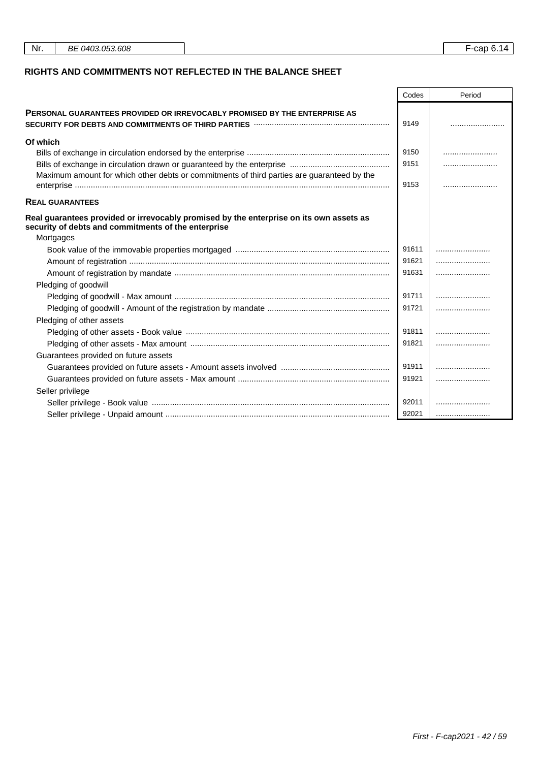| Nr. | BE 0403.053.608 | F-cap 6.14 |
|---|---|---|

## RIGHTS AND COMMITMENTS NOT REFLECTED IN THE BALANCE SHEET

| | Codes | Period |
|---|---|---|
| **PERSONAL GUARANTEES PROVIDED OR IRREVOCABLY PROMISED BY THE ENTERPRISE AS SECURITY FOR DEBTS AND COMMITMENTS OF THIRD PARTIES** | 9149 | ........................ |
| **Of which** | | |
| Bills of exchange in circulation endorsed by the enterprise | 9150 | ........................ |
| Bills of exchange in circulation drawn or guaranteed by the enterprise | 9151 | ........................ |
| Maximum amount for which other debts or commitments of third parties are guaranteed by the enterprise | 9153 | ........................ |
| **REAL GUARANTEES** | | |
| **Real guarantees provided or irrevocably promised by the enterprise on its own assets as security of debts and commitments of the enterprise** | | |
| Mortgages | | |
| Book value of the immovable properties mortgaged | 91611 | ........................ |
| Amount of registration | 91621 | ........................ |
| Amount of registration by mandate | 91631 | ........................ |
| Pledging of goodwill | | |
| Pledging of goodwill - Max amount | 91711 | ........................ |
| Pledging of goodwill - Amount of the registration by mandate | 91721 | ........................ |
| Pledging of other assets | | |
| Pledging of other assets - Book value | 91811 | ........................ |
| Pledging of other assets - Max amount | 91821 | ........................ |
| Guarantees provided on future assets | | |
| Guarantees provided on future assets - Amount assets involved | 91911 | ........................ |
| Guarantees provided on future assets - Max amount | 91921 | ........................ |
| Seller privilege | | |
| Seller privilege - Book value | 92011 | ........................ |
| Seller privilege - Unpaid amount | 92021 | ........................ |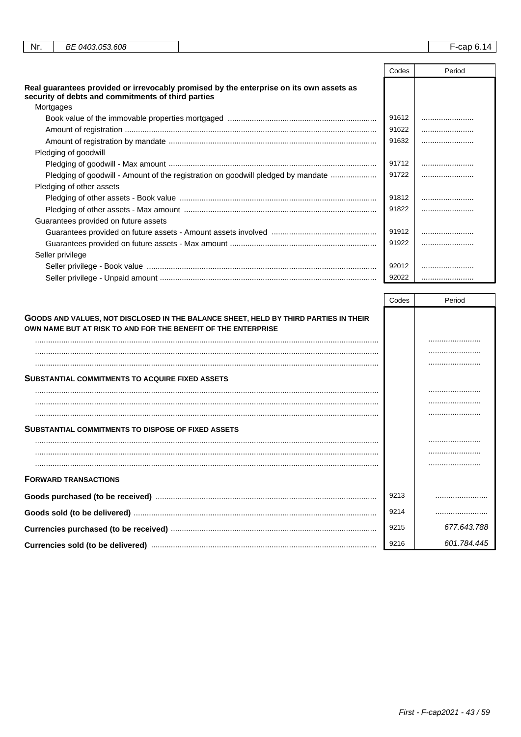| Nr. | BE 0403.053.608 | F-cap 6.14 |
|---|---|---|

| | Codes | Period |
|---|---|---|
| **Real guarantees provided or irrevocably promised by the enterprise on its own assets as security of debts and commitments of third parties** | | |
| Mortgages | | |
| Book value of the immovable properties mortgaged | 91612 | ........................ |
| Amount of registration | 91622 | ........................ |
| Amount of registration by mandate | 91632 | ........................ |
| Pledging of goodwill | | |
| Pledging of goodwill - Max amount | 91712 | ........................ |
| Pledging of goodwill - Amount of the registration on goodwill pledged by mandate | 91722 | ........................ |
| Pledging of other assets | | |
| Pledging of other assets - Book value | 91812 | ........................ |
| Pledging of other assets - Max amount | 91822 | ........................ |
| Guarantees provided on future assets | | |
| Guarantees provided on future assets - Amount assets involved | 91912 | ........................ |
| Guarantees provided on future assets - Max amount | 91922 | ........................ |
| Seller privilege | | |
| Seller privilege - Book value | 92012 | ........................ |
| Seller privilege - Unpaid amount | 92022 | ........................ |

| | Codes | Period |
|---|---|---|
| **GOODS AND VALUES, NOT DISCLOSED IN THE BALANCE SHEET, HELD BY THIRD PARTIES IN THEIR OWN NAME BUT AT RISK TO AND FOR THE BENEFIT OF THE ENTERPRISE** | | |
| ........................ | | ........................ |
| ........................ | | ........................ |
| ........................ | | ........................ |
| **SUBSTANTIAL COMMITMENTS TO ACQUIRE FIXED ASSETS** | | |
| ........................ | | ........................ |
| ........................ | | ........................ |
| ........................ | | ........................ |
| **SUBSTANTIAL COMMITMENTS TO DISPOSE OF FIXED ASSETS** | | |
| ........................ | | ........................ |
| ........................ | | ........................ |
| ........................ | | ........................ |
| **FORWARD TRANSACTIONS** | | |
| **Goods purchased (to be received)** | 9213 | ........................ |
| **Goods sold (to be delivered)** | 9214 | ........................ |
| **Currencies purchased (to be received)** | 9215 | 677.643.788 |
| **Currencies sold (to be delivered)** | 9216 | 601.784.445 |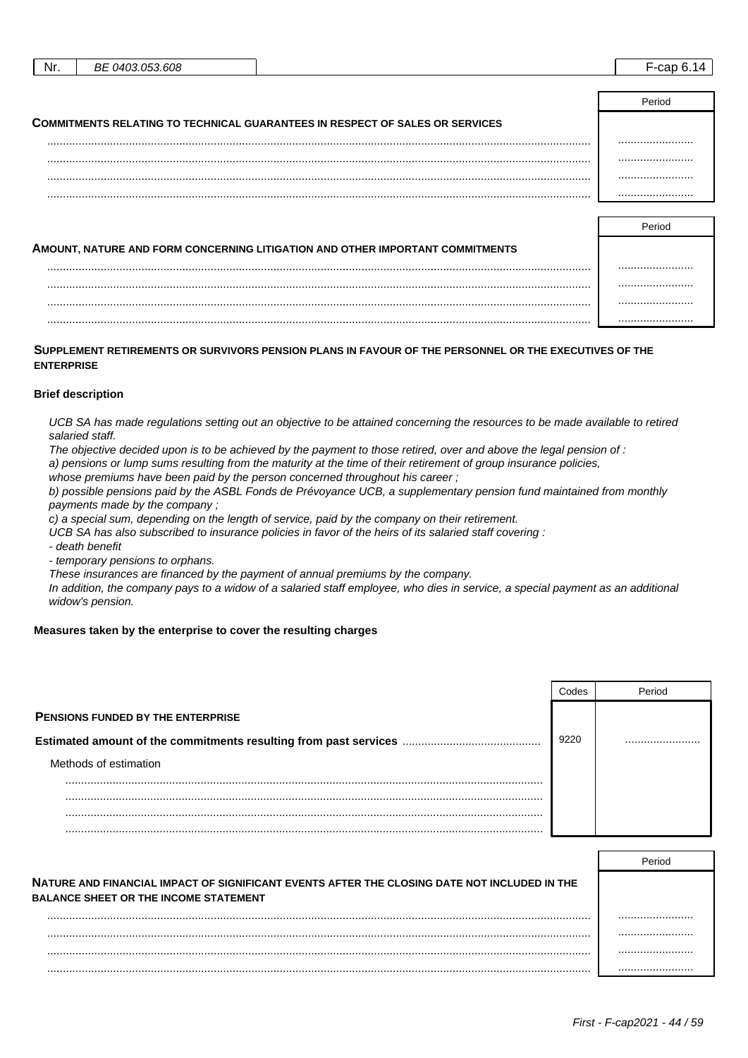| Nr. | BE 0403.053.608 | F-cap 6.14 |
|---|---|---|

| | Period |
|---|---|
| **COMMITMENTS RELATING TO TECHNICAL GUARANTEES IN RESPECT OF SALES OR SERVICES** | |
| ........................................ | ........................ |
| ........................................ | ........................ |
| ........................................ | ........................ |
| ........................................ | ........................ |

| | Period |
|---|---|
| **AMOUNT, NATURE AND FORM CONCERNING LITIGATION AND OTHER IMPORTANT COMMITMENTS** | |
| ........................................ | ........................ |
| ........................................ | ........................ |
| ........................................ | ........................ |
| ........................................ | ........................ |

**SUPPLEMENT RETIREMENTS OR SURVIVORS PENSION PLANS IN FAVOUR OF THE PERSONNEL OR THE EXECUTIVES OF THE ENTERPRISE**

**Brief description**

*UCB SA has made regulations setting out an objective to be attained concerning the resources to be made available to retired salaried staff.*
*The objective decided upon is to be achieved by the payment to those retired, over and above the legal pension of :*
*a) pensions or lump sums resulting from the maturity at the time of their retirement of group insurance policies, whose premiums have been paid by the person concerned throughout his career ;*
*b) possible pensions paid by the ASBL Fonds de Prévoyance UCB, a supplementary pension fund maintained from monthly payments made by the company ;*
*c) a special sum, depending on the length of service, paid by the company on their retirement.*
*UCB SA has also subscribed to insurance policies in favor of the heirs of its salaried staff covering :*
*- death benefit*
*- temporary pensions to orphans.*
*These insurances are financed by the payment of annual premiums by the company.*
*In addition, the company pays to a widow of a salaried staff employee, who dies in service, a special payment as an additional widow's pension.*

**Measures taken by the enterprise to cover the resulting charges**

| | Codes | Period |
|---|---|---|
| **PENSIONS FUNDED BY THE ENTERPRISE** | | |
| **Estimated amount of the commitments resulting from past services** | 9220 | ........................ |
| Methods of estimation | | |
| ........................................ | | |
| ........................................ | | |
| ........................................ | | |
| ........................................ | | |

| | Period |
|---|---|
| **NATURE AND FINANCIAL IMPACT OF SIGNIFICANT EVENTS AFTER THE CLOSING DATE NOT INCLUDED IN THE BALANCE SHEET OR THE INCOME STATEMENT** | |
| ........................................ | ........................ |
| ........................................ | ........................ |
| ........................................ | ........................ |
| ........................................ | ........................ |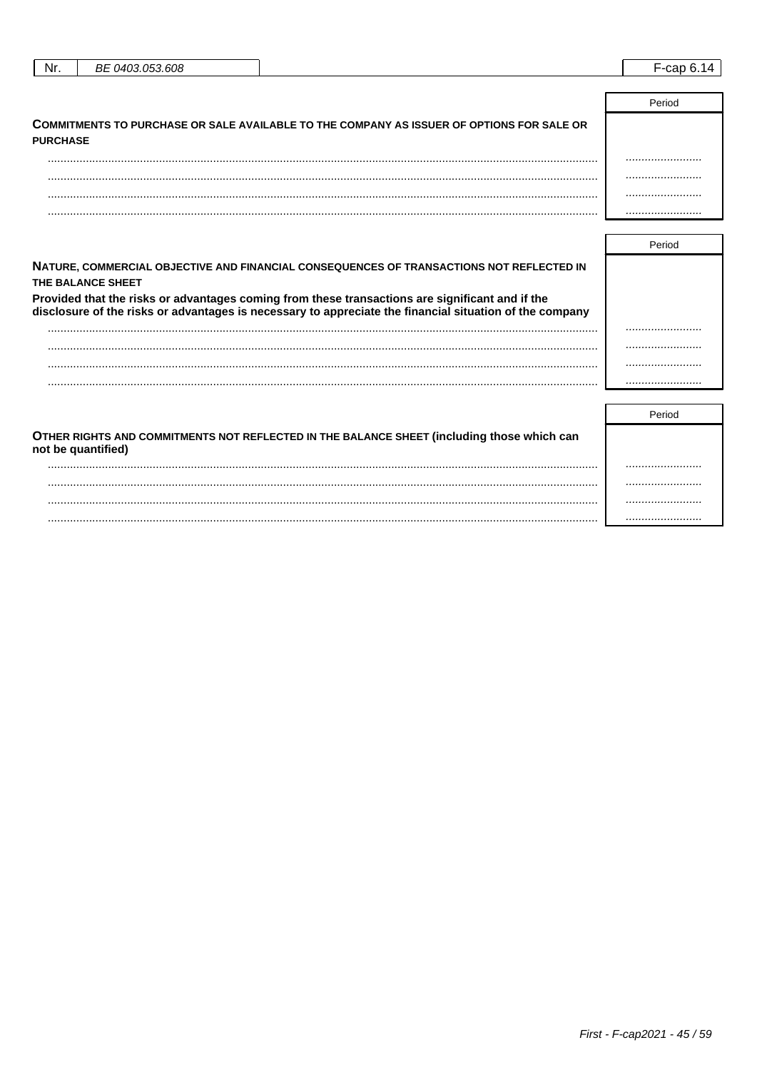| Nr. | BE 0403.053.608 | F-cap 6.14 |
|---|---|---|

| | Period |
|---|---|
| **COMMITMENTS TO PURCHASE OR SALE AVAILABLE TO THE COMPANY AS ISSUER OF OPTIONS FOR SALE OR PURCHASE** | |
| ........................................................................................................................................................... | ........................ |
| ........................................................................................................................................................... | ........................ |
| ........................................................................................................................................................... | ........................ |
| ........................................................................................................................................................... | ........................ |

| | Period |
|---|---|
| **NATURE, COMMERCIAL OBJECTIVE AND FINANCIAL CONSEQUENCES OF TRANSACTIONS NOT REFLECTED IN THE BALANCE SHEET** | |
| **Provided that the risks or advantages coming from these transactions are significant and if the disclosure of the risks or advantages is necessary to appreciate the financial situation of the company** | |
| ........................................................................................................................................................... | ........................ |
| ........................................................................................................................................................... | ........................ |
| ........................................................................................................................................................... | ........................ |
| ........................................................................................................................................................... | ........................ |

| | Period |
|---|---|
| **OTHER RIGHTS AND COMMITMENTS NOT REFLECTED IN THE BALANCE SHEET (including those which can not be quantified)** | |
| ........................................................................................................................................................... | ........................ |
| ........................................................................................................................................................... | ........................ |
| ........................................................................................................................................................... | ........................ |
| ........................................................................................................................................................... | ........................ |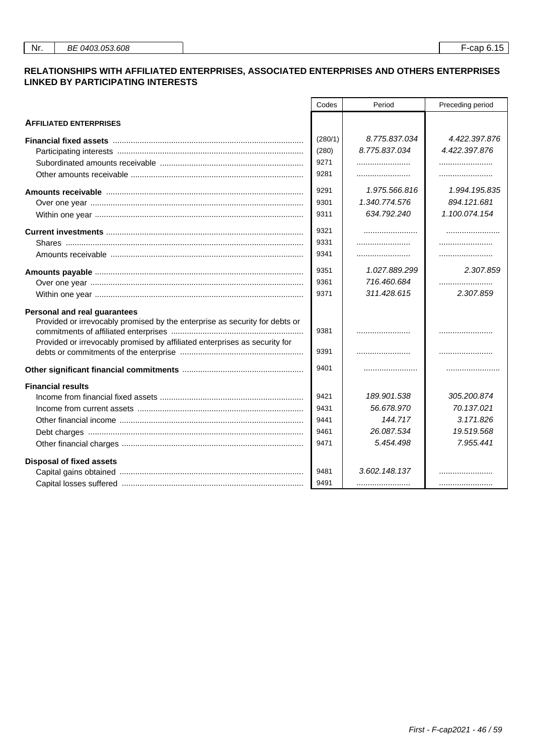## RELATIONSHIPS WITH AFFILIATED ENTERPRISES, ASSOCIATED ENTERPRISES AND OTHERS ENTERPRISES LINKED BY PARTICIPATING INTERESTS

| | Codes | Period | Preceding period |
|---|---|---|---|
| **AFFILIATED ENTERPRISES** | | | |
| **Financial fixed assets** | (280/1) | 8.775.837.034 | 4.422.397.876 |
| Participating interests | (280) | 8.775.837.034 | 4.422.397.876 |
| Subordinated amounts receivable | 9271 | ........................ | ........................ |
| Other amounts receivable | 9281 | ........................ | ........................ |
| **Amounts receivable** | 9291 | 1.975.566.816 | 1.994.195.835 |
| Over one year | 9301 | 1.340.774.576 | 894.121.681 |
| Within one year | 9311 | 634.792.240 | 1.100.074.154 |
| **Current investments** | 9321 | ........................ | ........................ |
| Shares | 9331 | ........................ | ........................ |
| Amounts receivable | 9341 | ........................ | ........................ |
| **Amounts payable** | 9351 | 1.027.889.299 | 2.307.859 |
| Over one year | 9361 | 716.460.684 | ........................ |
| Within one year | 9371 | 311.428.615 | 2.307.859 |
| **Personal and real guarantees** | | | |
| Provided or irrevocably promised by the enterprise as security for debts or commitments of affiliated enterprises | 9381 | ........................ | ........................ |
| Provided or irrevocably promised by affiliated enterprises as security for debts or commitments of the enterprise | 9391 | ........................ | ........................ |
| **Other significant financial commitments** | 9401 | ........................ | ........................ |
| **Financial results** | | | |
| Income from financial fixed assets | 9421 | 189.901.538 | 305.200.874 |
| Income from current assets | 9431 | 56.678.970 | 70.137.021 |
| Other financial income | 9441 | 144.717 | 3.171.826 |
| Debt charges | 9461 | 26.087.534 | 19.519.568 |
| Other financial charges | 9471 | 5.454.498 | 7.955.441 |
| **Disposal of fixed assets** | | | |
| Capital gains obtained | 9481 | 3.602.148.137 | ........................ |
| Capital losses suffered | 9491 | ........................ | ........................ |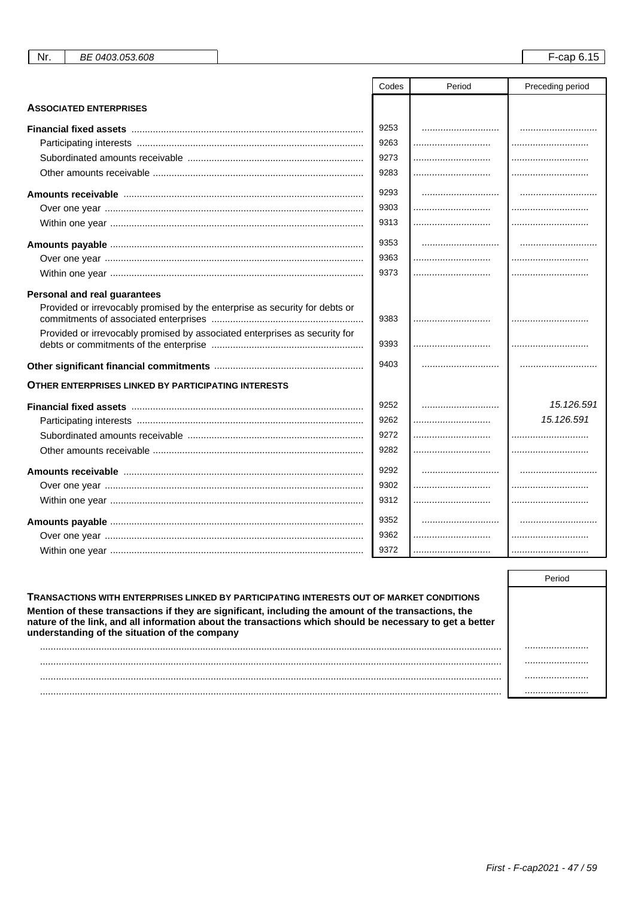| | Codes | Period | Preceding period |
|---|---|---|---|
| **ASSOCIATED ENTERPRISES** | | | |
| **Financial fixed assets** | 9253 | ............................ | ............................ |
| Participating interests | 9263 | ............................ | ............................ |
| Subordinated amounts receivable | 9273 | ............................ | ............................ |
| Other amounts receivable | 9283 | ............................ | ............................ |
| **Amounts receivable** | 9293 | ............................ | ............................ |
| Over one year | 9303 | ............................ | ............................ |
| Within one year | 9313 | ............................ | ............................ |
| **Amounts payable** | 9353 | ............................ | ............................ |
| Over one year | 9363 | ............................ | ............................ |
| Within one year | 9373 | ............................ | ............................ |
| **Personal and real guarantees** | | | |
| Provided or irrevocably promised by the enterprise as security for debts or commitments of associated enterprises | 9383 | ............................ | ............................ |
| Provided or irrevocably promised by associated enterprises as security for debts or commitments of the enterprise | 9393 | ............................ | ............................ |
| **Other significant financial commitments** | 9403 | ............................ | ............................ |
| **OTHER ENTERPRISES LINKED BY PARTICIPATING INTERESTS** | | | |
| **Financial fixed assets** | 9252 | ............................ | 15.126.591 |
| Participating interests | 9262 | ............................ | 15.126.591 |
| Subordinated amounts receivable | 9272 | ............................ | ............................ |
| Other amounts receivable | 9282 | ............................ | ............................ |
| **Amounts receivable** | 9292 | ............................ | ............................ |
| Over one year | 9302 | ............................ | ............................ |
| Within one year | 9312 | ............................ | ............................ |
| **Amounts payable** | 9352 | ............................ | ............................ |
| Over one year | 9362 | ............................ | ............................ |
| Within one year | 9372 | ............................ | ............................ |

| | Period |
|---|---|
| **TRANSACTIONS WITH ENTERPRISES LINKED BY PARTICIPATING INTERESTS OUT OF MARKET CONDITIONS** | |
| **Mention of these transactions if they are significant, including the amount of the transactions, the nature of the link, and all information about the transactions which should be necessary to get a better understanding of the situation of the company** | |
| ........................................................................................................................................................... | ........................ |
| ........................................................................................................................................................... | ........................ |
| ........................................................................................................................................................... | ........................ |
| ........................................................................................................................................................... | ........................ |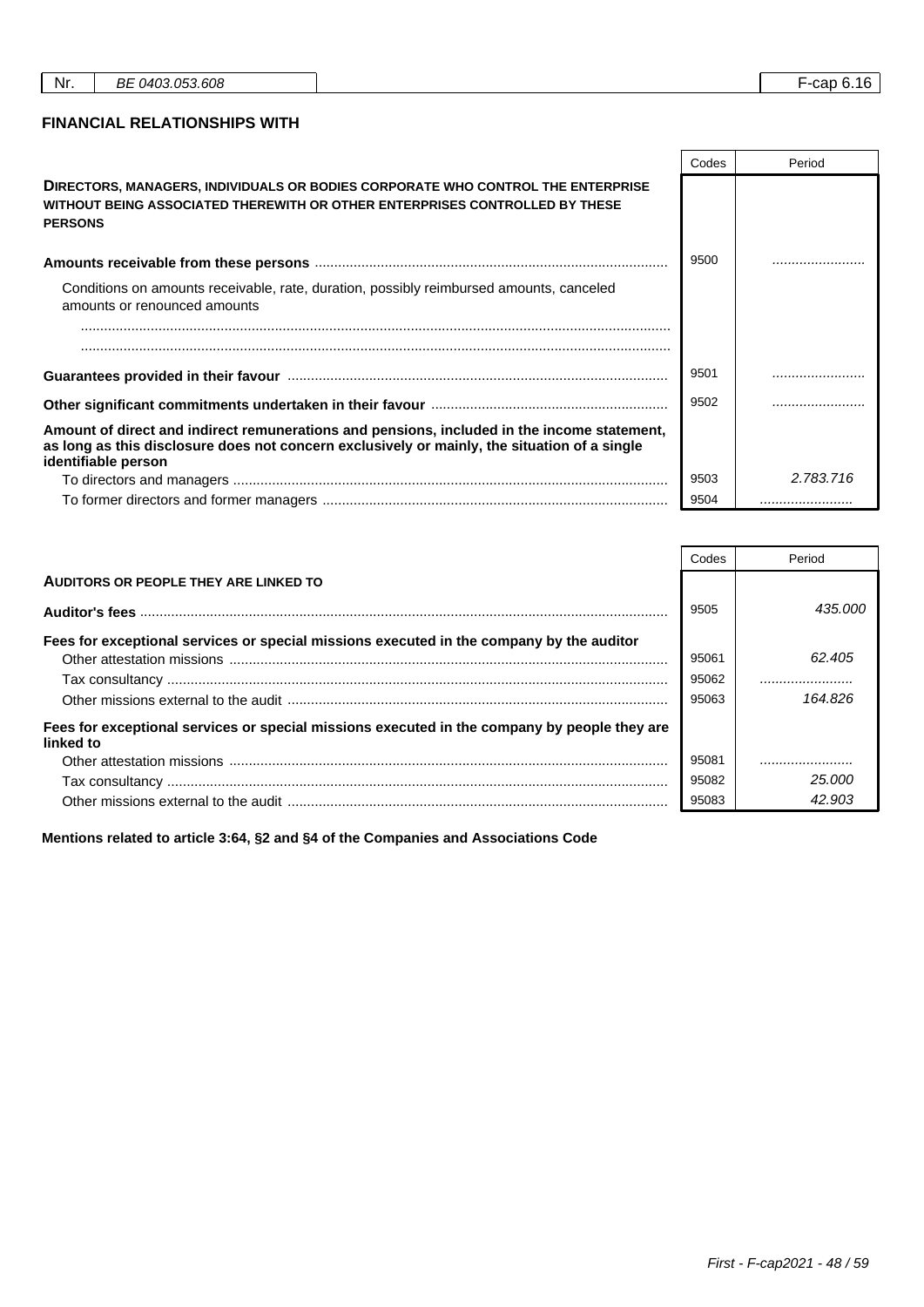## FINANCIAL RELATIONSHIPS WITH

| | Codes | Period |
|---|---|---|
| **DIRECTORS, MANAGERS, INDIVIDUALS OR BODIES CORPORATE WHO CONTROL THE ENTERPRISE WITHOUT BEING ASSOCIATED THEREWITH OR OTHER ENTERPRISES CONTROLLED BY THESE PERSONS** | | |
| **Amounts receivable from these persons** | 9500 | ........................ |
| Conditions on amounts receivable, rate, duration, possibly reimbursed amounts, canceled amounts or renounced amounts | | |
| ........................................................................................................................................................ | | |
| ........................................................................................................................................................ | | |
| **Guarantees provided in their favour** | 9501 | ........................ |
| **Other significant commitments undertaken in their favour** | 9502 | ........................ |
| **Amount of direct and indirect remunerations and pensions, included in the income statement, as long as this disclosure does not concern exclusively or mainly, the situation of a single identifiable person** | | |
| To directors and managers | 9503 | *2.783.716* |
| To former directors and former managers | 9504 | ........................ |

| | Codes | Period |
|---|---|---|
| **AUDITORS OR PEOPLE THEY ARE LINKED TO** | | |
| **Auditor's fees** | 9505 | *435.000* |
| **Fees for exceptional services or special missions executed in the company by the auditor** | | |
| Other attestation missions | 95061 | *62.405* |
| Tax consultancy | 95062 | ........................ |
| Other missions external to the audit | 95063 | *164.826* |
| **Fees for exceptional services or special missions executed in the company by people they are linked to** | | |
| Other attestation missions | 95081 | ........................ |
| Tax consultancy | 95082 | *25.000* |
| Other missions external to the audit | 95083 | *42.903* |

**Mentions related to article 3:64, §2 and §4 of the Companies and Associations Code**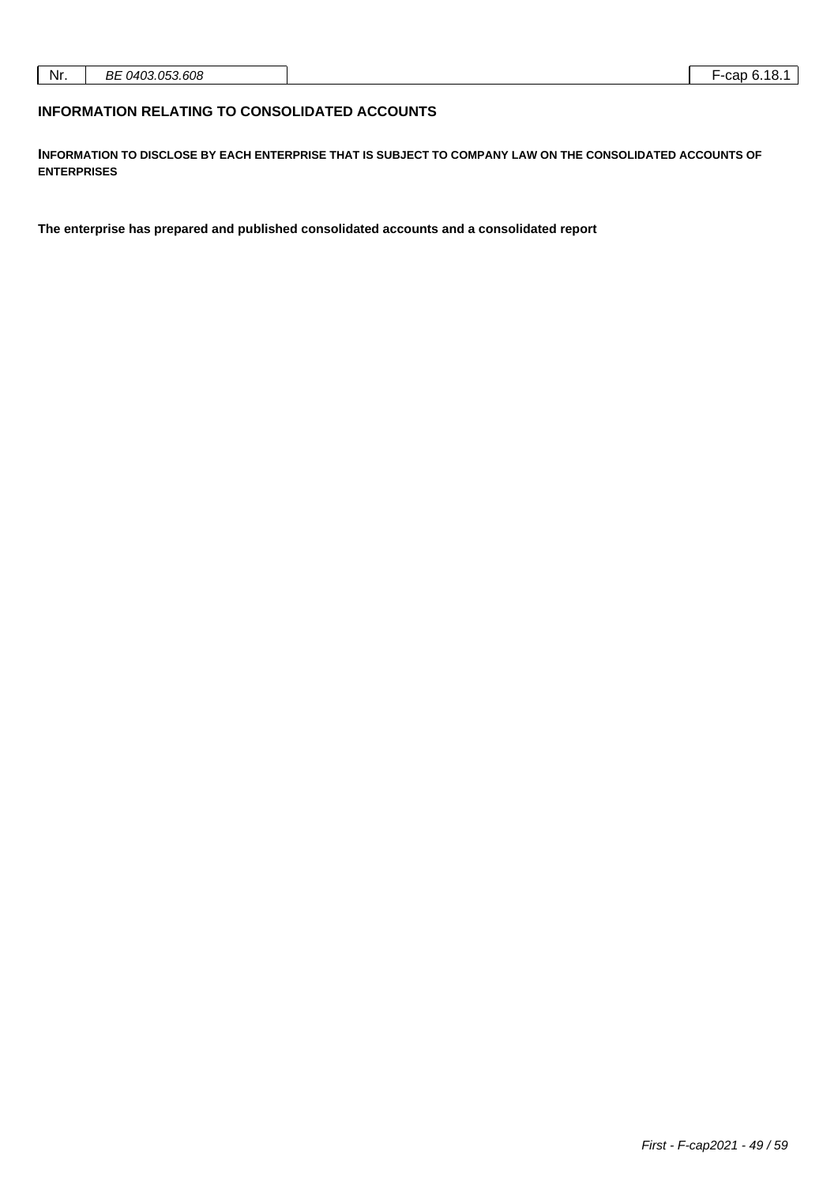## INFORMATION RELATING TO CONSOLIDATED ACCOUNTS

**INFORMATION TO DISCLOSE BY EACH ENTERPRISE THAT IS SUBJECT TO COMPANY LAW ON THE CONSOLIDATED ACCOUNTS OF ENTERPRISES**

**The enterprise has prepared and published consolidated accounts and a consolidated report**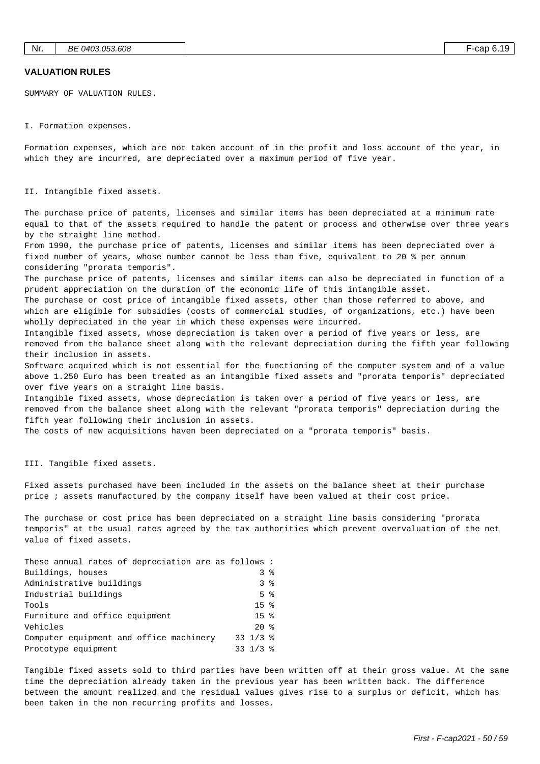## VALUATION RULES

SUMMARY OF VALUATION RULES.

I. Formation expenses.

Formation expenses, which are not taken account of in the profit and loss account of the year, in which they are incurred, are depreciated over a maximum period of five year.

II. Intangible fixed assets.

The purchase price of patents, licenses and similar items has been depreciated at a minimum rate equal to that of the assets required to handle the patent or process and otherwise over three years by the straight line method.
From 1990, the purchase price of patents, licenses and similar items has been depreciated over a fixed number of years, whose number cannot be less than five, equivalent to 20 % per annum considering "prorata temporis".
The purchase price of patents, licenses and similar items can also be depreciated in function of a prudent appreciation on the duration of the economic life of this intangible asset.
The purchase or cost price of intangible fixed assets, other than those referred to above, and which are eligible for subsidies (costs of commercial studies, of organizations, etc.) have been wholly depreciated in the year in which these expenses were incurred.
Intangible fixed assets, whose depreciation is taken over a period of five years or less, are removed from the balance sheet along with the relevant depreciation during the fifth year following their inclusion in assets.
Software acquired which is not essential for the functioning of the computer system and of a value above 1.250 Euro has been treated as an intangible fixed assets and "prorata temporis" depreciated over five years on a straight line basis.
Intangible fixed assets, whose depreciation is taken over a period of five years or less, are removed from the balance sheet along with the relevant "prorata temporis" depreciation during the fifth year following their inclusion in assets.
The costs of new acquisitions haven been depreciated on a "prorata temporis" basis.

III. Tangible fixed assets.

Fixed assets purchased have been included in the assets on the balance sheet at their purchase price ; assets manufactured by the company itself have been valued at their cost price.

The purchase or cost price has been depreciated on a straight line basis considering "prorata temporis" at the usual rates agreed by the tax authorities which prevent overvaluation of the net value of fixed assets.

These annual rates of depreciation are as follows :

| | |
|---|---|
| Buildings, houses | 3 % |
| Administrative buildings | 3 % |
| Industrial buildings | 5 % |
| Tools | 15 % |
| Furniture and office equipment | 15 % |
| Vehicles | 20 % |
| Computer equipment and office machinery | 33 1/3 % |
| Prototype equipment | 33 1/3 % |

Tangible fixed assets sold to third parties have been written off at their gross value. At the same time the depreciation already taken in the previous year has been written back. The difference between the amount realized and the residual values gives rise to a surplus or deficit, which has been taken in the non recurring profits and losses.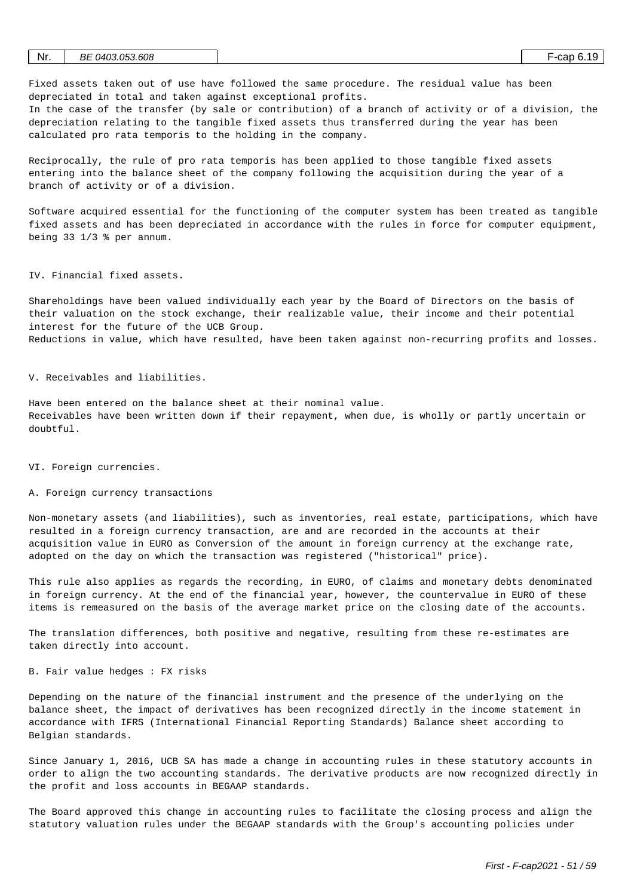Fixed assets taken out of use have followed the same procedure. The residual value has been depreciated in total and taken against exceptional profits.
In the case of the transfer (by sale or contribution) of a branch of activity or of a division, the depreciation relating to the tangible fixed assets thus transferred during the year has been calculated pro rata temporis to the holding in the company.

Reciprocally, the rule of pro rata temporis has been applied to those tangible fixed assets entering into the balance sheet of the company following the acquisition during the year of a branch of activity or of a division.

Software acquired essential for the functioning of the computer system has been treated as tangible fixed assets and has been depreciated in accordance with the rules in force for computer equipment, being 33 1/3 % per annum.

IV. Financial fixed assets.

Shareholdings have been valued individually each year by the Board of Directors on the basis of their valuation on the stock exchange, their realizable value, their income and their potential interest for the future of the UCB Group.
Reductions in value, which have resulted, have been taken against non-recurring profits and losses.

V. Receivables and liabilities.

Have been entered on the balance sheet at their nominal value.
Receivables have been written down if their repayment, when due, is wholly or partly uncertain or doubtful.

VI. Foreign currencies.

A. Foreign currency transactions

Non-monetary assets (and liabilities), such as inventories, real estate, participations, which have resulted in a foreign currency transaction, are and are recorded in the accounts at their acquisition value in EURO as Conversion of the amount in foreign currency at the exchange rate, adopted on the day on which the transaction was registered ("historical" price).

This rule also applies as regards the recording, in EURO, of claims and monetary debts denominated in foreign currency. At the end of the financial year, however, the countervalue in EURO of these items is remeasured on the basis of the average market price on the closing date of the accounts.

The translation differences, both positive and negative, resulting from these re-estimates are taken directly into account.

B. Fair value hedges : FX risks

Depending on the nature of the financial instrument and the presence of the underlying on the balance sheet, the impact of derivatives has been recognized directly in the income statement in accordance with IFRS (International Financial Reporting Standards) Balance sheet according to Belgian standards.

Since January 1, 2016, UCB SA has made a change in accounting rules in these statutory accounts in order to align the two accounting standards. The derivative products are now recognized directly in the profit and loss accounts in BEGAAP standards.

The Board approved this change in accounting rules to facilitate the closing process and align the statutory valuation rules under the BEGAAP standards with the Group's accounting policies under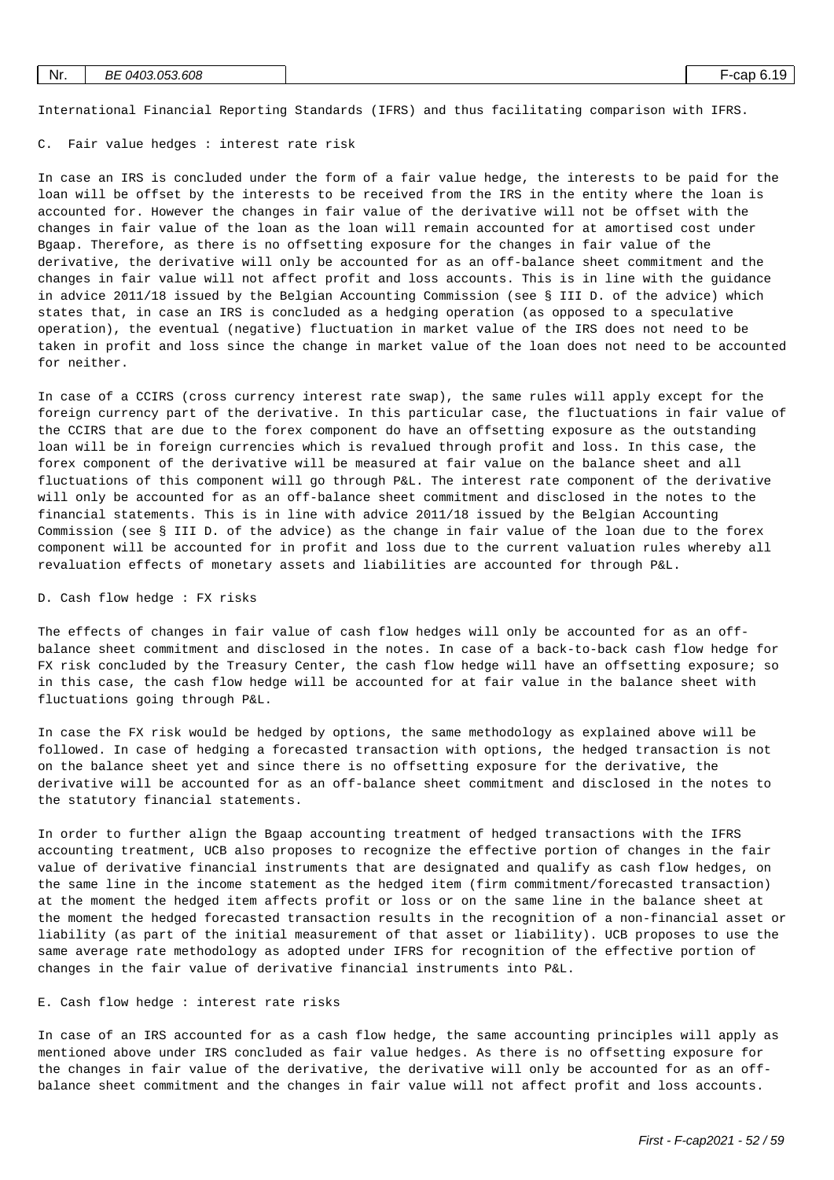International Financial Reporting Standards (IFRS) and thus facilitating comparison with IFRS.

C. Fair value hedges : interest rate risk

In case an IRS is concluded under the form of a fair value hedge, the interests to be paid for the loan will be offset by the interests to be received from the IRS in the entity where the loan is accounted for. However the changes in fair value of the derivative will not be offset with the changes in fair value of the loan as the loan will remain accounted for at amortised cost under Bgaap. Therefore, as there is no offsetting exposure for the changes in fair value of the derivative, the derivative will only be accounted for as an off-balance sheet commitment and the changes in fair value will not affect profit and loss accounts. This is in line with the guidance in advice 2011/18 issued by the Belgian Accounting Commission (see § III D. of the advice) which states that, in case an IRS is concluded as a hedging operation (as opposed to a speculative operation), the eventual (negative) fluctuation in market value of the IRS does not need to be taken in profit and loss since the change in market value of the loan does not need to be accounted for neither.

In case of a CCIRS (cross currency interest rate swap), the same rules will apply except for the foreign currency part of the derivative. In this particular case, the fluctuations in fair value of the CCIRS that are due to the forex component do have an offsetting exposure as the outstanding loan will be in foreign currencies which is revalued through profit and loss. In this case, the forex component of the derivative will be measured at fair value on the balance sheet and all fluctuations of this component will go through P&L. The interest rate component of the derivative will only be accounted for as an off-balance sheet commitment and disclosed in the notes to the financial statements. This is in line with advice 2011/18 issued by the Belgian Accounting Commission (see § III D. of the advice) as the change in fair value of the loan due to the forex component will be accounted for in profit and loss due to the current valuation rules whereby all revaluation effects of monetary assets and liabilities are accounted for through P&L.

D. Cash flow hedge : FX risks

The effects of changes in fair value of cash flow hedges will only be accounted for as an off-balance sheet commitment and disclosed in the notes. In case of a back-to-back cash flow hedge for FX risk concluded by the Treasury Center, the cash flow hedge will have an offsetting exposure; so in this case, the cash flow hedge will be accounted for at fair value in the balance sheet with fluctuations going through P&L.

In case the FX risk would be hedged by options, the same methodology as explained above will be followed. In case of hedging a forecasted transaction with options, the hedged transaction is not on the balance sheet yet and since there is no offsetting exposure for the derivative, the derivative will be accounted for as an off-balance sheet commitment and disclosed in the notes to the statutory financial statements.

In order to further align the Bgaap accounting treatment of hedged transactions with the IFRS accounting treatment, UCB also proposes to recognize the effective portion of changes in the fair value of derivative financial instruments that are designated and qualify as cash flow hedges, on the same line in the income statement as the hedged item (firm commitment/forecasted transaction) at the moment the hedged item affects profit or loss or on the same line in the balance sheet at the moment the hedged forecasted transaction results in the recognition of a non-financial asset or liability (as part of the initial measurement of that asset or liability). UCB proposes to use the same average rate methodology as adopted under IFRS for recognition of the effective portion of changes in the fair value of derivative financial instruments into P&L.

E. Cash flow hedge : interest rate risks

In case of an IRS accounted for as a cash flow hedge, the same accounting principles will apply as mentioned above under IRS concluded as fair value hedges. As there is no offsetting exposure for the changes in fair value of the derivative, the derivative will only be accounted for as an off-balance sheet commitment and the changes in fair value will not affect profit and loss accounts.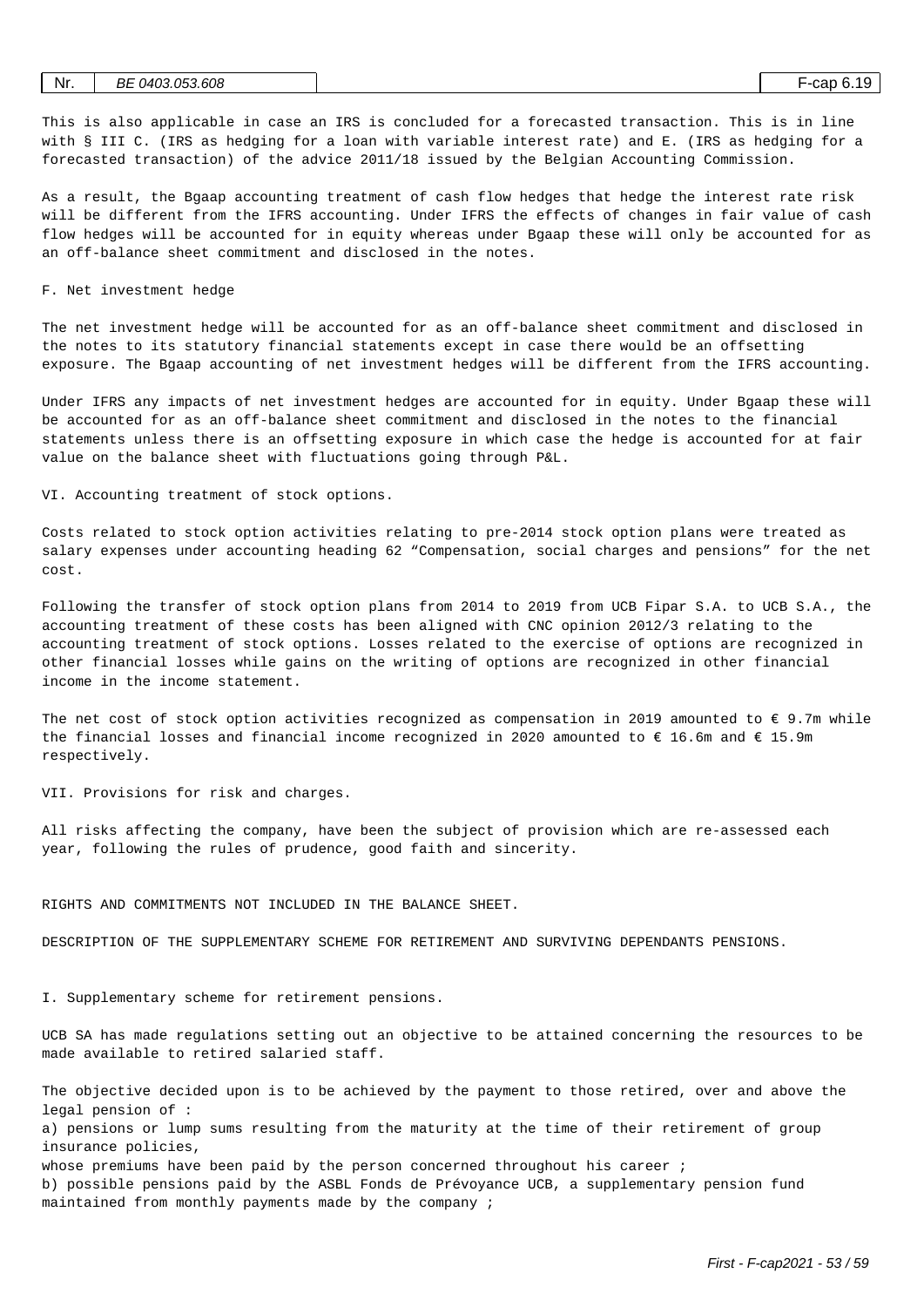This is also applicable in case an IRS is concluded for a forecasted transaction. This is in line with § III C. (IRS as hedging for a loan with variable interest rate) and E. (IRS as hedging for a forecasted transaction) of the advice 2011/18 issued by the Belgian Accounting Commission.

As a result, the Bgaap accounting treatment of cash flow hedges that hedge the interest rate risk will be different from the IFRS accounting. Under IFRS the effects of changes in fair value of cash flow hedges will be accounted for in equity whereas under Bgaap these will only be accounted for as an off-balance sheet commitment and disclosed in the notes.

F. Net investment hedge

The net investment hedge will be accounted for as an off-balance sheet commitment and disclosed in the notes to its statutory financial statements except in case there would be an offsetting exposure. The Bgaap accounting of net investment hedges will be different from the IFRS accounting.

Under IFRS any impacts of net investment hedges are accounted for in equity. Under Bgaap these will be accounted for as an off-balance sheet commitment and disclosed in the notes to the financial statements unless there is an offsetting exposure in which case the hedge is accounted for at fair value on the balance sheet with fluctuations going through P&L.

VI. Accounting treatment of stock options.

Costs related to stock option activities relating to pre-2014 stock option plans were treated as salary expenses under accounting heading 62 “Compensation, social charges and pensions” for the net cost.

Following the transfer of stock option plans from 2014 to 2019 from UCB Fipar S.A. to UCB S.A., the accounting treatment of these costs has been aligned with CNC opinion 2012/3 relating to the accounting treatment of stock options. Losses related to the exercise of options are recognized in other financial losses while gains on the writing of options are recognized in other financial income in the income statement.

The net cost of stock option activities recognized as compensation in 2019 amounted to € 9.7m while the financial losses and financial income recognized in 2020 amounted to € 16.6m and € 15.9m respectively.

VII. Provisions for risk and charges.

All risks affecting the company, have been the subject of provision which are re-assessed each year, following the rules of prudence, good faith and sincerity.

RIGHTS AND COMMITMENTS NOT INCLUDED IN THE BALANCE SHEET.

DESCRIPTION OF THE SUPPLEMENTARY SCHEME FOR RETIREMENT AND SURVIVING DEPENDANTS PENSIONS.

I. Supplementary scheme for retirement pensions.

UCB SA has made regulations setting out an objective to be attained concerning the resources to be made available to retired salaried staff.

The objective decided upon is to be achieved by the payment to those retired, over and above the legal pension of :
a) pensions or lump sums resulting from the maturity at the time of their retirement of group insurance policies,
whose premiums have been paid by the person concerned throughout his career ;
b) possible pensions paid by the ASBL Fonds de Prévoyance UCB, a supplementary pension fund maintained from monthly payments made by the company ;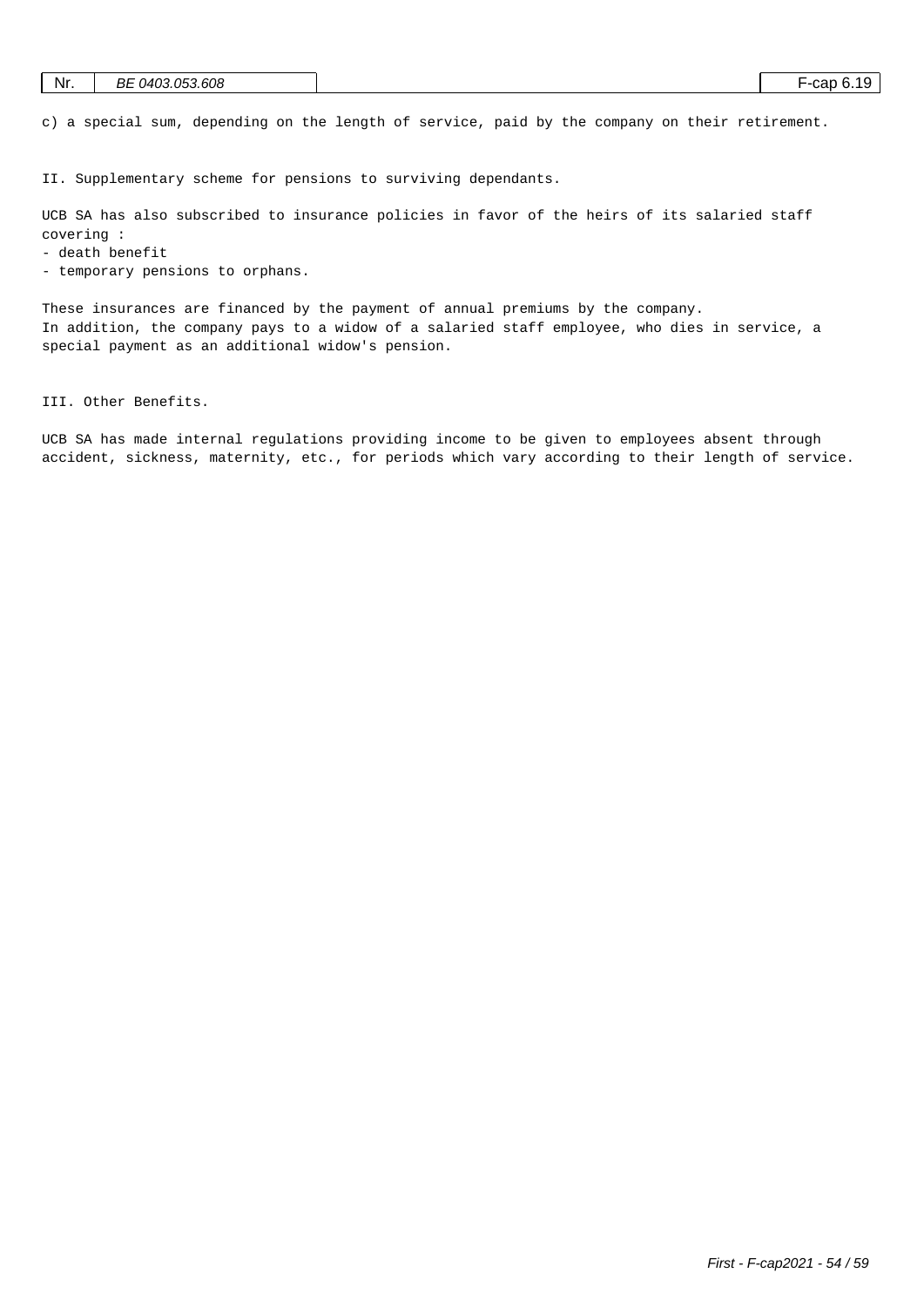c) a special sum, depending on the length of service, paid by the company on their retirement.

II. Supplementary scheme for pensions to surviving dependants.

UCB SA has also subscribed to insurance policies in favor of the heirs of its salaried staff covering :

- death benefit
- temporary pensions to orphans.

These insurances are financed by the payment of annual premiums by the company.
In addition, the company pays to a widow of a salaried staff employee, who dies in service, a special payment as an additional widow's pension.

III. Other Benefits.

UCB SA has made internal regulations providing income to be given to employees absent through accident, sickness, maternity, etc., for periods which vary according to their length of service.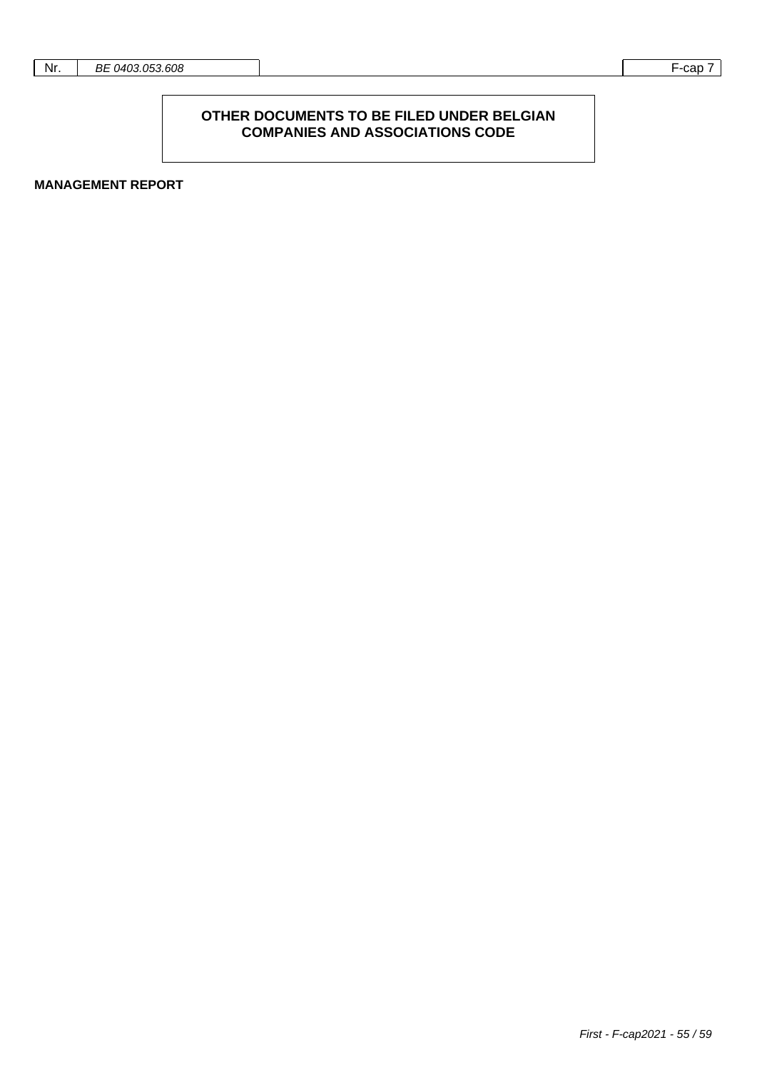# OTHER DOCUMENTS TO BE FILED UNDER BELGIAN COMPANIES AND ASSOCIATIONS CODE

**MANAGEMENT REPORT**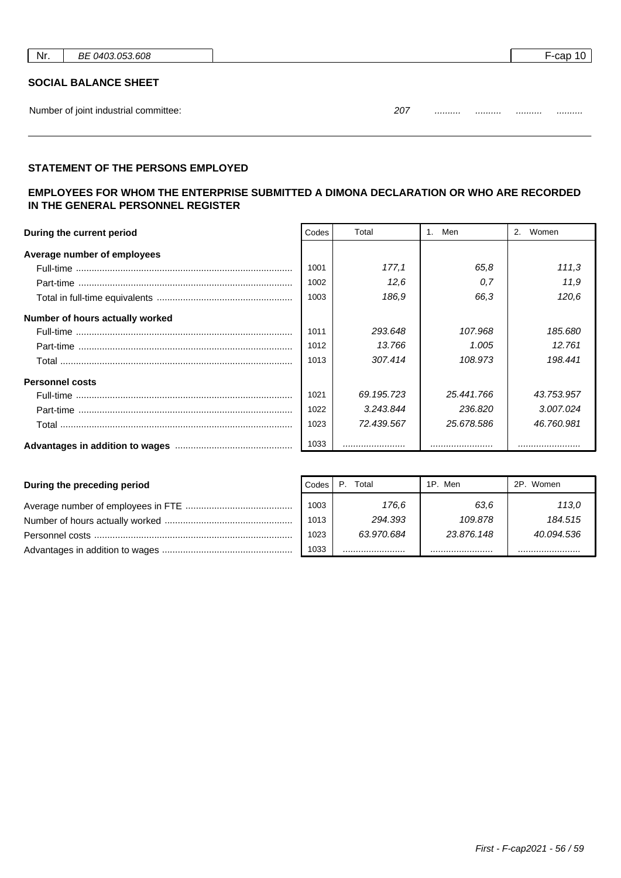| Nr. | BE 0403.053.608 | F-cap 10 |
|---|---|---|

## SOCIAL BALANCE SHEET

Number of joint industrial committee: 207 .......... .......... .......... ..........

### STATEMENT OF THE PERSONS EMPLOYED

### EMPLOYEES FOR WHOM THE ENTERPRISE SUBMITTED A DIMONA DECLARATION OR WHO ARE RECORDED IN THE GENERAL PERSONNEL REGISTER

| During the current period | Codes | Total | 1. Men | 2. Women |
|---|---|---|---|---|
| **Average number of employees** | | | | |
| Full-time | 1001 | 177,1 | 65,8 | 111,3 |
| Part-time | 1002 | 12,6 | 0,7 | 11,9 |
| Total in full-time equivalents | 1003 | 186,9 | 66,3 | 120,6 |
| **Number of hours actually worked** | | | | |
| Full-time | 1011 | 293.648 | 107.968 | 185.680 |
| Part-time | 1012 | 13.766 | 1.005 | 12.761 |
| Total | 1013 | 307.414 | 108.973 | 198.441 |
| **Personnel costs** | | | | |
| Full-time | 1021 | 69.195.723 | 25.441.766 | 43.753.957 |
| Part-time | 1022 | 3.243.844 | 236.820 | 3.007.024 |
| Total | 1023 | 72.439.567 | 25.678.586 | 46.760.981 |
| **Advantages in addition to wages** | 1033 | ........................ | ........................ | ........................ |

| During the preceding period | Codes | P. Total | 1P. Men | 2P. Women |
|---|---|---|---|---|
| Average number of employees in FTE | 1003 | 176,6 | 63,6 | 113,0 |
| Number of hours actually worked | 1013 | 294.393 | 109.878 | 184.515 |
| Personnel costs | 1023 | 63.970.684 | 23.876.148 | 40.094.536 |
| Advantages in addition to wages | 1033 | ........................ | ........................ | ........................ |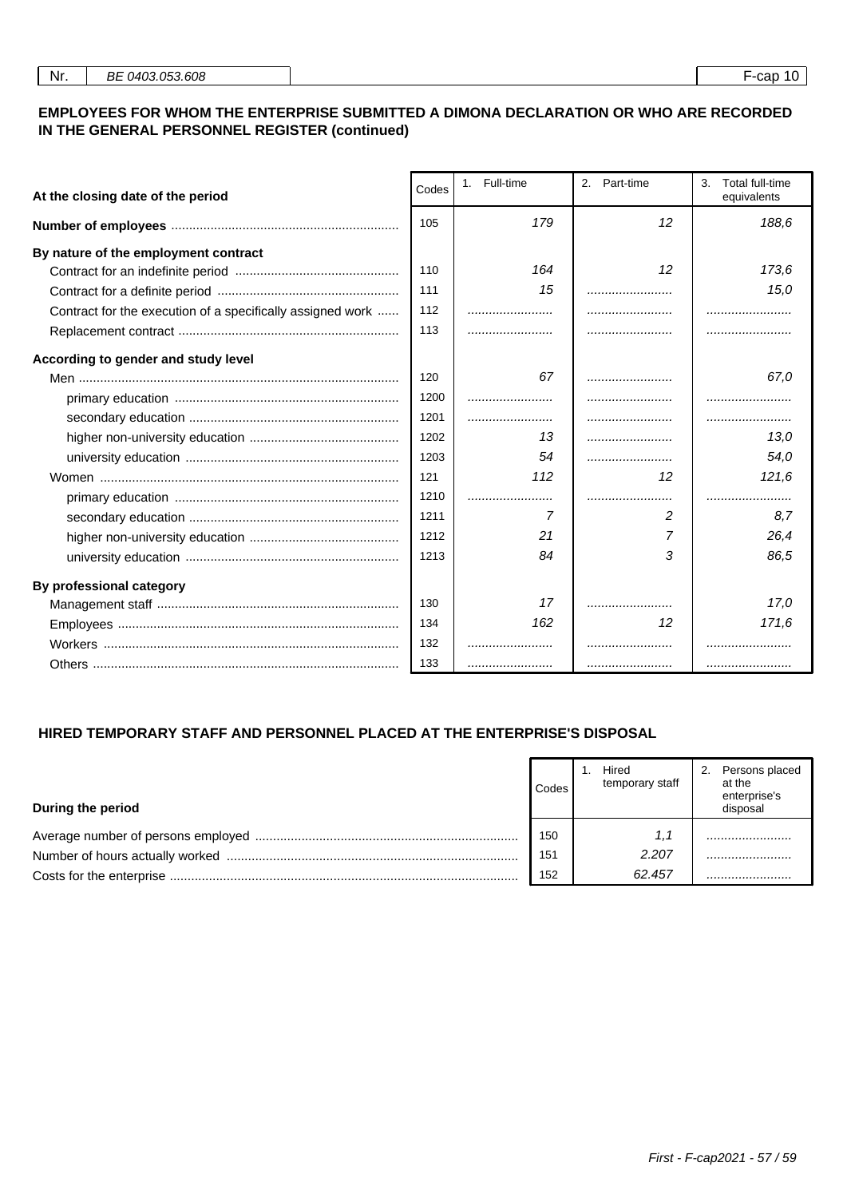| Nr. | BE 0403.053.608 | F-cap 10 |
|---|---|---|

## EMPLOYEES FOR WHOM THE ENTERPRISE SUBMITTED A DIMONA DECLARATION OR WHO ARE RECORDED IN THE GENERAL PERSONNEL REGISTER (continued)

| At the closing date of the period | Codes | 1. Full-time | 2. Part-time | 3. Total full-time equivalents |
|---|---|---|---|---|
| **Number of employees** | 105 | 179 | 12 | 188,6 |
| **By nature of the employment contract** | | | | |
| Contract for an indefinite period | 110 | 164 | 12 | 173,6 |
| Contract for a definite period | 111 | 15 | | 15,0 |
| Contract for the execution of a specifically assigned work | 112 | | | |
| Replacement contract | 113 | | | |
| **According to gender and study level** | | | | |
| Men | 120 | 67 | | 67,0 |
| primary education | 1200 | | | |
| secondary education | 1201 | | | |
| higher non-university education | 1202 | 13 | | 13,0 |
| university education | 1203 | 54 | | 54,0 |
| Women | 121 | 112 | 12 | 121,6 |
| primary education | 1210 | | | |
| secondary education | 1211 | 7 | 2 | 8,7 |
| higher non-university education | 1212 | 21 | 7 | 26,4 |
| university education | 1213 | 84 | 3 | 86,5 |
| **By professional category** | | | | |
| Management staff | 130 | 17 | | 17,0 |
| Employees | 134 | 162 | 12 | 171,6 |
| Workers | 132 | | | |
| Others | 133 | | | |

## HIRED TEMPORARY STAFF AND PERSONNEL PLACED AT THE ENTERPRISE'S DISPOSAL

| During the period | Codes | 1. Hired temporary staff | 2. Persons placed at the enterprise's disposal |
|---|---|---|---|
| Average number of persons employed | 150 | 1,1 | |
| Number of hours actually worked | 151 | 2.207 | |
| Costs for the enterprise | 152 | 62.457 | |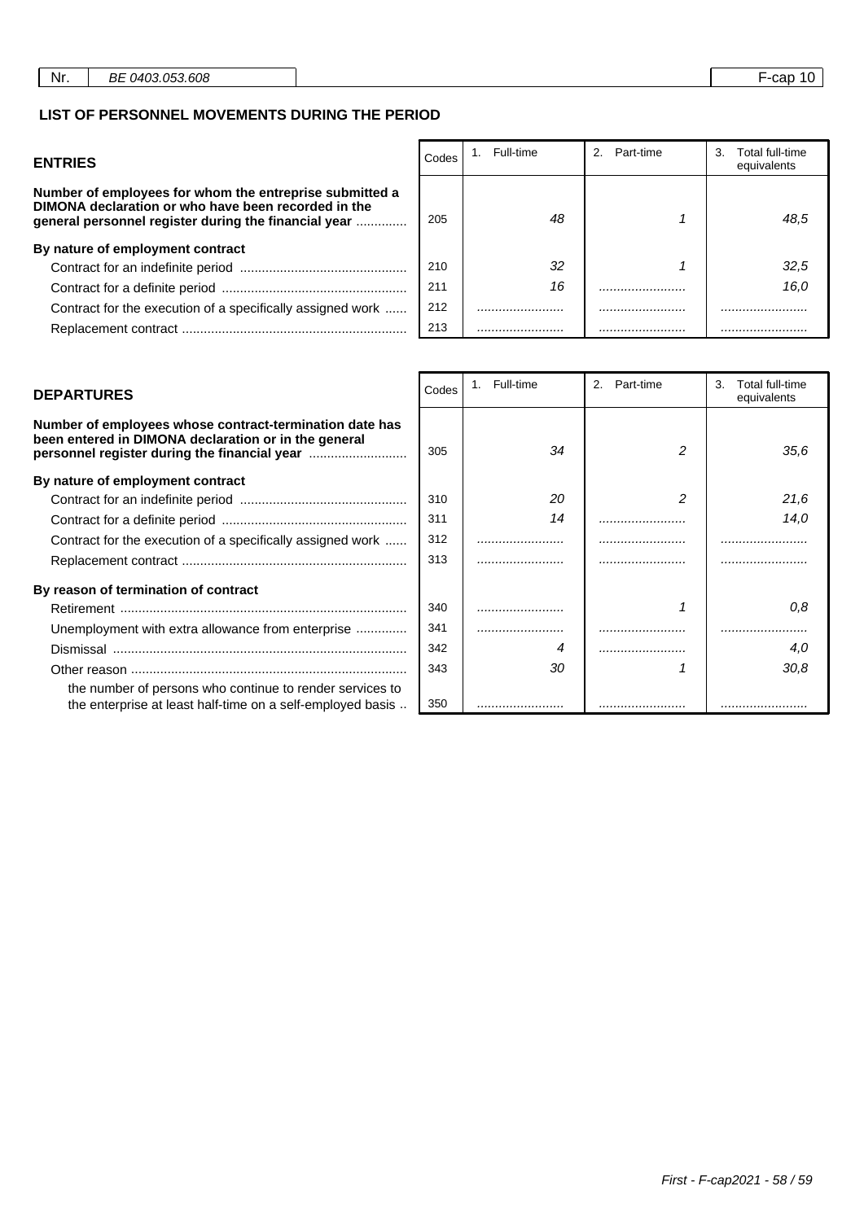| Nr. | BE 0403.053.608 | F-cap 10 |
|---|---|---|

## LIST OF PERSONNEL MOVEMENTS DURING THE PERIOD

| ENTRIES | Codes | 1. Full-time | 2. Part-time | 3. Total full-time equivalents |
|---|---|---|---|---|
| **Number of employees for whom the entreprise submitted a DIMONA declaration or who have been recorded in the general personnel register during the financial year** | 205 | 48 | 1 | 48,5 |
| **By nature of employment contract** | | | | |
| Contract for an indefinite period | 210 | 32 | 1 | 32,5 |
| Contract for a definite period | 211 | 16 | ........................ | 16,0 |
| Contract for the execution of a specifically assigned work | 212 | ........................ | ........................ | ........................ |
| Replacement contract | 213 | ........................ | ........................ | ........................ |

| DEPARTURES | Codes | 1. Full-time | 2. Part-time | 3. Total full-time equivalents |
|---|---|---|---|---|
| **Number of employees whose contract-termination date has been entered in DIMONA declaration or in the general personnel register during the financial year** | 305 | 34 | 2 | 35,6 |
| **By nature of employment contract** | | | | |
| Contract for an indefinite period | 310 | 20 | 2 | 21,6 |
| Contract for a definite period | 311 | 14 | ........................ | 14,0 |
| Contract for the execution of a specifically assigned work | 312 | ........................ | ........................ | ........................ |
| Replacement contract | 313 | ........................ | ........................ | ........................ |
| **By reason of termination of contract** | | | | |
| Retirement | 340 | ........................ | 1 | 0,8 |
| Unemployment with extra allowance from enterprise | 341 | ........................ | ........................ | ........................ |
| Dismissal | 342 | 4 | ........................ | 4,0 |
| Other reason | 343 | 30 | 1 | 30,8 |
| the number of persons who continue to render services to the enterprise at least half-time on a self-employed basis | 350 | ........................ | ........................ | ........................ |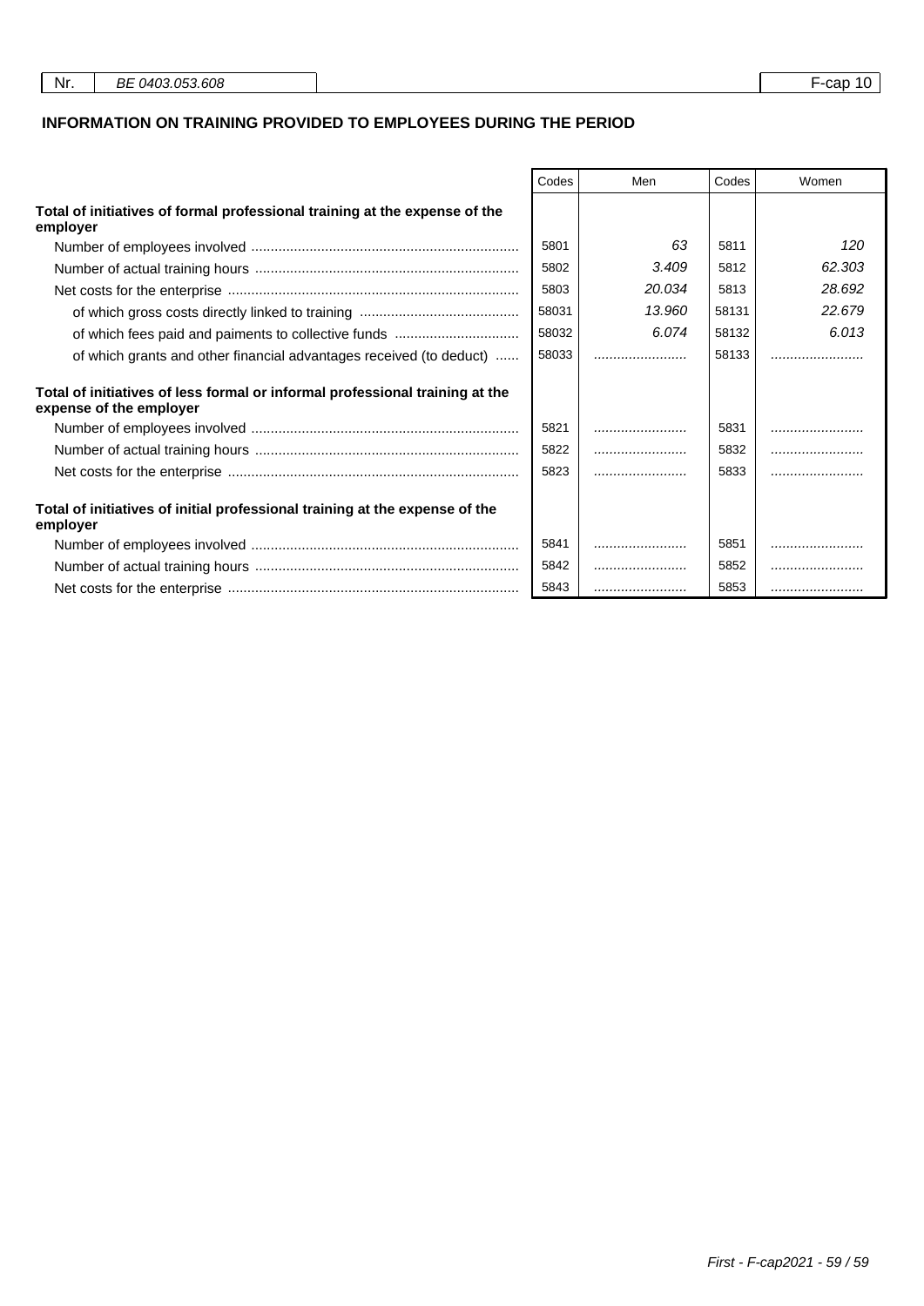| Nr. | BE 0403.053.608 | | F-cap 10 |
|---|---|---|---|

## INFORMATION ON TRAINING PROVIDED TO EMPLOYEES DURING THE PERIOD

| | Codes | Men | Codes | Women |
|---|---|---|---|---|
| **Total of initiatives of formal professional training at the expense of the employer** | | | | |
| Number of employees involved | 5801 | 63 | 5811 | 120 |
| Number of actual training hours | 5802 | 3.409 | 5812 | 62.303 |
| Net costs for the enterprise | 5803 | 20.034 | 5813 | 28.692 |
| of which gross costs directly linked to training | 58031 | 13.960 | 58131 | 22.679 |
| of which fees paid and paiments to collective funds | 58032 | 6.074 | 58132 | 6.013 |
| of which grants and other financial advantages received (to deduct) | 58033 | ........................ | 58133 | ........................ |
| **Total of initiatives of less formal or informal professional training at the expense of the employer** | | | | |
| Number of employees involved | 5821 | ........................ | 5831 | ........................ |
| Number of actual training hours | 5822 | ........................ | 5832 | ........................ |
| Net costs for the enterprise | 5823 | ........................ | 5833 | ........................ |
| **Total of initiatives of initial professional training at the expense of the employer** | | | | |
| Number of employees involved | 5841 | ........................ | 5851 | ........................ |
| Number of actual training hours | 5842 | ........................ | 5852 | ........................ |
| Net costs for the enterprise | 5843 | ........................ | 5853 | ........................ |